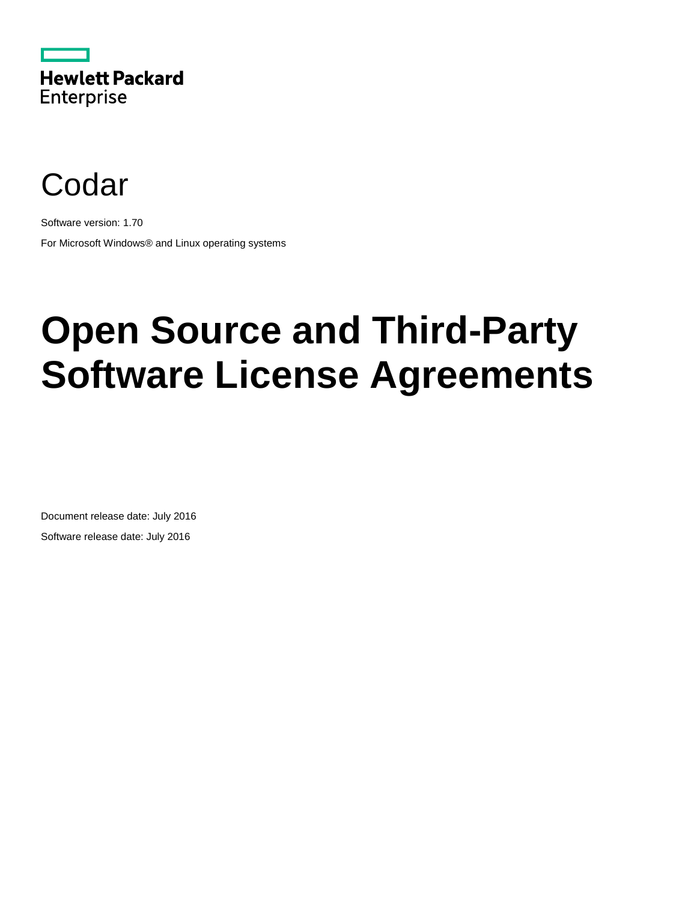Hewlett Packard
Enterprise

# Codar

Software version: 1.70

For Microsoft Windows® and Linux operating systems

# Open Source and Third-Party Software License Agreements

Document release date: July 2016

Software release date: July 2016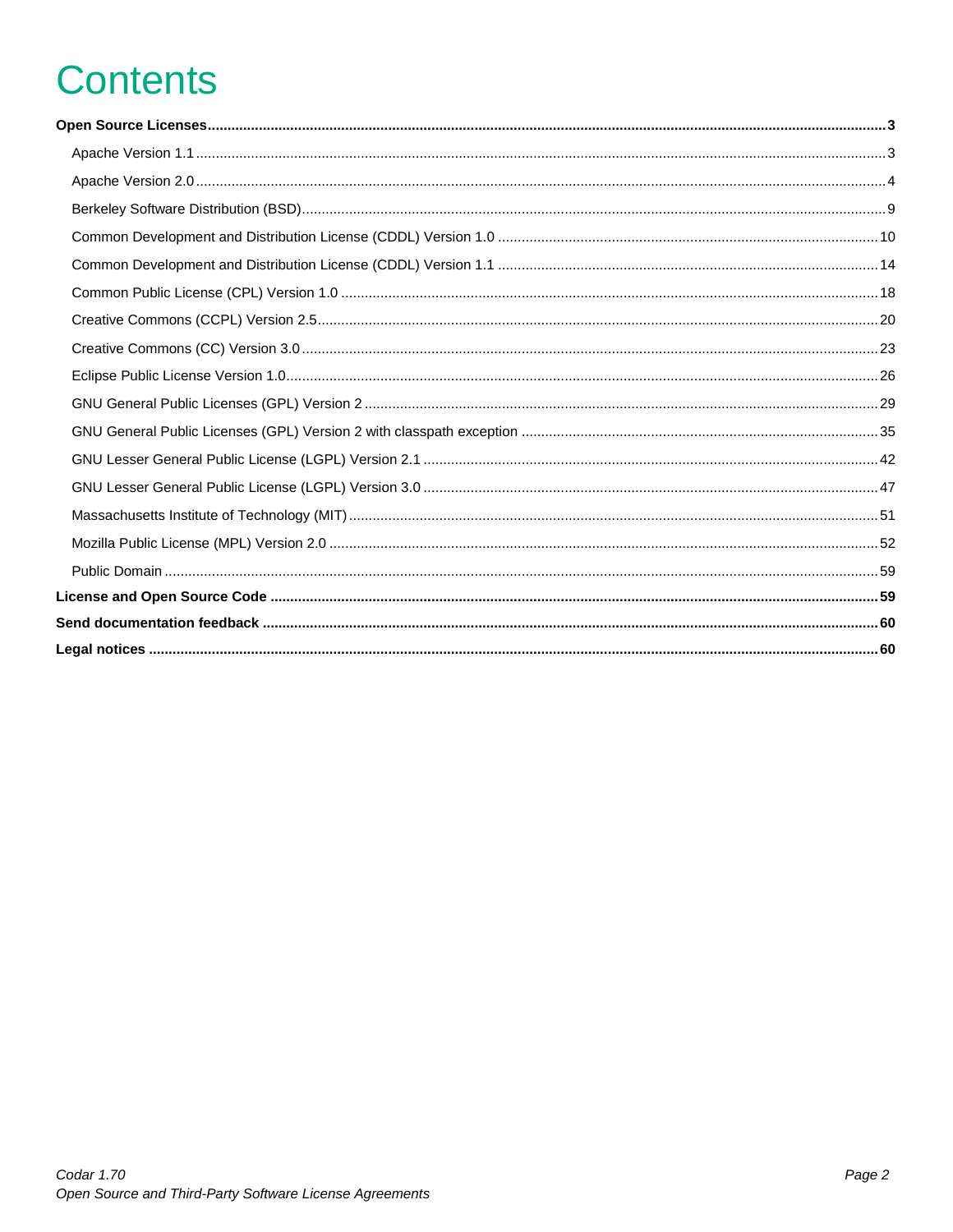# Contents

**Open Source Licenses** ..... **3**

- Apache Version 1.1 ..... 3
- Apache Version 2.0 ..... 4
- Berkeley Software Distribution (BSD) ..... 9
- Common Development and Distribution License (CDDL) Version 1.0 ..... 10
- Common Development and Distribution License (CDDL) Version 1.1 ..... 14
- Common Public License (CPL) Version 1.0 ..... 18
- Creative Commons (CCPL) Version 2.5 ..... 20
- Creative Commons (CC) Version 3.0 ..... 23
- Eclipse Public License Version 1.0 ..... 26
- GNU General Public Licenses (GPL) Version 2 ..... 29
- GNU General Public Licenses (GPL) Version 2 with classpath exception ..... 35
- GNU Lesser General Public License (LGPL) Version 2.1 ..... 42
- GNU Lesser General Public License (LGPL) Version 3.0 ..... 47
- Massachusetts Institute of Technology (MIT) ..... 51
- Mozilla Public License (MPL) Version 2.0 ..... 52
- Public Domain ..... 59

**License and Open Source Code** ..... **59**

**Send documentation feedback** ..... **60**

**Legal notices** ..... **60**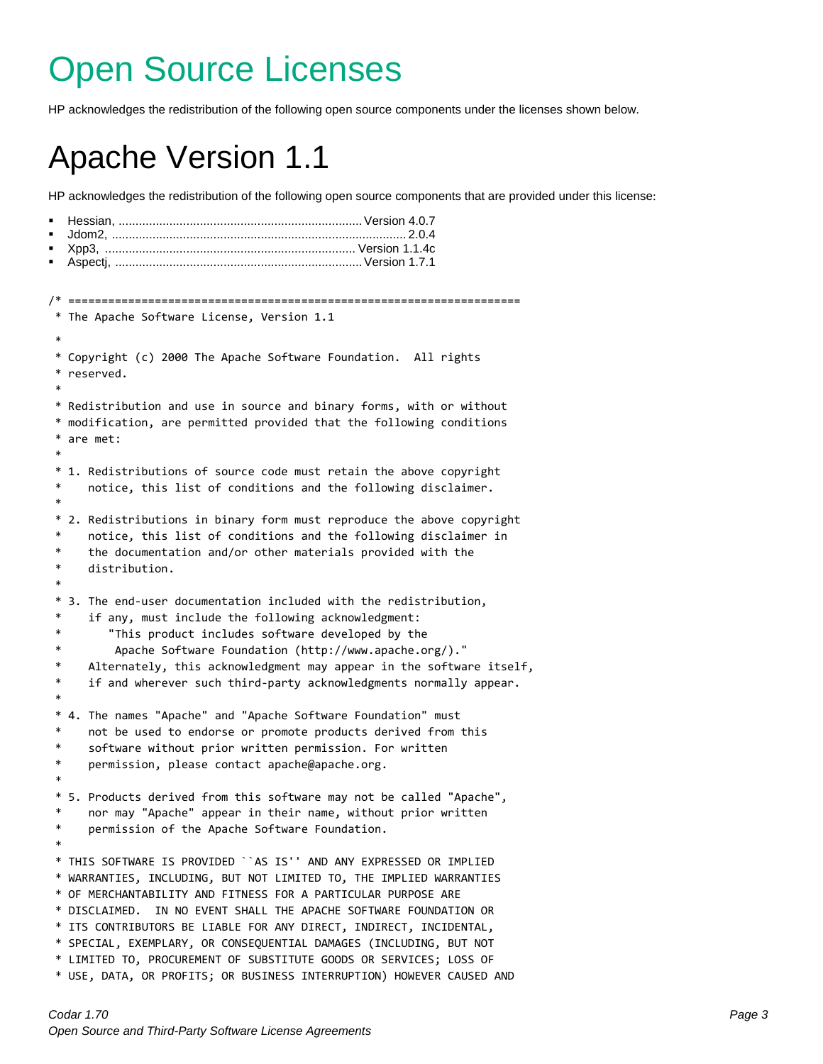# Open Source Licenses

HP acknowledges the redistribution of the following open source components under the licenses shown below.

# Apache Version 1.1

HP acknowledges the redistribution of the following open source components that are provided under this license:

- Hessian, ........................................................................ Version 4.0.7
- Jdom2, ........................................................................................ 2.0.4
- Xpp3, ......................................................................... Version 1.1.4c
- Aspectj, ......................................................................... Version 1.7.1

```
/* ====================================================================
 * The Apache Software License, Version 1.1
 *
 * Copyright (c) 2000 The Apache Software Foundation.  All rights
 * reserved.
 *
 * Redistribution and use in source and binary forms, with or without
 * modification, are permitted provided that the following conditions
 * are met:
 *
 * 1. Redistributions of source code must retain the above copyright
 *    notice, this list of conditions and the following disclaimer.
 *
 * 2. Redistributions in binary form must reproduce the above copyright
 *    notice, this list of conditions and the following disclaimer in
 *    the documentation and/or other materials provided with the
 *    distribution.
 *
 * 3. The end-user documentation included with the redistribution,
 *    if any, must include the following acknowledgment:
 *       "This product includes software developed by the
 *        Apache Software Foundation (http://www.apache.org/)."
 *    Alternately, this acknowledgment may appear in the software itself,
 *    if and wherever such third-party acknowledgments normally appear.
 *
 * 4. The names "Apache" and "Apache Software Foundation" must
 *    not be used to endorse or promote products derived from this
 *    software without prior written permission. For written
 *    permission, please contact apache@apache.org.
 *
 * 5. Products derived from this software may not be called "Apache",
 *    nor may "Apache" appear in their name, without prior written
 *    permission of the Apache Software Foundation.
 *
 * THIS SOFTWARE IS PROVIDED ``AS IS'' AND ANY EXPRESSED OR IMPLIED
 * WARRANTIES, INCLUDING, BUT NOT LIMITED TO, THE IMPLIED WARRANTIES
 * OF MERCHANTABILITY AND FITNESS FOR A PARTICULAR PURPOSE ARE
 * DISCLAIMED.  IN NO EVENT SHALL THE APACHE SOFTWARE FOUNDATION OR
 * ITS CONTRIBUTORS BE LIABLE FOR ANY DIRECT, INDIRECT, INCIDENTAL,
 * SPECIAL, EXEMPLARY, OR CONSEQUENTIAL DAMAGES (INCLUDING, BUT NOT
 * LIMITED TO, PROCUREMENT OF SUBSTITUTE GOODS OR SERVICES; LOSS OF
 * USE, DATA, OR PROFITS; OR BUSINESS INTERRUPTION) HOWEVER CAUSED AND
```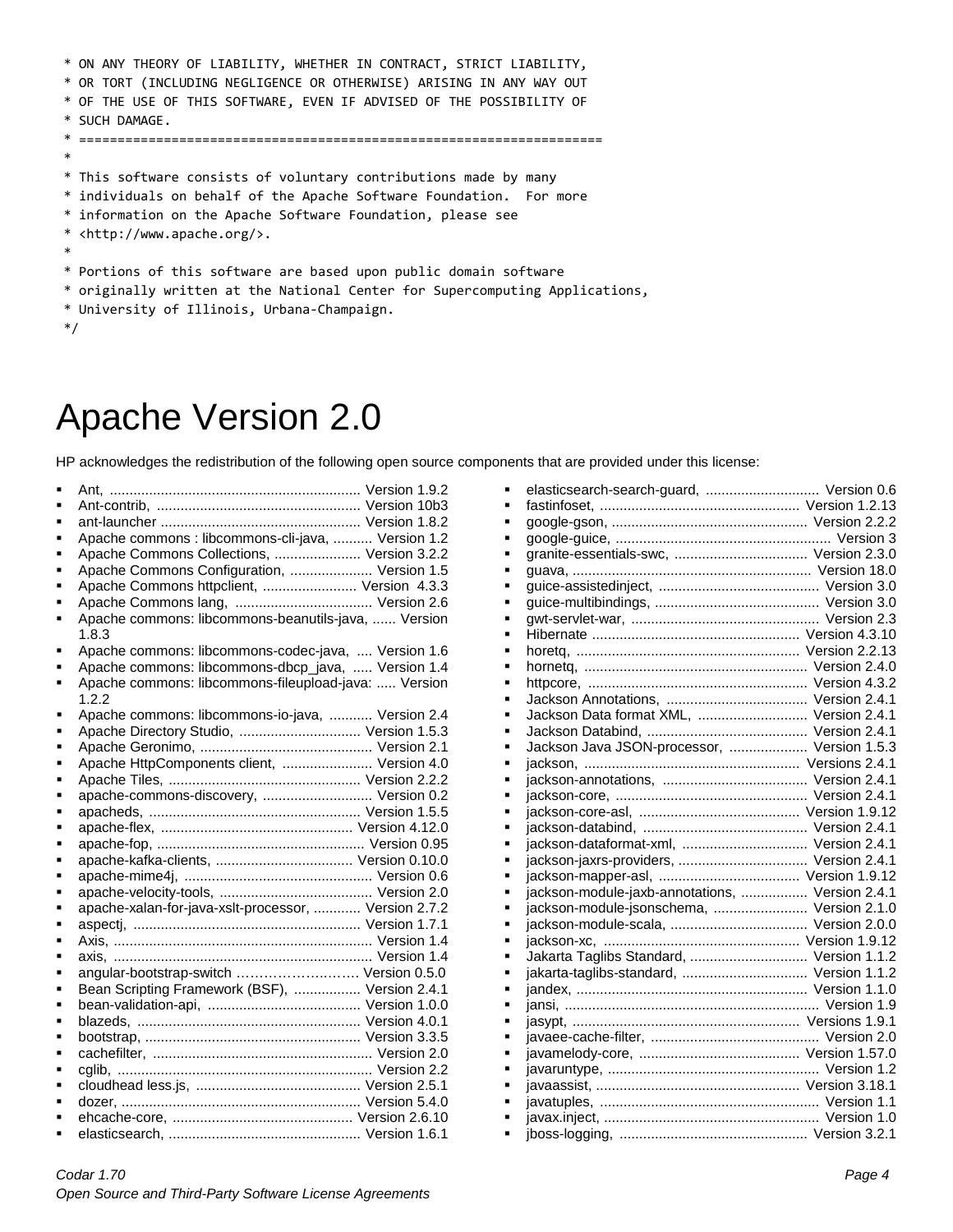```
 * ON ANY THEORY OF LIABILITY, WHETHER IN CONTRACT, STRICT LIABILITY,
 * OR TORT (INCLUDING NEGLIGENCE OR OTHERWISE) ARISING IN ANY WAY OUT
 * OF THE USE OF THIS SOFTWARE, EVEN IF ADVISED OF THE POSSIBILITY OF
 * SUCH DAMAGE.
 * ====================================================================
 *
 * This software consists of voluntary contributions made by many
 * individuals on behalf of the Apache Software Foundation.  For more
 * information on the Apache Software Foundation, please see
 * <http://www.apache.org/>.
 *
 * Portions of this software are based upon public domain software
 * originally written at the National Center for Supercomputing Applications,
 * University of Illinois, Urbana-Champaign.
 */
```

# Apache Version 2.0

HP acknowledges the redistribution of the following open source components that are provided under this license:

- Ant, ................................................................ Version 1.9.2
- Ant-contrib, .................................................... Version 10b3
- ant-launcher ................................................... Version 1.8.2
- Apache commons : libcommons-cli-java, .......... Version 1.2
- Apache Commons Collections, ...................... Version 3.2.2
- Apache Commons Configuration, ..................... Version 1.5
- Apache Commons httpclient, ........................ Version 4.3.3
- Apache Commons lang, ................................... Version 2.6
- Apache commons: libcommons-beanutils-java, ...... Version 1.8.3
- Apache commons: libcommons-codec-java, .... Version 1.6
- Apache commons: libcommons-dbcp_java, ..... Version 1.4
- Apache commons: libcommons-fileupload-java: ..... Version 1.2.2
- Apache commons: libcommons-io-java, ........... Version 2.4
- Apache Directory Studio, ............................... Version 1.5.3
- Apache Geronimo, ............................................ Version 2.1
- Apache HttpComponents client, ....................... Version 4.0
- Apache Tiles, ................................................. Version 2.2.2
- apache-commons-discovery, ............................ Version 0.2
- apacheds, ...................................................... Version 1.5.5
- apache-flex, ................................................. Version 4.12.0
- apache-fop, ..................................................... Version 0.95
- apache-kafka-clients, ................................... Version 0.10.0
- apache-mime4j, ................................................ Version 0.6
- apache-velocity-tools, ....................................... Version 2.0
- apache-xalan-for-java-xslt-processor, ............ Version 2.7.2
- aspectj, .......................................................... Version 1.7.1
- Axis, .................................................................. Version 1.4
- axis, .................................................................. Version 1.4
- angular-bootstrap-switch ……………………… Version 0.5.0
- Bean Scripting Framework (BSF), ................. Version 2.4.1
- bean-validation-api, ....................................... Version 1.0.0
- blazeds, ......................................................... Version 4.0.1
- bootstrap, ....................................................... Version 3.3.5
- cachefilter, ........................................................ Version 2.0
- cglib, ................................................................. Version 2.2
- cloudhead less.js, .......................................... Version 2.5.1
- dozer, ............................................................. Version 5.4.0
- ehcache-core, ............................................. Version 2.6.10
- elasticsearch, ................................................ Version 1.6.1
- elasticsearch-search-guard, ............................. Version 0.6
- fastinfoset, .................................................. Version 1.2.13
- google-gson, .................................................. Version 2.2.2
- google-guice, ....................................................... Version 3
- granite-essentials-swc, .................................. Version 2.3.0
- guava, ............................................................. Version 18.0
- guice-assistedinject, ......................................... Version 3.0
- guice-multibindings, .......................................... Version 3.0
- gwt-servlet-war, ................................................ Version 2.3
- Hibernate ..................................................... Version 4.3.10
- horetq, ......................................................... Version 2.2.13
- hornetq, ......................................................... Version 2.4.0
- httpcore, ........................................................ Version 4.3.2
- Jackson Annotations, .................................... Version 2.4.1
- Jackson Data format XML, ............................ Version 2.4.1
- Jackson Databind, ......................................... Version 2.4.1
- Jackson Java JSON-processor, .................... Version 1.5.3
- jackson, ....................................................... Versions 2.4.1
- jackson-annotations, ..................................... Version 2.4.1
- jackson-core, ................................................ Version 2.4.1
- jackson-core-asl, ......................................... Version 1.9.12
- jackson-databind, .......................................... Version 2.4.1
- jackson-dataformat-xml, ................................ Version 2.4.1
- jackson-jaxrs-providers, ................................. Version 2.4.1
- jackson-mapper-asl, .................................... Version 1.9.12
- jackson-module-jaxb-annotations, ................. Version 2.4.1
- jackson-module-jsonschema, ........................ Version 2.1.0
- jackson-module-scala, ................................... Version 2.0.0
- jackson-xc, .................................................. Version 1.9.12
- Jakarta Taglibs Standard, .............................. Version 1.1.2
- jakarta-taglibs-standard, ................................ Version 1.1.2
- jandex, ........................................................... Version 1.1.0
- jansi, ................................................................. Version 1.9
- jasypt, .......................................................... Versions 1.9.1
- javaee-cache-filter, ........................................... Version 2.0
- javamelody-core, ......................................... Version 1.57.0
- javaruntype, ...................................................... Version 1.2
- javaassist, .................................................... Version 3.18.1
- javatuples, ........................................................ Version 1.1
- javax.inject, ....................................................... Version 1.0
- jboss-logging, ................................................ Version 3.2.1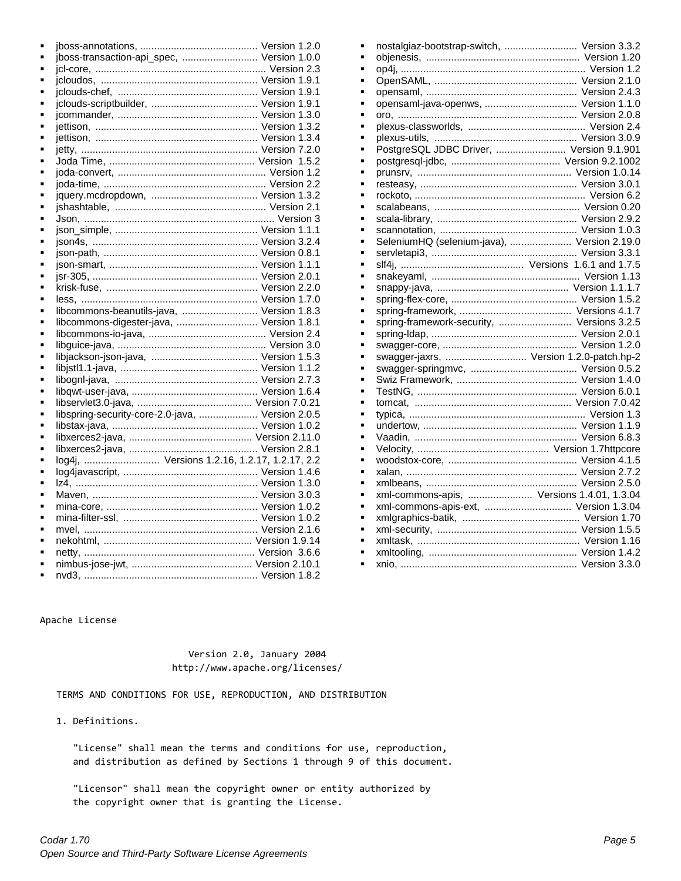- jboss-annotations, .......................................... Version 1.2.0
- jboss-transaction-api_spec, .......................... Version 1.0.0
- jcl-core, ............................................................. Version 2.3
- jcloudos, ........................................................ Version 1.9.1
- jclouds-chef, ................................................. Version 1.9.1
- jclouds-scriptbuilder, ...................................... Version 1.9.1
- jcommander, ................................................. Version 1.3.0
- jettison, .......................................................... Version 1.3.2
- jettison, .......................................................... Version 1.3.4
- jetty, ............................................................... Version 7.2.0
- Joda Time, .................................................... Version 1.5.2
- joda-convert, .................................................... Version 1.2
- joda-time, .......................................................... Version 2.2
- jquery.mcdropdown, ...................................... Version 1.3.2
- jshashtable, ...................................................... Version 2.1
- Json, .................................................................... Version 3
- json_simple, .................................................. Version 1.1.1
- json4s, ........................................................... Version 3.2.4
- json-path, ....................................................... Version 0.8.1
- json-smart, ..................................................... Version 1.1.1
- jsr-305, ........................................................... Version 2.0.1
- krisk-fuse, ...................................................... Version 2.2.0
- less, ............................................................... Version 1.7.0
- libcommons-beanutils-java, ........................... Version 1.8.3
- libcommons-digester-java, ............................. Version 1.8.1
- libcommons-io-java, ............................................ Version 2.4
- libguice-java, ..................................................... Version 3.0
- libjackson-json-java, ...................................... Version 1.5.3
- libjstl1.1-java, ................................................. Version 1.1.2
- libognl-java, ................................................... Version 2.7.3
- libqwt-user-java, ............................................. Version 1.6.4
- libservlet3.0-java, ......................................... Version 7.0.21
- libspring-security-core-2.0-java, ..................... Version 2.0.5
- libstax-java, .................................................... Version 1.0.2
- libxerces2-java, ............................................ Version 2.11.0
- libxerces2-java, .............................................. Version 2.8.1
- log4j, ........................... Versions 1.2.16, 1.2.17, 1.2.17, 2.2
- log4javascript, ................................................ Version 1.4.6
- lz4, ................................................................. Version 1.3.0
- Maven, ........................................................... Version 3.0.3
- mina-core, ...................................................... Version 1.0.2
- mina-filter-ssl, ................................................ Version 1.0.2
- mvel, .............................................................. Version 2.1.6
- nekohtml, ..................................................... Version 1.9.14
- netty, ............................................................. Version 3.6.6
- nimbus-jose-jwt, ........................................... Version 2.10.1
- nvd3, ............................................................. Version 1.8.2
- nostalgiaz-bootstrap-switch, .......................... Version 3.3.2
- objenesis, ....................................................... Version 1.20
- op4j, .................................................................. Version 1.2
- OpenSAML, ................................................... Version 2.1.0
- opensaml, ...................................................... Version 2.4.3
- opensaml-java-openws, ................................. Version 1.1.0
- oro, ................................................................ Version 2.0.8
- plexus-classworlds, .......................................... Version 2.4
- plexus-utils, ................................................... Version 3.0.9
- PostgreSQL JDBC Driver, ......................... Version 9.1.901
- postgresql-jdbc, ....................................... Version 9.2.1002
- prunsrv, ....................................................... Version 1.0.14
- resteasy, ........................................................ Version 3.0.1
- rockoto, ............................................................. Version 6.2
- scalabeans, .................................................... Version 0.20
- scala-library, .................................................. Version 2.9.2
- scannotation, .................................................. Version 1.0.3
- SeleniumHQ (selenium-java), ...................... Version 2.19.0
- servletapi3, .................................................... Version 3.3.1
- slf4j, ............................................ Versions 1.6.1 and 1.7.5
- snakeyaml, ..................................................... Version 1.13
- snappy-java, ............................................... Version 1.1.1.7
- spring-flex-core, ............................................. Version 1.5.2
- spring-framework, ........................................ Versions 4.1.7
- spring-framework-security, .......................... Versions 3.2.5
- spring-ldap, .................................................... Version 2.0.1
- swagger-core, ................................................ Version 1.2.0
- swagger-jaxrs, ............................. Version 1.2.0-patch.hp-2
- swagger-springmvc, ...................................... Version 0.5.2
- Swiz Framework, ........................................... Version 1.4.0
- TestNG, ......................................................... Version 6.0.1
- tomcat, ........................................................ Version 7.0.42
- typica, ............................................................... Version 1.3
- undertow, ....................................................... Version 1.1.9
- Vaadin, .......................................................... Version 6.8.3
- Velocity, ............................................... Version 1.7httpcore
- woodstox-core, .............................................. Version 4.1.5
- xalan, ............................................................. Version 2.7.2
- xmlbeans, ...................................................... Version 2.5.0
- xml-commons-apis, ....................... Versions 1.4.01, 1.3.04
- xml-commons-apis-ext, ............................... Version 1.3.04
- xmlgraphics-batik, .......................................... Version 1.70
- xml-security, .................................................. Version 1.5.5
- xmltask, .......................................................... Version 1.16
- xmltooling, ..................................................... Version 1.4.2
- xnio, ............................................................... Version 3.3.0

```
Apache License

                          Version 2.0, January 2004
                       http://www.apache.org/licenses/

   TERMS AND CONDITIONS FOR USE, REPRODUCTION, AND DISTRIBUTION

   1. Definitions.

      "License" shall mean the terms and conditions for use, reproduction,
      and distribution as defined by Sections 1 through 9 of this document.

      "Licensor" shall mean the copyright owner or entity authorized by
      the copyright owner that is granting the License.
```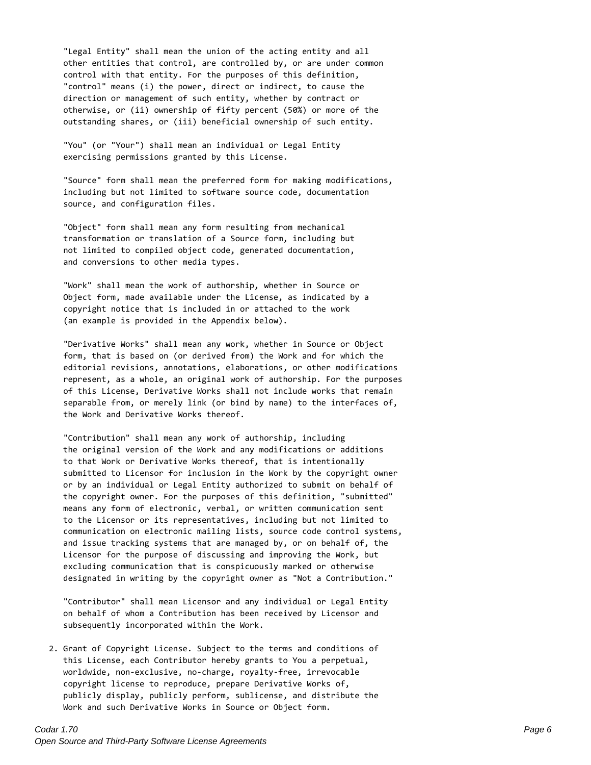"Legal Entity" shall mean the union of the acting entity and all other entities that control, are controlled by, or are under common control with that entity. For the purposes of this definition, "control" means (i) the power, direct or indirect, to cause the direction or management of such entity, whether by contract or otherwise, or (ii) ownership of fifty percent (50%) or more of the outstanding shares, or (iii) beneficial ownership of such entity.

"You" (or "Your") shall mean an individual or Legal Entity exercising permissions granted by this License.

"Source" form shall mean the preferred form for making modifications, including but not limited to software source code, documentation source, and configuration files.

"Object" form shall mean any form resulting from mechanical transformation or translation of a Source form, including but not limited to compiled object code, generated documentation, and conversions to other media types.

"Work" shall mean the work of authorship, whether in Source or Object form, made available under the License, as indicated by a copyright notice that is included in or attached to the work (an example is provided in the Appendix below).

"Derivative Works" shall mean any work, whether in Source or Object form, that is based on (or derived from) the Work and for which the editorial revisions, annotations, elaborations, or other modifications represent, as a whole, an original work of authorship. For the purposes of this License, Derivative Works shall not include works that remain separable from, or merely link (or bind by name) to the interfaces of, the Work and Derivative Works thereof.

"Contribution" shall mean any work of authorship, including the original version of the Work and any modifications or additions to that Work or Derivative Works thereof, that is intentionally submitted to Licensor for inclusion in the Work by the copyright owner or by an individual or Legal Entity authorized to submit on behalf of the copyright owner. For the purposes of this definition, "submitted" means any form of electronic, verbal, or written communication sent to the Licensor or its representatives, including but not limited to communication on electronic mailing lists, source code control systems, and issue tracking systems that are managed by, or on behalf of, the Licensor for the purpose of discussing and improving the Work, but excluding communication that is conspicuously marked or otherwise designated in writing by the copyright owner as "Not a Contribution."

"Contributor" shall mean Licensor and any individual or Legal Entity on behalf of whom a Contribution has been received by Licensor and subsequently incorporated within the Work.

2. Grant of Copyright License. Subject to the terms and conditions of this License, each Contributor hereby grants to You a perpetual, worldwide, non-exclusive, no-charge, royalty-free, irrevocable copyright license to reproduce, prepare Derivative Works of, publicly display, publicly perform, sublicense, and distribute the Work and such Derivative Works in Source or Object form.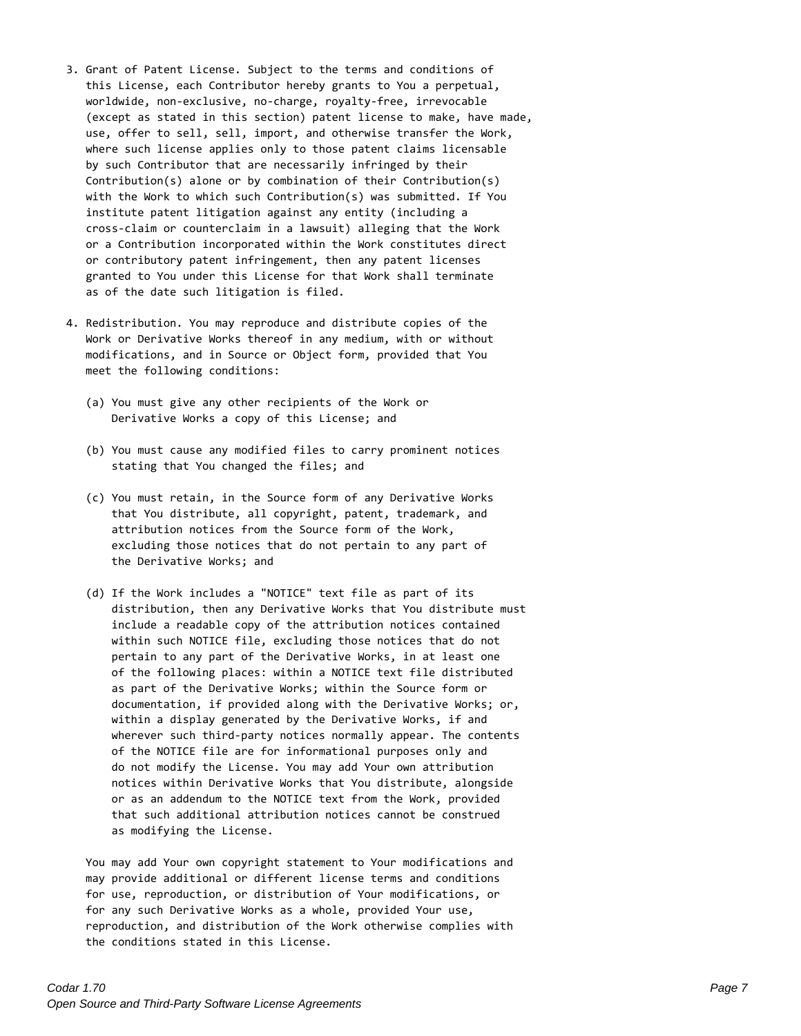3. Grant of Patent License. Subject to the terms and conditions of this License, each Contributor hereby grants to You a perpetual, worldwide, non-exclusive, no-charge, royalty-free, irrevocable (except as stated in this section) patent license to make, have made, use, offer to sell, sell, import, and otherwise transfer the Work, where such license applies only to those patent claims licensable by such Contributor that are necessarily infringed by their Contribution(s) alone or by combination of their Contribution(s) with the Work to which such Contribution(s) was submitted. If You institute patent litigation against any entity (including a cross-claim or counterclaim in a lawsuit) alleging that the Work or a Contribution incorporated within the Work constitutes direct or contributory patent infringement, then any patent licenses granted to You under this License for that Work shall terminate as of the date such litigation is filed.

4. Redistribution. You may reproduce and distribute copies of the Work or Derivative Works thereof in any medium, with or without modifications, and in Source or Object form, provided that You meet the following conditions:

   (a) You must give any other recipients of the Work or Derivative Works a copy of this License; and

   (b) You must cause any modified files to carry prominent notices stating that You changed the files; and

   (c) You must retain, in the Source form of any Derivative Works that You distribute, all copyright, patent, trademark, and attribution notices from the Source form of the Work, excluding those notices that do not pertain to any part of the Derivative Works; and

   (d) If the Work includes a "NOTICE" text file as part of its distribution, then any Derivative Works that You distribute must include a readable copy of the attribution notices contained within such NOTICE file, excluding those notices that do not pertain to any part of the Derivative Works, in at least one of the following places: within a NOTICE text file distributed as part of the Derivative Works; within the Source form or documentation, if provided along with the Derivative Works; or, within a display generated by the Derivative Works, if and wherever such third-party notices normally appear. The contents of the NOTICE file are for informational purposes only and do not modify the License. You may add Your own attribution notices within Derivative Works that You distribute, alongside or as an addendum to the NOTICE text from the Work, provided that such additional attribution notices cannot be construed as modifying the License.

   You may add Your own copyright statement to Your modifications and may provide additional or different license terms and conditions for use, reproduction, or distribution of Your modifications, or for any such Derivative Works as a whole, provided Your use, reproduction, and distribution of the Work otherwise complies with the conditions stated in this License.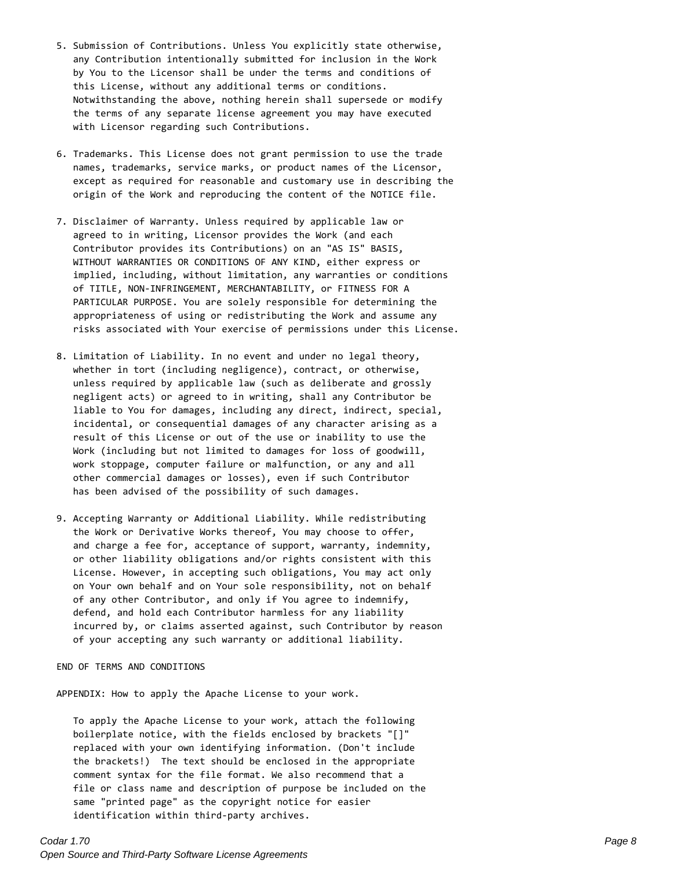5. Submission of Contributions. Unless You explicitly state otherwise, any Contribution intentionally submitted for inclusion in the Work by You to the Licensor shall be under the terms and conditions of this License, without any additional terms or conditions. Notwithstanding the above, nothing herein shall supersede or modify the terms of any separate license agreement you may have executed with Licensor regarding such Contributions.

6. Trademarks. This License does not grant permission to use the trade names, trademarks, service marks, or product names of the Licensor, except as required for reasonable and customary use in describing the origin of the Work and reproducing the content of the NOTICE file.

7. Disclaimer of Warranty. Unless required by applicable law or agreed to in writing, Licensor provides the Work (and each Contributor provides its Contributions) on an "AS IS" BASIS, WITHOUT WARRANTIES OR CONDITIONS OF ANY KIND, either express or implied, including, without limitation, any warranties or conditions of TITLE, NON-INFRINGEMENT, MERCHANTABILITY, or FITNESS FOR A PARTICULAR PURPOSE. You are solely responsible for determining the appropriateness of using or redistributing the Work and assume any risks associated with Your exercise of permissions under this License.

8. Limitation of Liability. In no event and under no legal theory, whether in tort (including negligence), contract, or otherwise, unless required by applicable law (such as deliberate and grossly negligent acts) or agreed to in writing, shall any Contributor be liable to You for damages, including any direct, indirect, special, incidental, or consequential damages of any character arising as a result of this License or out of the use or inability to use the Work (including but not limited to damages for loss of goodwill, work stoppage, computer failure or malfunction, or any and all other commercial damages or losses), even if such Contributor has been advised of the possibility of such damages.

9. Accepting Warranty or Additional Liability. While redistributing the Work or Derivative Works thereof, You may choose to offer, and charge a fee for, acceptance of support, warranty, indemnity, or other liability obligations and/or rights consistent with this License. However, in accepting such obligations, You may act only on Your own behalf and on Your sole responsibility, not on behalf of any other Contributor, and only if You agree to indemnify, defend, and hold each Contributor harmless for any liability incurred by, or claims asserted against, such Contributor by reason of your accepting any such warranty or additional liability.

END OF TERMS AND CONDITIONS

APPENDIX: How to apply the Apache License to your work.

To apply the Apache License to your work, attach the following boilerplate notice, with the fields enclosed by brackets "[]" replaced with your own identifying information. (Don't include the brackets!) The text should be enclosed in the appropriate comment syntax for the file format. We also recommend that a file or class name and description of purpose be included on the same "printed page" as the copyright notice for easier identification within third-party archives.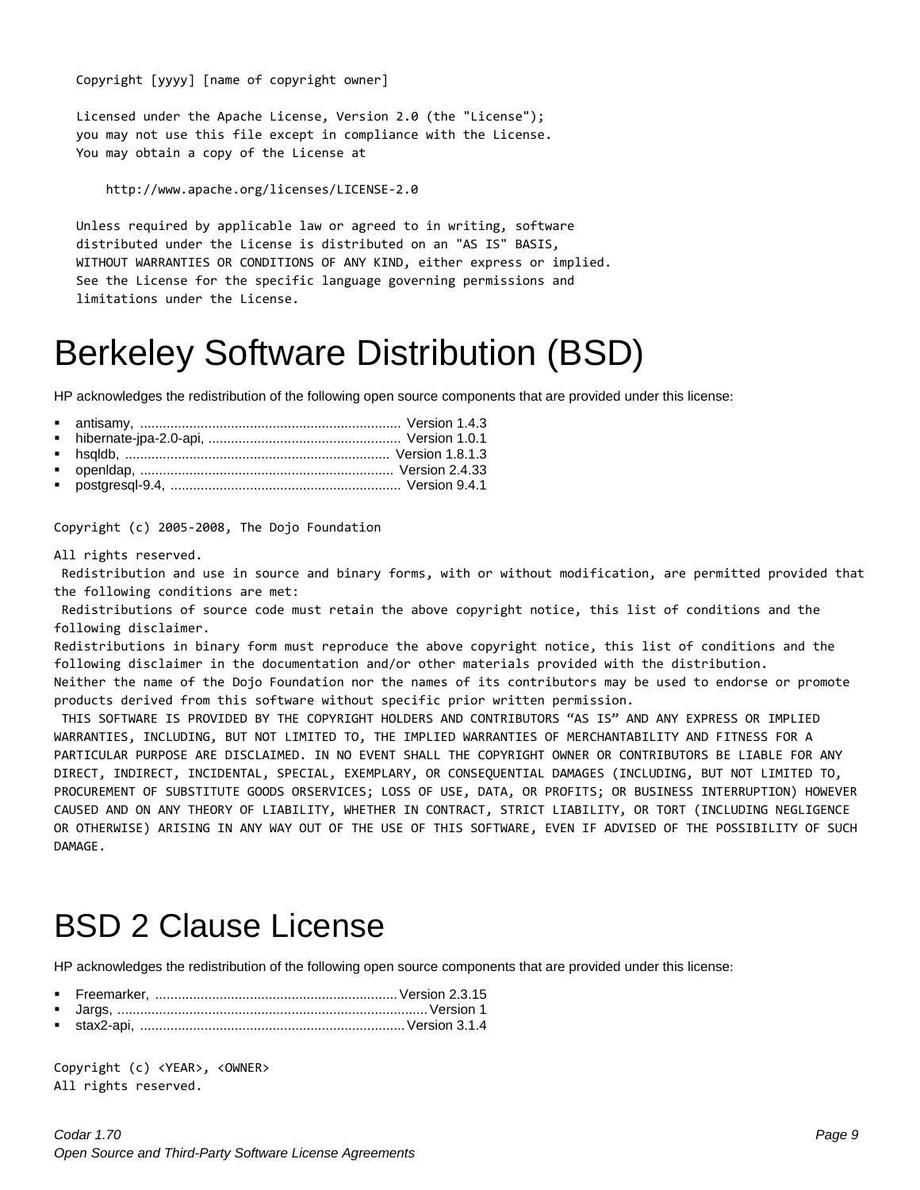```
Copyright [yyyy] [name of copyright owner]

Licensed under the Apache License, Version 2.0 (the "License");
you may not use this file except in compliance with the License.
You may obtain a copy of the License at

    http://www.apache.org/licenses/LICENSE-2.0

Unless required by applicable law or agreed to in writing, software
distributed under the License is distributed on an "AS IS" BASIS,
WITHOUT WARRANTIES OR CONDITIONS OF ANY KIND, either express or implied.
See the License for the specific language governing permissions and
limitations under the License.
```

# Berkeley Software Distribution (BSD)

HP acknowledges the redistribution of the following open source components that are provided under this license:

- antisamy, .................................................................... Version 1.4.3
- hibernate-jpa-2.0-api, .................................................. Version 1.0.1
- hsqldb, ..................................................................... Version 1.8.1.3
- openldap, .................................................................. Version 2.4.33
- postgresql-9.4, ............................................................ Version 9.4.1

```
Copyright (c) 2005-2008, The Dojo Foundation

All rights reserved.
 Redistribution and use in source and binary forms, with or without modification, are permitted provided that
the following conditions are met:
 Redistributions of source code must retain the above copyright notice, this list of conditions and the
following disclaimer.
Redistributions in binary form must reproduce the above copyright notice, this list of conditions and the
following disclaimer in the documentation and/or other materials provided with the distribution.
Neither the name of the Dojo Foundation nor the names of its contributors may be used to endorse or promote
products derived from this software without specific prior written permission.
 THIS SOFTWARE IS PROVIDED BY THE COPYRIGHT HOLDERS AND CONTRIBUTORS "AS IS" AND ANY EXPRESS OR IMPLIED
WARRANTIES, INCLUDING, BUT NOT LIMITED TO, THE IMPLIED WARRANTIES OF MERCHANTABILITY AND FITNESS FOR A
PARTICULAR PURPOSE ARE DISCLAIMED. IN NO EVENT SHALL THE COPYRIGHT OWNER OR CONTRIBUTORS BE LIABLE FOR ANY
DIRECT, INDIRECT, INCIDENTAL, SPECIAL, EXEMPLARY, OR CONSEQUENTIAL DAMAGES (INCLUDING, BUT NOT LIMITED TO,
PROCUREMENT OF SUBSTITUTE GOODS ORSERVICES; LOSS OF USE, DATA, OR PROFITS; OR BUSINESS INTERRUPTION) HOWEVER
CAUSED AND ON ANY THEORY OF LIABILITY, WHETHER IN CONTRACT, STRICT LIABILITY, OR TORT (INCLUDING NEGLIGENCE
OR OTHERWISE) ARISING IN ANY WAY OUT OF THE USE OF THIS SOFTWARE, EVEN IF ADVISED OF THE POSSIBILITY OF SUCH
DAMAGE.
```

# BSD 2 Clause License

HP acknowledges the redistribution of the following open source components that are provided under this license:

- Freemarker, ................................................................ Version 2.3.15
- Jargs, ........................................................................... Version 1
- stax2-api, ..................................................................... Version 3.1.4

```
Copyright (c) <YEAR>, <OWNER>
All rights reserved.
```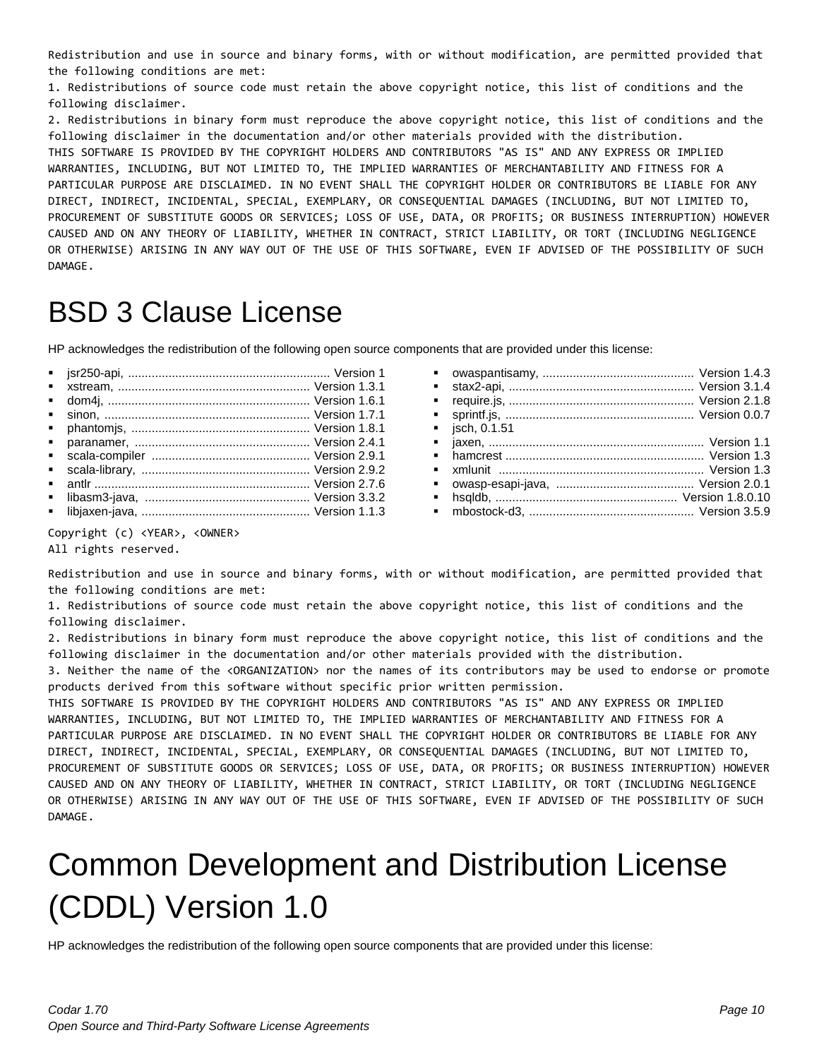Redistribution and use in source and binary forms, with or without modification, are permitted provided that the following conditions are met:

1. Redistributions of source code must retain the above copyright notice, this list of conditions and the following disclaimer.
2. Redistributions in binary form must reproduce the above copyright notice, this list of conditions and the following disclaimer in the documentation and/or other materials provided with the distribution.

THIS SOFTWARE IS PROVIDED BY THE COPYRIGHT HOLDERS AND CONTRIBUTORS "AS IS" AND ANY EXPRESS OR IMPLIED WARRANTIES, INCLUDING, BUT NOT LIMITED TO, THE IMPLIED WARRANTIES OF MERCHANTABILITY AND FITNESS FOR A PARTICULAR PURPOSE ARE DISCLAIMED. IN NO EVENT SHALL THE COPYRIGHT HOLDER OR CONTRIBUTORS BE LIABLE FOR ANY DIRECT, INDIRECT, INCIDENTAL, SPECIAL, EXEMPLARY, OR CONSEQUENTIAL DAMAGES (INCLUDING, BUT NOT LIMITED TO, PROCUREMENT OF SUBSTITUTE GOODS OR SERVICES; LOSS OF USE, DATA, OR PROFITS; OR BUSINESS INTERRUPTION) HOWEVER CAUSED AND ON ANY THEORY OF LIABILITY, WHETHER IN CONTRACT, STRICT LIABILITY, OR TORT (INCLUDING NEGLIGENCE OR OTHERWISE) ARISING IN ANY WAY OUT OF THE USE OF THIS SOFTWARE, EVEN IF ADVISED OF THE POSSIBILITY OF SUCH DAMAGE.

# BSD 3 Clause License

HP acknowledges the redistribution of the following open source components that are provided under this license:

- jsr250-api, ........................................................... Version 1
- xstream, ......................................................... Version 1.3.1
- dom4j, ............................................................ Version 1.6.1
- sinon, ............................................................. Version 1.7.1
- phantomjs, ...................................................... Version 1.8.1
- paranamer, ..................................................... Version 2.4.1
- scala-compiler ............................................... Version 2.9.1
- scala-library, .................................................. Version 2.9.2
- antlr ............................................................... Version 2.7.6
- libasm3-java, ................................................. Version 3.3.2
- libjaxen-java, .................................................. Version 1.1.3
- owaspantisamy, ............................................. Version 1.4.3
- stax2-api, ....................................................... Version 3.1.4
- require.js, ...................................................... Version 2.1.8
- sprintf.js, ........................................................ Version 0.0.7
- jsch, 0.1.51
- jaxen, ............................................................... Version 1.1
- hamcrest .......................................................... Version 1.3
- xmlunit ............................................................ Version 1.3
- owasp-esapi-java, ......................................... Version 2.0.1
- hsqldb, ...................................................... Version 1.8.0.10
- mbostock-d3, ................................................. Version 3.5.9

Copyright (c) <YEAR>, <OWNER>
All rights reserved.

Redistribution and use in source and binary forms, with or without modification, are permitted provided that the following conditions are met:

1. Redistributions of source code must retain the above copyright notice, this list of conditions and the following disclaimer.
2. Redistributions in binary form must reproduce the above copyright notice, this list of conditions and the following disclaimer in the documentation and/or other materials provided with the distribution.
3. Neither the name of the <ORGANIZATION> nor the names of its contributors may be used to endorse or promote products derived from this software without specific prior written permission.

THIS SOFTWARE IS PROVIDED BY THE COPYRIGHT HOLDERS AND CONTRIBUTORS "AS IS" AND ANY EXPRESS OR IMPLIED WARRANTIES, INCLUDING, BUT NOT LIMITED TO, THE IMPLIED WARRANTIES OF MERCHANTABILITY AND FITNESS FOR A PARTICULAR PURPOSE ARE DISCLAIMED. IN NO EVENT SHALL THE COPYRIGHT HOLDER OR CONTRIBUTORS BE LIABLE FOR ANY DIRECT, INDIRECT, INCIDENTAL, SPECIAL, EXEMPLARY, OR CONSEQUENTIAL DAMAGES (INCLUDING, BUT NOT LIMITED TO, PROCUREMENT OF SUBSTITUTE GOODS OR SERVICES; LOSS OF USE, DATA, OR PROFITS; OR BUSINESS INTERRUPTION) HOWEVER CAUSED AND ON ANY THEORY OF LIABILITY, WHETHER IN CONTRACT, STRICT LIABILITY, OR TORT (INCLUDING NEGLIGENCE OR OTHERWISE) ARISING IN ANY WAY OUT OF THE USE OF THIS SOFTWARE, EVEN IF ADVISED OF THE POSSIBILITY OF SUCH DAMAGE.

# Common Development and Distribution License (CDDL) Version 1.0

HP acknowledges the redistribution of the following open source components that are provided under this license: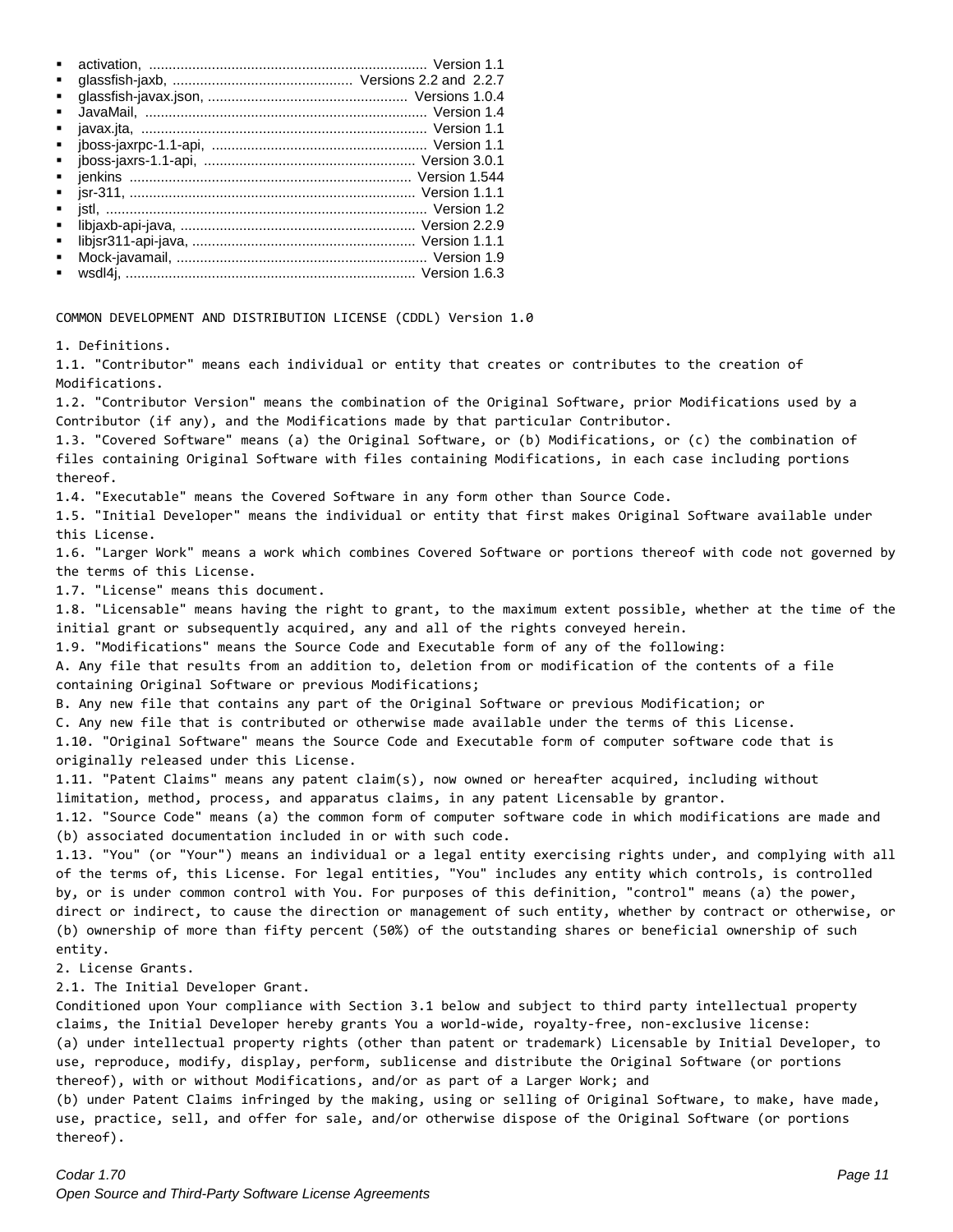- activation, ...................................................................... Version 1.1
- glassfish-jaxb, ............................................. Versions 2.2 and 2.2.7
- glassfish-javax.json, .................................................. Versions 1.0.4
- JavaMail, ....................................................................... Version 1.4
- javax.jta, ........................................................................ Version 1.1
- jboss-jaxrpc-1.1-api, ...................................................... Version 1.1
- jboss-jaxrs-1.1-api, ..................................................... Version 3.0.1
- jenkins ....................................................................... Version 1.544
- jsr-311, ........................................................................ Version 1.1.1
- jstl, ................................................................................. Version 1.2
- libjaxb-api-java, ........................................................... Version 2.2.9
- libjsr311-api-java, ........................................................ Version 1.1.1
- Mock-javamail, ................................................................ Version 1.9
- wsdl4j, ......................................................................... Version 1.6.3

COMMON DEVELOPMENT AND DISTRIBUTION LICENSE (CDDL) Version 1.0

1. Definitions.

1.1. "Contributor" means each individual or entity that creates or contributes to the creation of Modifications.

1.2. "Contributor Version" means the combination of the Original Software, prior Modifications used by a Contributor (if any), and the Modifications made by that particular Contributor.

1.3. "Covered Software" means (a) the Original Software, or (b) Modifications, or (c) the combination of files containing Original Software with files containing Modifications, in each case including portions thereof.

1.4. "Executable" means the Covered Software in any form other than Source Code.

1.5. "Initial Developer" means the individual or entity that first makes Original Software available under this License.

1.6. "Larger Work" means a work which combines Covered Software or portions thereof with code not governed by the terms of this License.

1.7. "License" means this document.

1.8. "Licensable" means having the right to grant, to the maximum extent possible, whether at the time of the initial grant or subsequently acquired, any and all of the rights conveyed herein.

1.9. "Modifications" means the Source Code and Executable form of any of the following:

A. Any file that results from an addition to, deletion from or modification of the contents of a file containing Original Software or previous Modifications;

B. Any new file that contains any part of the Original Software or previous Modification; or

C. Any new file that is contributed or otherwise made available under the terms of this License.

1.10. "Original Software" means the Source Code and Executable form of computer software code that is originally released under this License.

1.11. "Patent Claims" means any patent claim(s), now owned or hereafter acquired, including without limitation, method, process, and apparatus claims, in any patent Licensable by grantor.

1.12. "Source Code" means (a) the common form of computer software code in which modifications are made and (b) associated documentation included in or with such code.

1.13. "You" (or "Your") means an individual or a legal entity exercising rights under, and complying with all of the terms of, this License. For legal entities, "You" includes any entity which controls, is controlled by, or is under common control with You. For purposes of this definition, "control" means (a) the power, direct or indirect, to cause the direction or management of such entity, whether by contract or otherwise, or (b) ownership of more than fifty percent (50%) of the outstanding shares or beneficial ownership of such entity.

2. License Grants.

2.1. The Initial Developer Grant.

Conditioned upon Your compliance with Section 3.1 below and subject to third party intellectual property claims, the Initial Developer hereby grants You a world-wide, royalty-free, non-exclusive license:

(a) under intellectual property rights (other than patent or trademark) Licensable by Initial Developer, to use, reproduce, modify, display, perform, sublicense and distribute the Original Software (or portions thereof), with or without Modifications, and/or as part of a Larger Work; and

(b) under Patent Claims infringed by the making, using or selling of Original Software, to make, have made, use, practice, sell, and offer for sale, and/or otherwise dispose of the Original Software (or portions thereof).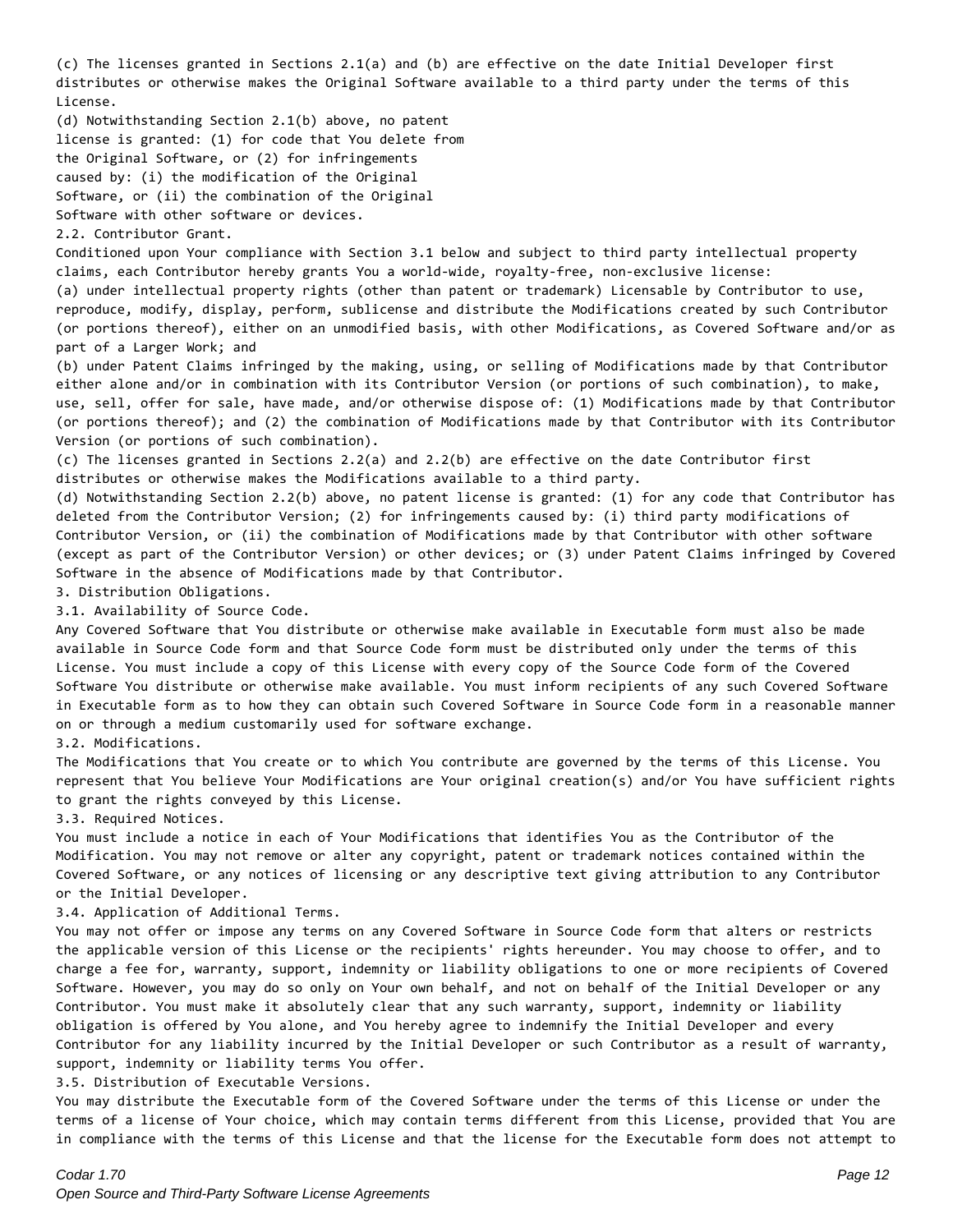(c) The licenses granted in Sections 2.1(a) and (b) are effective on the date Initial Developer first distributes or otherwise makes the Original Software available to a third party under the terms of this License.

(d) Notwithstanding Section 2.1(b) above, no patent license is granted: (1) for code that You delete from the Original Software, or (2) for infringements caused by: (i) the modification of the Original Software, or (ii) the combination of the Original Software with other software or devices.

2.2. Contributor Grant.

Conditioned upon Your compliance with Section 3.1 below and subject to third party intellectual property claims, each Contributor hereby grants You a world-wide, royalty-free, non-exclusive license:

(a) under intellectual property rights (other than patent or trademark) Licensable by Contributor to use, reproduce, modify, display, perform, sublicense and distribute the Modifications created by such Contributor (or portions thereof), either on an unmodified basis, with other Modifications, as Covered Software and/or as part of a Larger Work; and

(b) under Patent Claims infringed by the making, using, or selling of Modifications made by that Contributor either alone and/or in combination with its Contributor Version (or portions of such combination), to make, use, sell, offer for sale, have made, and/or otherwise dispose of: (1) Modifications made by that Contributor (or portions thereof); and (2) the combination of Modifications made by that Contributor with its Contributor Version (or portions of such combination).

(c) The licenses granted in Sections 2.2(a) and 2.2(b) are effective on the date Contributor first distributes or otherwise makes the Modifications available to a third party.

(d) Notwithstanding Section 2.2(b) above, no patent license is granted: (1) for any code that Contributor has deleted from the Contributor Version; (2) for infringements caused by: (i) third party modifications of Contributor Version, or (ii) the combination of Modifications made by that Contributor with other software (except as part of the Contributor Version) or other devices; or (3) under Patent Claims infringed by Covered Software in the absence of Modifications made by that Contributor.

3. Distribution Obligations.

3.1. Availability of Source Code.

Any Covered Software that You distribute or otherwise make available in Executable form must also be made available in Source Code form and that Source Code form must be distributed only under the terms of this License. You must include a copy of this License with every copy of the Source Code form of the Covered Software You distribute or otherwise make available. You must inform recipients of any such Covered Software in Executable form as to how they can obtain such Covered Software in Source Code form in a reasonable manner on or through a medium customarily used for software exchange.

3.2. Modifications.

The Modifications that You create or to which You contribute are governed by the terms of this License. You represent that You believe Your Modifications are Your original creation(s) and/or You have sufficient rights to grant the rights conveyed by this License.

3.3. Required Notices.

You must include a notice in each of Your Modifications that identifies You as the Contributor of the Modification. You may not remove or alter any copyright, patent or trademark notices contained within the Covered Software, or any notices of licensing or any descriptive text giving attribution to any Contributor or the Initial Developer.

3.4. Application of Additional Terms.

You may not offer or impose any terms on any Covered Software in Source Code form that alters or restricts the applicable version of this License or the recipients' rights hereunder. You may choose to offer, and to charge a fee for, warranty, support, indemnity or liability obligations to one or more recipients of Covered Software. However, you may do so only on Your own behalf, and not on behalf of the Initial Developer or any Contributor. You must make it absolutely clear that any such warranty, support, indemnity or liability obligation is offered by You alone, and You hereby agree to indemnify the Initial Developer and every Contributor for any liability incurred by the Initial Developer or such Contributor as a result of warranty, support, indemnity or liability terms You offer.

3.5. Distribution of Executable Versions.

You may distribute the Executable form of the Covered Software under the terms of this License or under the terms of a license of Your choice, which may contain terms different from this License, provided that You are in compliance with the terms of this License and that the license for the Executable form does not attempt to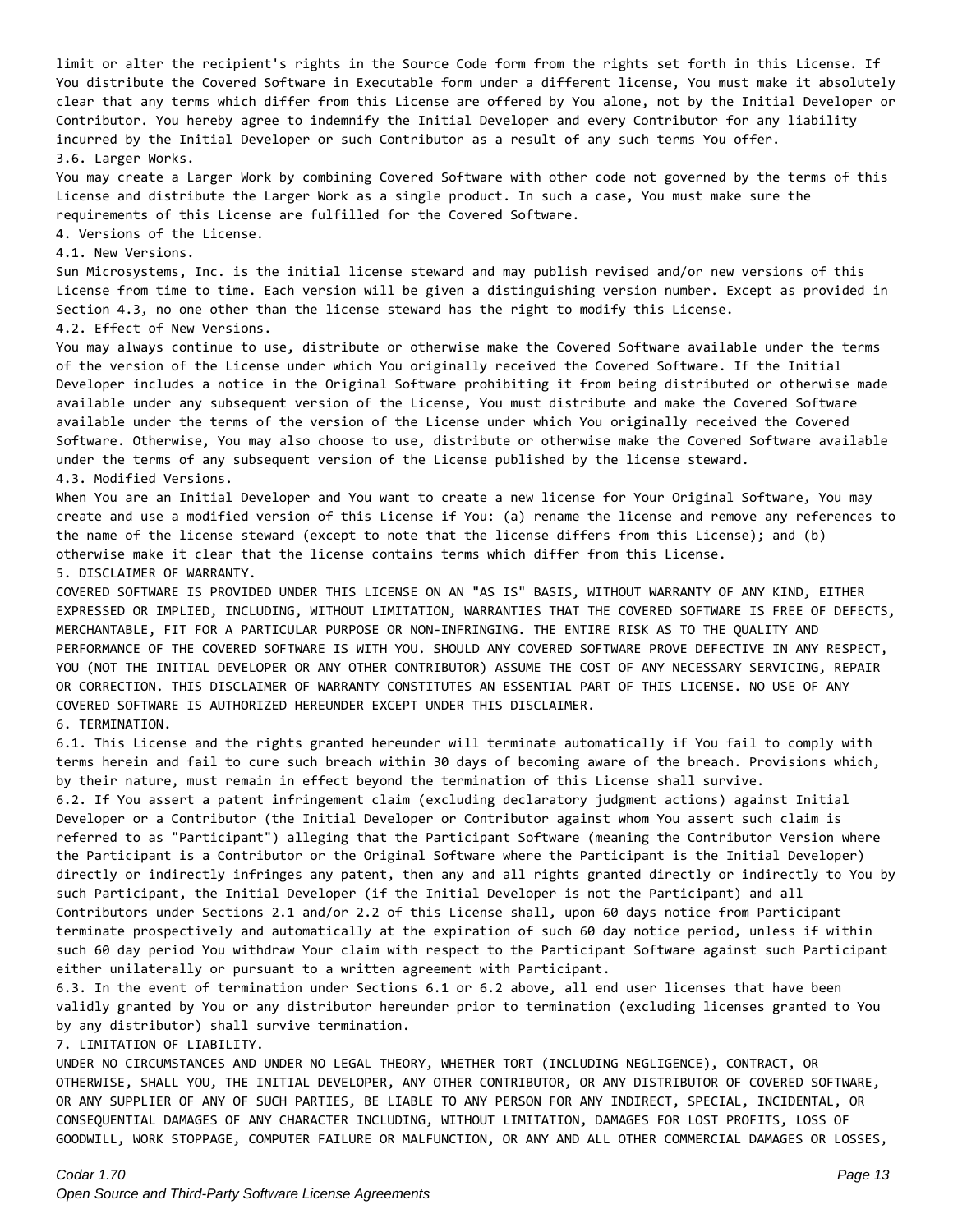limit or alter the recipient's rights in the Source Code form from the rights set forth in this License. If You distribute the Covered Software in Executable form under a different license, You must make it absolutely clear that any terms which differ from this License are offered by You alone, not by the Initial Developer or Contributor. You hereby agree to indemnify the Initial Developer and every Contributor for any liability incurred by the Initial Developer or such Contributor as a result of any such terms You offer.

3.6. Larger Works.

You may create a Larger Work by combining Covered Software with other code not governed by the terms of this License and distribute the Larger Work as a single product. In such a case, You must make sure the requirements of this License are fulfilled for the Covered Software.

4. Versions of the License.

4.1. New Versions.

Sun Microsystems, Inc. is the initial license steward and may publish revised and/or new versions of this License from time to time. Each version will be given a distinguishing version number. Except as provided in Section 4.3, no one other than the license steward has the right to modify this License.

4.2. Effect of New Versions.

You may always continue to use, distribute or otherwise make the Covered Software available under the terms of the version of the License under which You originally received the Covered Software. If the Initial Developer includes a notice in the Original Software prohibiting it from being distributed or otherwise made available under any subsequent version of the License, You must distribute and make the Covered Software available under the terms of the version of the License under which You originally received the Covered Software. Otherwise, You may also choose to use, distribute or otherwise make the Covered Software available under the terms of any subsequent version of the License published by the license steward.

4.3. Modified Versions.

When You are an Initial Developer and You want to create a new license for Your Original Software, You may create and use a modified version of this License if You: (a) rename the license and remove any references to the name of the license steward (except to note that the license differs from this License); and (b) otherwise make it clear that the license contains terms which differ from this License.

5. DISCLAIMER OF WARRANTY.

COVERED SOFTWARE IS PROVIDED UNDER THIS LICENSE ON AN "AS IS" BASIS, WITHOUT WARRANTY OF ANY KIND, EITHER EXPRESSED OR IMPLIED, INCLUDING, WITHOUT LIMITATION, WARRANTIES THAT THE COVERED SOFTWARE IS FREE OF DEFECTS, MERCHANTABLE, FIT FOR A PARTICULAR PURPOSE OR NON-INFRINGING. THE ENTIRE RISK AS TO THE QUALITY AND PERFORMANCE OF THE COVERED SOFTWARE IS WITH YOU. SHOULD ANY COVERED SOFTWARE PROVE DEFECTIVE IN ANY RESPECT, YOU (NOT THE INITIAL DEVELOPER OR ANY OTHER CONTRIBUTOR) ASSUME THE COST OF ANY NECESSARY SERVICING, REPAIR OR CORRECTION. THIS DISCLAIMER OF WARRANTY CONSTITUTES AN ESSENTIAL PART OF THIS LICENSE. NO USE OF ANY COVERED SOFTWARE IS AUTHORIZED HEREUNDER EXCEPT UNDER THIS DISCLAIMER.

6. TERMINATION.

6.1. This License and the rights granted hereunder will terminate automatically if You fail to comply with terms herein and fail to cure such breach within 30 days of becoming aware of the breach. Provisions which, by their nature, must remain in effect beyond the termination of this License shall survive.

6.2. If You assert a patent infringement claim (excluding declaratory judgment actions) against Initial Developer or a Contributor (the Initial Developer or Contributor against whom You assert such claim is referred to as "Participant") alleging that the Participant Software (meaning the Contributor Version where the Participant is a Contributor or the Original Software where the Participant is the Initial Developer) directly or indirectly infringes any patent, then any and all rights granted directly or indirectly to You by such Participant, the Initial Developer (if the Initial Developer is not the Participant) and all Contributors under Sections 2.1 and/or 2.2 of this License shall, upon 60 days notice from Participant terminate prospectively and automatically at the expiration of such 60 day notice period, unless if within such 60 day period You withdraw Your claim with respect to the Participant Software against such Participant either unilaterally or pursuant to a written agreement with Participant.

6.3. In the event of termination under Sections 6.1 or 6.2 above, all end user licenses that have been validly granted by You or any distributor hereunder prior to termination (excluding licenses granted to You by any distributor) shall survive termination.

7. LIMITATION OF LIABILITY.

UNDER NO CIRCUMSTANCES AND UNDER NO LEGAL THEORY, WHETHER TORT (INCLUDING NEGLIGENCE), CONTRACT, OR OTHERWISE, SHALL YOU, THE INITIAL DEVELOPER, ANY OTHER CONTRIBUTOR, OR ANY DISTRIBUTOR OF COVERED SOFTWARE, OR ANY SUPPLIER OF ANY OF SUCH PARTIES, BE LIABLE TO ANY PERSON FOR ANY INDIRECT, SPECIAL, INCIDENTAL, OR CONSEQUENTIAL DAMAGES OF ANY CHARACTER INCLUDING, WITHOUT LIMITATION, DAMAGES FOR LOST PROFITS, LOSS OF GOODWILL, WORK STOPPAGE, COMPUTER FAILURE OR MALFUNCTION, OR ANY AND ALL OTHER COMMERCIAL DAMAGES OR LOSSES,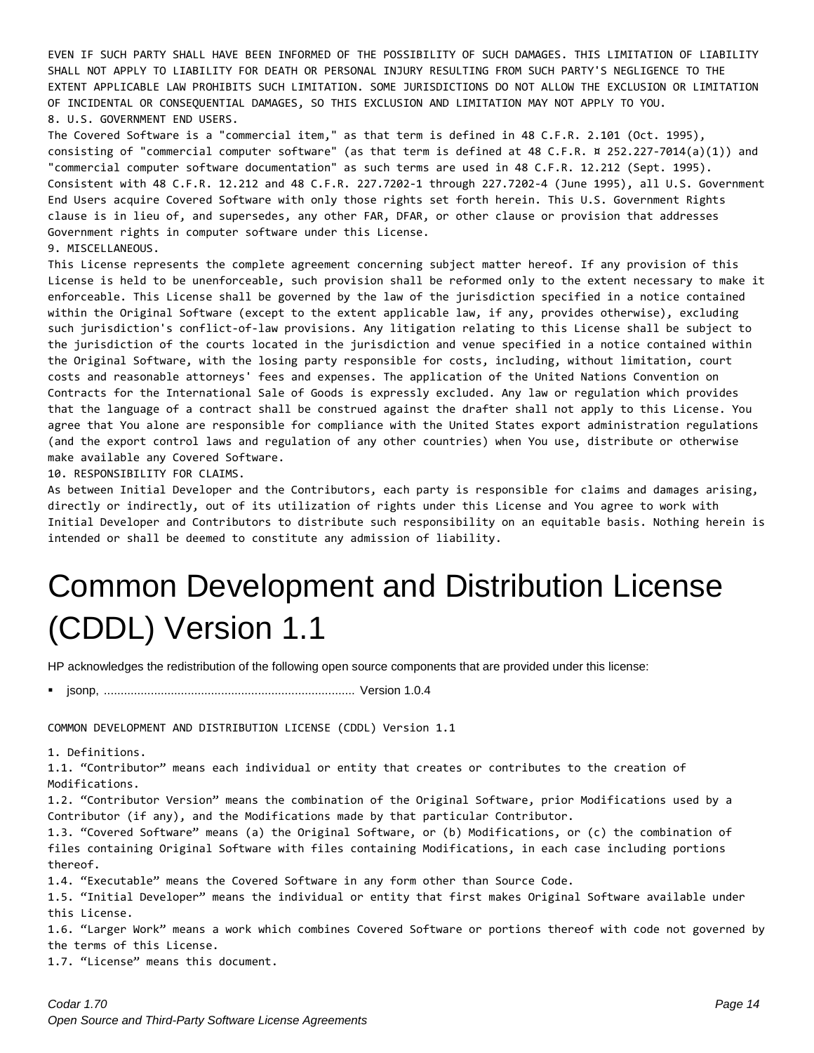EVEN IF SUCH PARTY SHALL HAVE BEEN INFORMED OF THE POSSIBILITY OF SUCH DAMAGES. THIS LIMITATION OF LIABILITY SHALL NOT APPLY TO LIABILITY FOR DEATH OR PERSONAL INJURY RESULTING FROM SUCH PARTY'S NEGLIGENCE TO THE EXTENT APPLICABLE LAW PROHIBITS SUCH LIMITATION. SOME JURISDICTIONS DO NOT ALLOW THE EXCLUSION OR LIMITATION OF INCIDENTAL OR CONSEQUENTIAL DAMAGES, SO THIS EXCLUSION AND LIMITATION MAY NOT APPLY TO YOU.
8. U.S. GOVERNMENT END USERS.
The Covered Software is a "commercial item," as that term is defined in 48 C.F.R. 2.101 (Oct. 1995), consisting of "commercial computer software" (as that term is defined at 48 C.F.R. ¤ 252.227-7014(a)(1)) and "commercial computer software documentation" as such terms are used in 48 C.F.R. 12.212 (Sept. 1995). Consistent with 48 C.F.R. 12.212 and 48 C.F.R. 227.7202-1 through 227.7202-4 (June 1995), all U.S. Government End Users acquire Covered Software with only those rights set forth herein. This U.S. Government Rights clause is in lieu of, and supersedes, any other FAR, DFAR, or other clause or provision that addresses Government rights in computer software under this License.
9. MISCELLANEOUS.
This License represents the complete agreement concerning subject matter hereof. If any provision of this License is held to be unenforceable, such provision shall be reformed only to the extent necessary to make it enforceable. This License shall be governed by the law of the jurisdiction specified in a notice contained within the Original Software (except to the extent applicable law, if any, provides otherwise), excluding such jurisdiction's conflict-of-law provisions. Any litigation relating to this License shall be subject to the jurisdiction of the courts located in the jurisdiction and venue specified in a notice contained within the Original Software, with the losing party responsible for costs, including, without limitation, court costs and reasonable attorneys' fees and expenses. The application of the United Nations Convention on Contracts for the International Sale of Goods is expressly excluded. Any law or regulation which provides that the language of a contract shall be construed against the drafter shall not apply to this License. You agree that You alone are responsible for compliance with the United States export administration regulations (and the export control laws and regulation of any other countries) when You use, distribute or otherwise make available any Covered Software.
10. RESPONSIBILITY FOR CLAIMS.
As between Initial Developer and the Contributors, each party is responsible for claims and damages arising, directly or indirectly, out of its utilization of rights under this License and You agree to work with Initial Developer and Contributors to distribute such responsibility on an equitable basis. Nothing herein is intended or shall be deemed to constitute any admission of liability.

# Common Development and Distribution License (CDDL) Version 1.1

HP acknowledges the redistribution of the following open source components that are provided under this license:

- jsonp, .......................................................................... Version 1.0.4

COMMON DEVELOPMENT AND DISTRIBUTION LICENSE (CDDL) Version 1.1

1. Definitions.
1.1. “Contributor” means each individual or entity that creates or contributes to the creation of Modifications.
1.2. “Contributor Version” means the combination of the Original Software, prior Modifications used by a Contributor (if any), and the Modifications made by that particular Contributor.
1.3. “Covered Software” means (a) the Original Software, or (b) Modifications, or (c) the combination of files containing Original Software with files containing Modifications, in each case including portions thereof.
1.4. “Executable” means the Covered Software in any form other than Source Code.
1.5. “Initial Developer” means the individual or entity that first makes Original Software available under this License.
1.6. “Larger Work” means a work which combines Covered Software or portions thereof with code not governed by the terms of this License.
1.7. “License” means this document.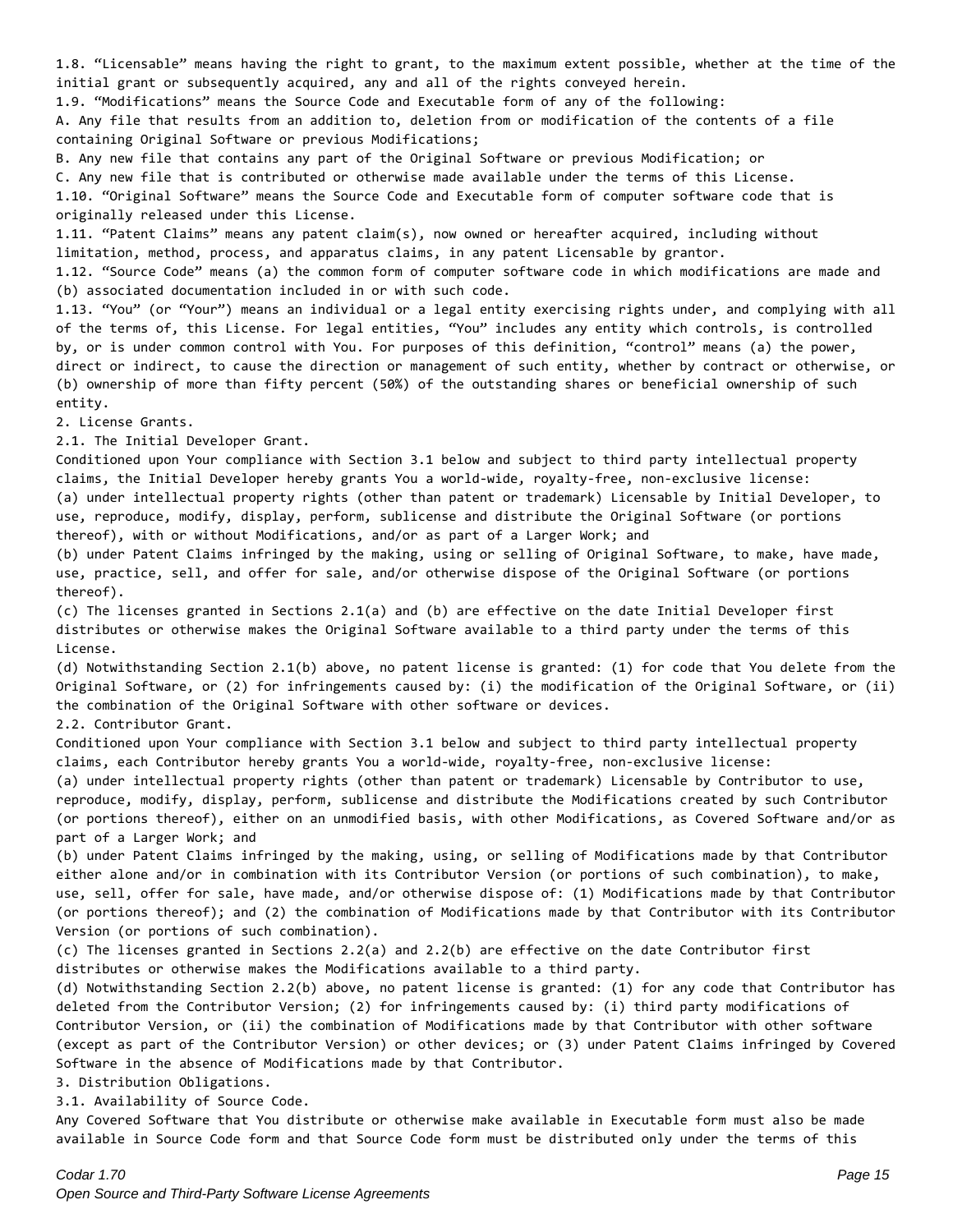1.8. “Licensable” means having the right to grant, to the maximum extent possible, whether at the time of the initial grant or subsequently acquired, any and all of the rights conveyed herein.

1.9. “Modifications” means the Source Code and Executable form of any of the following:

A. Any file that results from an addition to, deletion from or modification of the contents of a file containing Original Software or previous Modifications;

B. Any new file that contains any part of the Original Software or previous Modification; or

C. Any new file that is contributed or otherwise made available under the terms of this License.

1.10. “Original Software” means the Source Code and Executable form of computer software code that is originally released under this License.

1.11. “Patent Claims” means any patent claim(s), now owned or hereafter acquired, including without limitation, method, process, and apparatus claims, in any patent Licensable by grantor.

1.12. “Source Code” means (a) the common form of computer software code in which modifications are made and (b) associated documentation included in or with such code.

1.13. “You” (or “Your”) means an individual or a legal entity exercising rights under, and complying with all of the terms of, this License. For legal entities, “You” includes any entity which controls, is controlled by, or is under common control with You. For purposes of this definition, “control” means (a) the power, direct or indirect, to cause the direction or management of such entity, whether by contract or otherwise, or (b) ownership of more than fifty percent (50%) of the outstanding shares or beneficial ownership of such entity.

2. License Grants.

2.1. The Initial Developer Grant.

Conditioned upon Your compliance with Section 3.1 below and subject to third party intellectual property claims, the Initial Developer hereby grants You a world-wide, royalty-free, non-exclusive license:

(a) under intellectual property rights (other than patent or trademark) Licensable by Initial Developer, to use, reproduce, modify, display, perform, sublicense and distribute the Original Software (or portions thereof), with or without Modifications, and/or as part of a Larger Work; and

(b) under Patent Claims infringed by the making, using or selling of Original Software, to make, have made, use, practice, sell, and offer for sale, and/or otherwise dispose of the Original Software (or portions thereof).

(c) The licenses granted in Sections 2.1(a) and (b) are effective on the date Initial Developer first distributes or otherwise makes the Original Software available to a third party under the terms of this License.

(d) Notwithstanding Section 2.1(b) above, no patent license is granted: (1) for code that You delete from the Original Software, or (2) for infringements caused by: (i) the modification of the Original Software, or (ii) the combination of the Original Software with other software or devices.

2.2. Contributor Grant.

Conditioned upon Your compliance with Section 3.1 below and subject to third party intellectual property claims, each Contributor hereby grants You a world-wide, royalty-free, non-exclusive license:

(a) under intellectual property rights (other than patent or trademark) Licensable by Contributor to use, reproduce, modify, display, perform, sublicense and distribute the Modifications created by such Contributor (or portions thereof), either on an unmodified basis, with other Modifications, as Covered Software and/or as part of a Larger Work; and

(b) under Patent Claims infringed by the making, using, or selling of Modifications made by that Contributor either alone and/or in combination with its Contributor Version (or portions of such combination), to make, use, sell, offer for sale, have made, and/or otherwise dispose of: (1) Modifications made by that Contributor (or portions thereof); and (2) the combination of Modifications made by that Contributor with its Contributor Version (or portions of such combination).

(c) The licenses granted in Sections 2.2(a) and 2.2(b) are effective on the date Contributor first distributes or otherwise makes the Modifications available to a third party.

(d) Notwithstanding Section 2.2(b) above, no patent license is granted: (1) for any code that Contributor has deleted from the Contributor Version; (2) for infringements caused by: (i) third party modifications of Contributor Version, or (ii) the combination of Modifications made by that Contributor with other software (except as part of the Contributor Version) or other devices; or (3) under Patent Claims infringed by Covered Software in the absence of Modifications made by that Contributor.

3. Distribution Obligations.

3.1. Availability of Source Code.

Any Covered Software that You distribute or otherwise make available in Executable form must also be made available in Source Code form and that Source Code form must be distributed only under the terms of this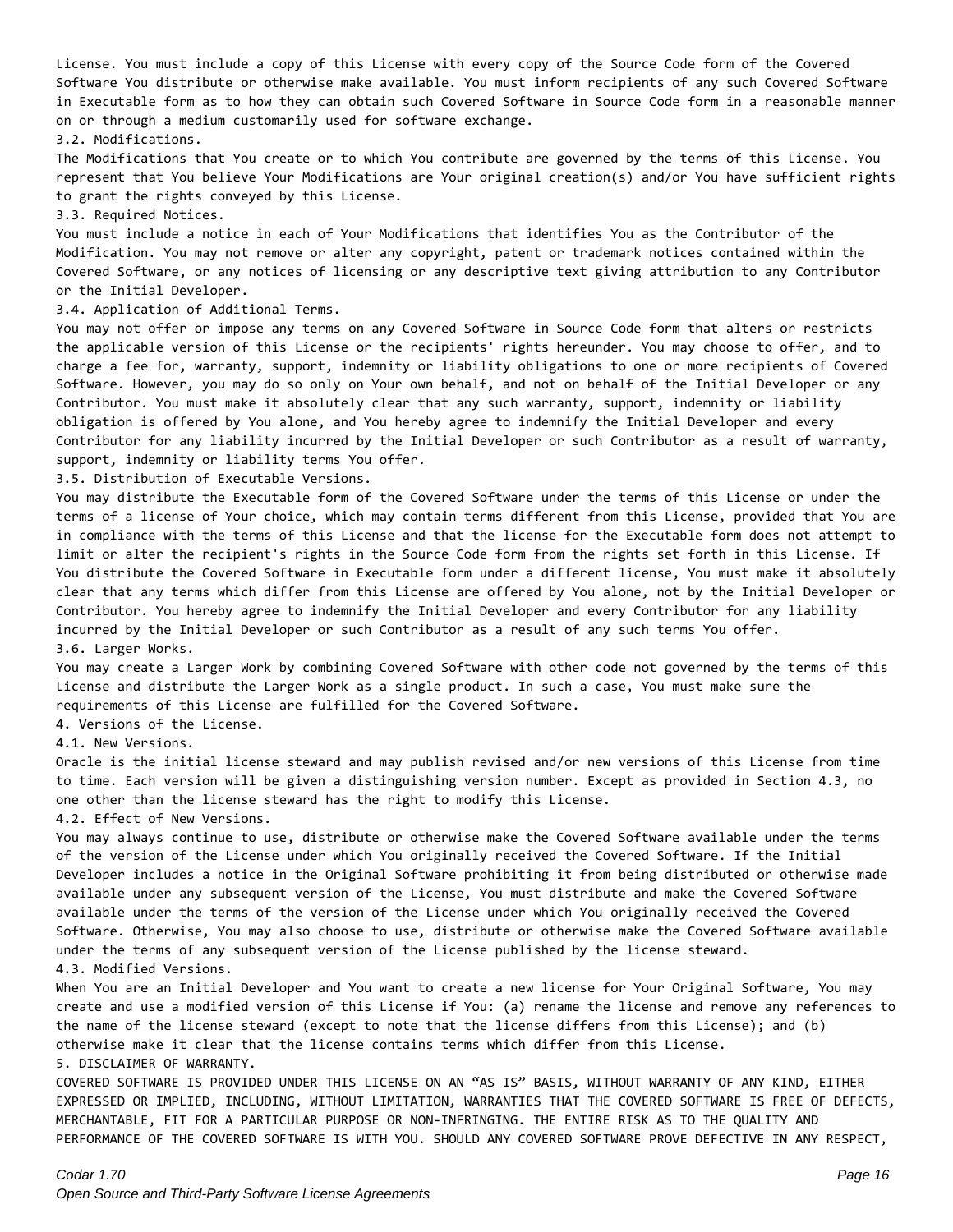License. You must include a copy of this License with every copy of the Source Code form of the Covered Software You distribute or otherwise make available. You must inform recipients of any such Covered Software in Executable form as to how they can obtain such Covered Software in Source Code form in a reasonable manner on or through a medium customarily used for software exchange.

3.2. Modifications.

The Modifications that You create or to which You contribute are governed by the terms of this License. You represent that You believe Your Modifications are Your original creation(s) and/or You have sufficient rights to grant the rights conveyed by this License.

3.3. Required Notices.

You must include a notice in each of Your Modifications that identifies You as the Contributor of the Modification. You may not remove or alter any copyright, patent or trademark notices contained within the Covered Software, or any notices of licensing or any descriptive text giving attribution to any Contributor or the Initial Developer.

3.4. Application of Additional Terms.

You may not offer or impose any terms on any Covered Software in Source Code form that alters or restricts the applicable version of this License or the recipients' rights hereunder. You may choose to offer, and to charge a fee for, warranty, support, indemnity or liability obligations to one or more recipients of Covered Software. However, you may do so only on Your own behalf, and not on behalf of the Initial Developer or any Contributor. You must make it absolutely clear that any such warranty, support, indemnity or liability obligation is offered by You alone, and You hereby agree to indemnify the Initial Developer and every Contributor for any liability incurred by the Initial Developer or such Contributor as a result of warranty, support, indemnity or liability terms You offer.

3.5. Distribution of Executable Versions.

You may distribute the Executable form of the Covered Software under the terms of this License or under the terms of a license of Your choice, which may contain terms different from this License, provided that You are in compliance with the terms of this License and that the license for the Executable form does not attempt to limit or alter the recipient's rights in the Source Code form from the rights set forth in this License. If You distribute the Covered Software in Executable form under a different license, You must make it absolutely clear that any terms which differ from this License are offered by You alone, not by the Initial Developer or Contributor. You hereby agree to indemnify the Initial Developer and every Contributor for any liability incurred by the Initial Developer or such Contributor as a result of any such terms You offer.

3.6. Larger Works.

You may create a Larger Work by combining Covered Software with other code not governed by the terms of this License and distribute the Larger Work as a single product. In such a case, You must make sure the requirements of this License are fulfilled for the Covered Software.

4. Versions of the License.

4.1. New Versions.

Oracle is the initial license steward and may publish revised and/or new versions of this License from time to time. Each version will be given a distinguishing version number. Except as provided in Section 4.3, no one other than the license steward has the right to modify this License.

4.2. Effect of New Versions.

You may always continue to use, distribute or otherwise make the Covered Software available under the terms of the version of the License under which You originally received the Covered Software. If the Initial Developer includes a notice in the Original Software prohibiting it from being distributed or otherwise made available under any subsequent version of the License, You must distribute and make the Covered Software available under the terms of the version of the License under which You originally received the Covered Software. Otherwise, You may also choose to use, distribute or otherwise make the Covered Software available under the terms of any subsequent version of the License published by the license steward.

4.3. Modified Versions.

When You are an Initial Developer and You want to create a new license for Your Original Software, You may create and use a modified version of this License if You: (a) rename the license and remove any references to the name of the license steward (except to note that the license differs from this License); and (b) otherwise make it clear that the license contains terms which differ from this License.

5. DISCLAIMER OF WARRANTY.

COVERED SOFTWARE IS PROVIDED UNDER THIS LICENSE ON AN “AS IS” BASIS, WITHOUT WARRANTY OF ANY KIND, EITHER EXPRESSED OR IMPLIED, INCLUDING, WITHOUT LIMITATION, WARRANTIES THAT THE COVERED SOFTWARE IS FREE OF DEFECTS, MERCHANTABLE, FIT FOR A PARTICULAR PURPOSE OR NON-INFRINGING. THE ENTIRE RISK AS TO THE QUALITY AND PERFORMANCE OF THE COVERED SOFTWARE IS WITH YOU. SHOULD ANY COVERED SOFTWARE PROVE DEFECTIVE IN ANY RESPECT,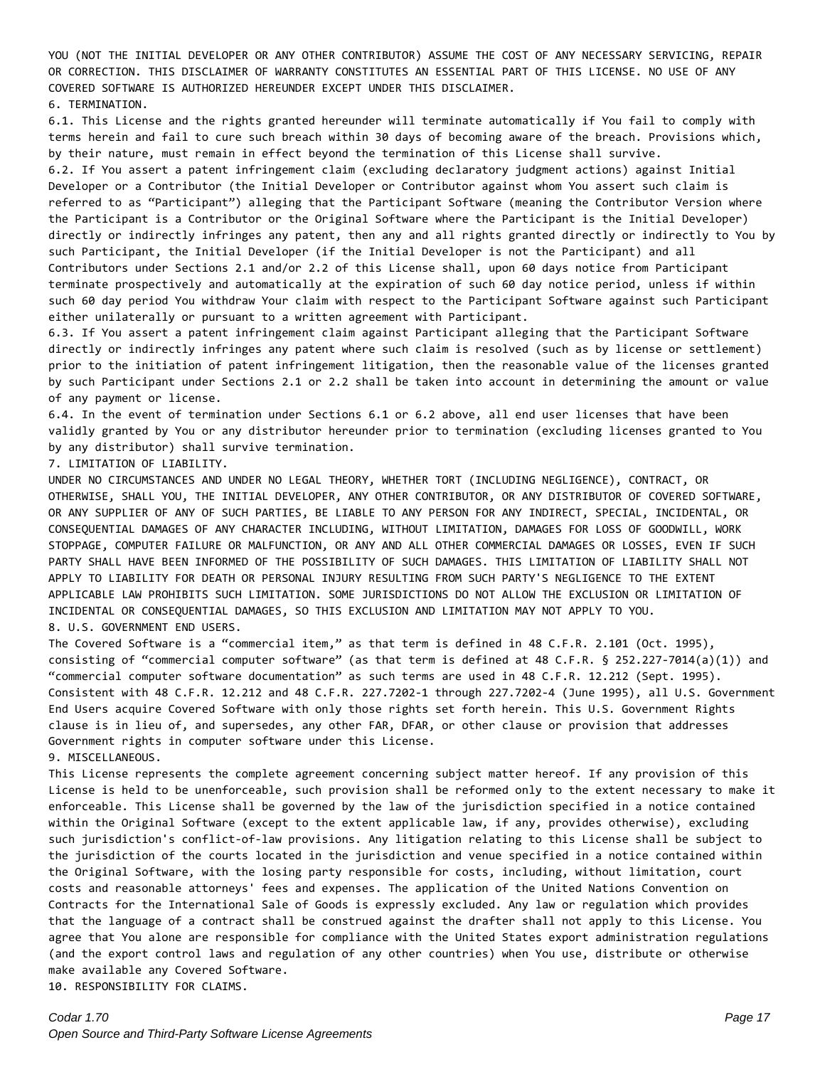YOU (NOT THE INITIAL DEVELOPER OR ANY OTHER CONTRIBUTOR) ASSUME THE COST OF ANY NECESSARY SERVICING, REPAIR OR CORRECTION. THIS DISCLAIMER OF WARRANTY CONSTITUTES AN ESSENTIAL PART OF THIS LICENSE. NO USE OF ANY COVERED SOFTWARE IS AUTHORIZED HEREUNDER EXCEPT UNDER THIS DISCLAIMER.

6. TERMINATION.

6.1. This License and the rights granted hereunder will terminate automatically if You fail to comply with terms herein and fail to cure such breach within 30 days of becoming aware of the breach. Provisions which, by their nature, must remain in effect beyond the termination of this License shall survive.

6.2. If You assert a patent infringement claim (excluding declaratory judgment actions) against Initial Developer or a Contributor (the Initial Developer or Contributor against whom You assert such claim is referred to as “Participant”) alleging that the Participant Software (meaning the Contributor Version where the Participant is a Contributor or the Original Software where the Participant is the Initial Developer) directly or indirectly infringes any patent, then any and all rights granted directly or indirectly to You by such Participant, the Initial Developer (if the Initial Developer is not the Participant) and all Contributors under Sections 2.1 and/or 2.2 of this License shall, upon 60 days notice from Participant terminate prospectively and automatically at the expiration of such 60 day notice period, unless if within such 60 day period You withdraw Your claim with respect to the Participant Software against such Participant either unilaterally or pursuant to a written agreement with Participant.

6.3. If You assert a patent infringement claim against Participant alleging that the Participant Software directly or indirectly infringes any patent where such claim is resolved (such as by license or settlement) prior to the initiation of patent infringement litigation, then the reasonable value of the licenses granted by such Participant under Sections 2.1 or 2.2 shall be taken into account in determining the amount or value of any payment or license.

6.4. In the event of termination under Sections 6.1 or 6.2 above, all end user licenses that have been validly granted by You or any distributor hereunder prior to termination (excluding licenses granted to You by any distributor) shall survive termination.

7. LIMITATION OF LIABILITY.

UNDER NO CIRCUMSTANCES AND UNDER NO LEGAL THEORY, WHETHER TORT (INCLUDING NEGLIGENCE), CONTRACT, OR OTHERWISE, SHALL YOU, THE INITIAL DEVELOPER, ANY OTHER CONTRIBUTOR, OR ANY DISTRIBUTOR OF COVERED SOFTWARE, OR ANY SUPPLIER OF ANY OF SUCH PARTIES, BE LIABLE TO ANY PERSON FOR ANY INDIRECT, SPECIAL, INCIDENTAL, OR CONSEQUENTIAL DAMAGES OF ANY CHARACTER INCLUDING, WITHOUT LIMITATION, DAMAGES FOR LOSS OF GOODWILL, WORK STOPPAGE, COMPUTER FAILURE OR MALFUNCTION, OR ANY AND ALL OTHER COMMERCIAL DAMAGES OR LOSSES, EVEN IF SUCH PARTY SHALL HAVE BEEN INFORMED OF THE POSSIBILITY OF SUCH DAMAGES. THIS LIMITATION OF LIABILITY SHALL NOT APPLY TO LIABILITY FOR DEATH OR PERSONAL INJURY RESULTING FROM SUCH PARTY'S NEGLIGENCE TO THE EXTENT APPLICABLE LAW PROHIBITS SUCH LIMITATION. SOME JURISDICTIONS DO NOT ALLOW THE EXCLUSION OR LIMITATION OF INCIDENTAL OR CONSEQUENTIAL DAMAGES, SO THIS EXCLUSION AND LIMITATION MAY NOT APPLY TO YOU.

8. U.S. GOVERNMENT END USERS.

The Covered Software is a “commercial item,” as that term is defined in 48 C.F.R. 2.101 (Oct. 1995), consisting of “commercial computer software” (as that term is defined at 48 C.F.R. § 252.227-7014(a)(1)) and “commercial computer software documentation” as such terms are used in 48 C.F.R. 12.212 (Sept. 1995). Consistent with 48 C.F.R. 12.212 and 48 C.F.R. 227.7202-1 through 227.7202-4 (June 1995), all U.S. Government End Users acquire Covered Software with only those rights set forth herein. This U.S. Government Rights clause is in lieu of, and supersedes, any other FAR, DFAR, or other clause or provision that addresses Government rights in computer software under this License.

9. MISCELLANEOUS.

This License represents the complete agreement concerning subject matter hereof. If any provision of this License is held to be unenforceable, such provision shall be reformed only to the extent necessary to make it enforceable. This License shall be governed by the law of the jurisdiction specified in a notice contained within the Original Software (except to the extent applicable law, if any, provides otherwise), excluding such jurisdiction's conflict-of-law provisions. Any litigation relating to this License shall be subject to the jurisdiction of the courts located in the jurisdiction and venue specified in a notice contained within the Original Software, with the losing party responsible for costs, including, without limitation, court costs and reasonable attorneys' fees and expenses. The application of the United Nations Convention on Contracts for the International Sale of Goods is expressly excluded. Any law or regulation which provides that the language of a contract shall be construed against the drafter shall not apply to this License. You agree that You alone are responsible for compliance with the United States export administration regulations (and the export control laws and regulation of any other countries) when You use, distribute or otherwise make available any Covered Software.

10. RESPONSIBILITY FOR CLAIMS.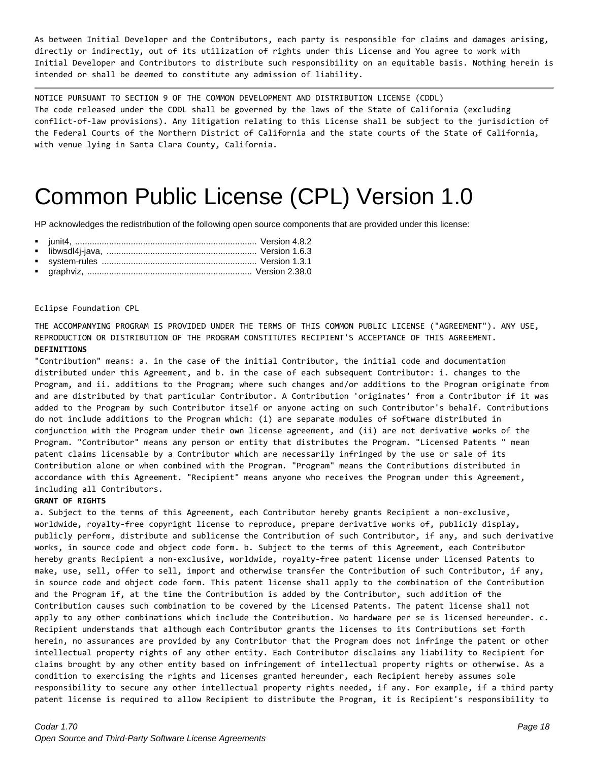As between Initial Developer and the Contributors, each party is responsible for claims and damages arising, directly or indirectly, out of its utilization of rights under this License and You agree to work with Initial Developer and Contributors to distribute such responsibility on an equitable basis. Nothing herein is intended or shall be deemed to constitute any admission of liability.

---

NOTICE PURSUANT TO SECTION 9 OF THE COMMON DEVELOPMENT AND DISTRIBUTION LICENSE (CDDL)
The code released under the CDDL shall be governed by the laws of the State of California (excluding conflict-of-law provisions). Any litigation relating to this License shall be subject to the jurisdiction of the Federal Courts of the Northern District of California and the state courts of the State of California, with venue lying in Santa Clara County, California.

# Common Public License (CPL) Version 1.0

HP acknowledges the redistribution of the following open source components that are provided under this license:

- junit4, .......................................................................... Version 4.8.2
- libwsdl4j-java, ............................................................. Version 1.6.3
- system-rules ............................................................... Version 1.3.1
- graphviz, .................................................................. Version 2.38.0

Eclipse Foundation CPL

THE ACCOMPANYING PROGRAM IS PROVIDED UNDER THE TERMS OF THIS COMMON PUBLIC LICENSE ("AGREEMENT"). ANY USE, REPRODUCTION OR DISTRIBUTION OF THE PROGRAM CONSTITUTES RECIPIENT'S ACCEPTANCE OF THIS AGREEMENT.

**DEFINITIONS**

"Contribution" means: a. in the case of the initial Contributor, the initial code and documentation distributed under this Agreement, and b. in the case of each subsequent Contributor: i. changes to the Program, and ii. additions to the Program; where such changes and/or additions to the Program originate from and are distributed by that particular Contributor. A Contribution 'originates' from a Contributor if it was added to the Program by such Contributor itself or anyone acting on such Contributor's behalf. Contributions do not include additions to the Program which: (i) are separate modules of software distributed in conjunction with the Program under their own license agreement, and (ii) are not derivative works of the Program. "Contributor" means any person or entity that distributes the Program. "Licensed Patents " mean patent claims licensable by a Contributor which are necessarily infringed by the use or sale of its Contribution alone or when combined with the Program. "Program" means the Contributions distributed in accordance with this Agreement. "Recipient" means anyone who receives the Program under this Agreement, including all Contributors.

**GRANT OF RIGHTS**

a. Subject to the terms of this Agreement, each Contributor hereby grants Recipient a non-exclusive, worldwide, royalty-free copyright license to reproduce, prepare derivative works of, publicly display, publicly perform, distribute and sublicense the Contribution of such Contributor, if any, and such derivative works, in source code and object code form. b. Subject to the terms of this Agreement, each Contributor hereby grants Recipient a non-exclusive, worldwide, royalty-free patent license under Licensed Patents to make, use, sell, offer to sell, import and otherwise transfer the Contribution of such Contributor, if any, in source code and object code form. This patent license shall apply to the combination of the Contribution and the Program if, at the time the Contribution is added by the Contributor, such addition of the Contribution causes such combination to be covered by the Licensed Patents. The patent license shall not apply to any other combinations which include the Contribution. No hardware per se is licensed hereunder. c. Recipient understands that although each Contributor grants the licenses to its Contributions set forth herein, no assurances are provided by any Contributor that the Program does not infringe the patent or other intellectual property rights of any other entity. Each Contributor disclaims any liability to Recipient for claims brought by any other entity based on infringement of intellectual property rights or otherwise. As a condition to exercising the rights and licenses granted hereunder, each Recipient hereby assumes sole responsibility to secure any other intellectual property rights needed, if any. For example, if a third party patent license is required to allow Recipient to distribute the Program, it is Recipient's responsibility to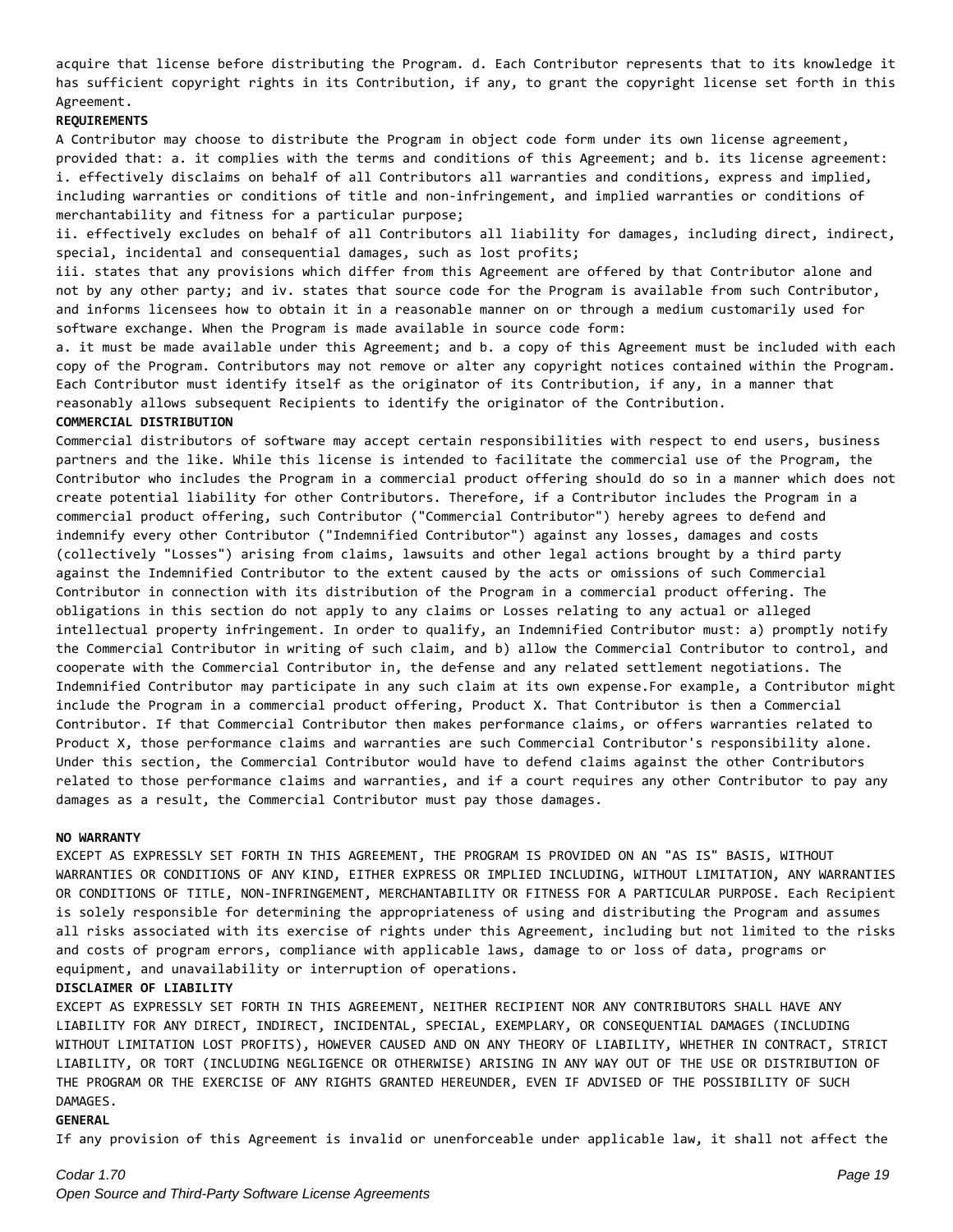acquire that license before distributing the Program. d. Each Contributor represents that to its knowledge it has sufficient copyright rights in its Contribution, if any, to grant the copyright license set forth in this Agreement.

**REQUIREMENTS**

A Contributor may choose to distribute the Program in object code form under its own license agreement, provided that: a. it complies with the terms and conditions of this Agreement; and b. its license agreement: i. effectively disclaims on behalf of all Contributors all warranties and conditions, express and implied, including warranties or conditions of title and non-infringement, and implied warranties or conditions of merchantability and fitness for a particular purpose;

ii. effectively excludes on behalf of all Contributors all liability for damages, including direct, indirect, special, incidental and consequential damages, such as lost profits;

iii. states that any provisions which differ from this Agreement are offered by that Contributor alone and not by any other party; and iv. states that source code for the Program is available from such Contributor, and informs licensees how to obtain it in a reasonable manner on or through a medium customarily used for software exchange. When the Program is made available in source code form:

a. it must be made available under this Agreement; and b. a copy of this Agreement must be included with each copy of the Program. Contributors may not remove or alter any copyright notices contained within the Program. Each Contributor must identify itself as the originator of its Contribution, if any, in a manner that reasonably allows subsequent Recipients to identify the originator of the Contribution.

**COMMERCIAL DISTRIBUTION**

Commercial distributors of software may accept certain responsibilities with respect to end users, business partners and the like. While this license is intended to facilitate the commercial use of the Program, the Contributor who includes the Program in a commercial product offering should do so in a manner which does not create potential liability for other Contributors. Therefore, if a Contributor includes the Program in a commercial product offering, such Contributor ("Commercial Contributor") hereby agrees to defend and indemnify every other Contributor ("Indemnified Contributor") against any losses, damages and costs (collectively "Losses") arising from claims, lawsuits and other legal actions brought by a third party against the Indemnified Contributor to the extent caused by the acts or omissions of such Commercial Contributor in connection with its distribution of the Program in a commercial product offering. The obligations in this section do not apply to any claims or Losses relating to any actual or alleged intellectual property infringement. In order to qualify, an Indemnified Contributor must: a) promptly notify the Commercial Contributor in writing of such claim, and b) allow the Commercial Contributor to control, and cooperate with the Commercial Contributor in, the defense and any related settlement negotiations. The Indemnified Contributor may participate in any such claim at its own expense.For example, a Contributor might include the Program in a commercial product offering, Product X. That Contributor is then a Commercial Contributor. If that Commercial Contributor then makes performance claims, or offers warranties related to Product X, those performance claims and warranties are such Commercial Contributor's responsibility alone. Under this section, the Commercial Contributor would have to defend claims against the other Contributors related to those performance claims and warranties, and if a court requires any other Contributor to pay any damages as a result, the Commercial Contributor must pay those damages.

**NO WARRANTY**

EXCEPT AS EXPRESSLY SET FORTH IN THIS AGREEMENT, THE PROGRAM IS PROVIDED ON AN "AS IS" BASIS, WITHOUT WARRANTIES OR CONDITIONS OF ANY KIND, EITHER EXPRESS OR IMPLIED INCLUDING, WITHOUT LIMITATION, ANY WARRANTIES OR CONDITIONS OF TITLE, NON-INFRINGEMENT, MERCHANTABILITY OR FITNESS FOR A PARTICULAR PURPOSE. Each Recipient is solely responsible for determining the appropriateness of using and distributing the Program and assumes all risks associated with its exercise of rights under this Agreement, including but not limited to the risks and costs of program errors, compliance with applicable laws, damage to or loss of data, programs or equipment, and unavailability or interruption of operations.

**DISCLAIMER OF LIABILITY**

EXCEPT AS EXPRESSLY SET FORTH IN THIS AGREEMENT, NEITHER RECIPIENT NOR ANY CONTRIBUTORS SHALL HAVE ANY LIABILITY FOR ANY DIRECT, INDIRECT, INCIDENTAL, SPECIAL, EXEMPLARY, OR CONSEQUENTIAL DAMAGES (INCLUDING WITHOUT LIMITATION LOST PROFITS), HOWEVER CAUSED AND ON ANY THEORY OF LIABILITY, WHETHER IN CONTRACT, STRICT LIABILITY, OR TORT (INCLUDING NEGLIGENCE OR OTHERWISE) ARISING IN ANY WAY OUT OF THE USE OR DISTRIBUTION OF THE PROGRAM OR THE EXERCISE OF ANY RIGHTS GRANTED HEREUNDER, EVEN IF ADVISED OF THE POSSIBILITY OF SUCH DAMAGES.

**GENERAL**

If any provision of this Agreement is invalid or unenforceable under applicable law, it shall not affect the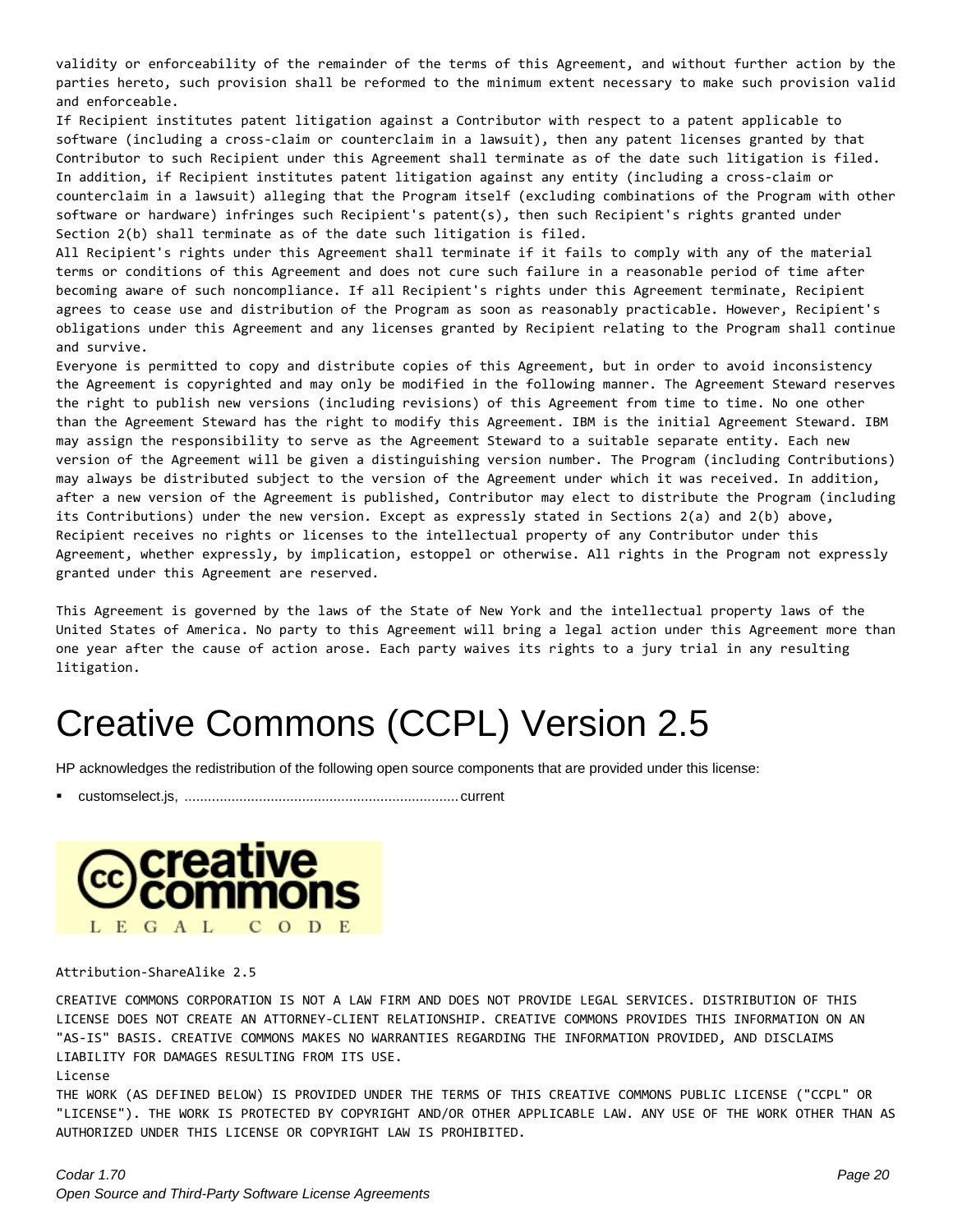validity or enforceability of the remainder of the terms of this Agreement, and without further action by the parties hereto, such provision shall be reformed to the minimum extent necessary to make such provision valid and enforceable.

If Recipient institutes patent litigation against a Contributor with respect to a patent applicable to software (including a cross-claim or counterclaim in a lawsuit), then any patent licenses granted by that Contributor to such Recipient under this Agreement shall terminate as of the date such litigation is filed. In addition, if Recipient institutes patent litigation against any entity (including a cross-claim or counterclaim in a lawsuit) alleging that the Program itself (excluding combinations of the Program with other software or hardware) infringes such Recipient's patent(s), then such Recipient's rights granted under Section 2(b) shall terminate as of the date such litigation is filed.

All Recipient's rights under this Agreement shall terminate if it fails to comply with any of the material terms or conditions of this Agreement and does not cure such failure in a reasonable period of time after becoming aware of such noncompliance. If all Recipient's rights under this Agreement terminate, Recipient agrees to cease use and distribution of the Program as soon as reasonably practicable. However, Recipient's obligations under this Agreement and any licenses granted by Recipient relating to the Program shall continue and survive.

Everyone is permitted to copy and distribute copies of this Agreement, but in order to avoid inconsistency the Agreement is copyrighted and may only be modified in the following manner. The Agreement Steward reserves the right to publish new versions (including revisions) of this Agreement from time to time. No one other than the Agreement Steward has the right to modify this Agreement. IBM is the initial Agreement Steward. IBM may assign the responsibility to serve as the Agreement Steward to a suitable separate entity. Each new version of the Agreement will be given a distinguishing version number. The Program (including Contributions) may always be distributed subject to the version of the Agreement under which it was received. In addition, after a new version of the Agreement is published, Contributor may elect to distribute the Program (including its Contributions) under the new version. Except as expressly stated in Sections 2(a) and 2(b) above, Recipient receives no rights or licenses to the intellectual property of any Contributor under this Agreement, whether expressly, by implication, estoppel or otherwise. All rights in the Program not expressly granted under this Agreement are reserved.

This Agreement is governed by the laws of the State of New York and the intellectual property laws of the United States of America. No party to this Agreement will bring a legal action under this Agreement more than one year after the cause of action arose. Each party waives its rights to a jury trial in any resulting litigation.

# Creative Commons (CCPL) Version 2.5

HP acknowledges the redistribution of the following open source components that are provided under this license:

- customselect.js, ...................................................................... current

creative commons
LEGAL CODE

Attribution-ShareAlike 2.5

CREATIVE COMMONS CORPORATION IS NOT A LAW FIRM AND DOES NOT PROVIDE LEGAL SERVICES. DISTRIBUTION OF THIS LICENSE DOES NOT CREATE AN ATTORNEY-CLIENT RELATIONSHIP. CREATIVE COMMONS PROVIDES THIS INFORMATION ON AN "AS-IS" BASIS. CREATIVE COMMONS MAKES NO WARRANTIES REGARDING THE INFORMATION PROVIDED, AND DISCLAIMS LIABILITY FOR DAMAGES RESULTING FROM ITS USE.

License

THE WORK (AS DEFINED BELOW) IS PROVIDED UNDER THE TERMS OF THIS CREATIVE COMMONS PUBLIC LICENSE ("CCPL" OR "LICENSE"). THE WORK IS PROTECTED BY COPYRIGHT AND/OR OTHER APPLICABLE LAW. ANY USE OF THE WORK OTHER THAN AS AUTHORIZED UNDER THIS LICENSE OR COPYRIGHT LAW IS PROHIBITED.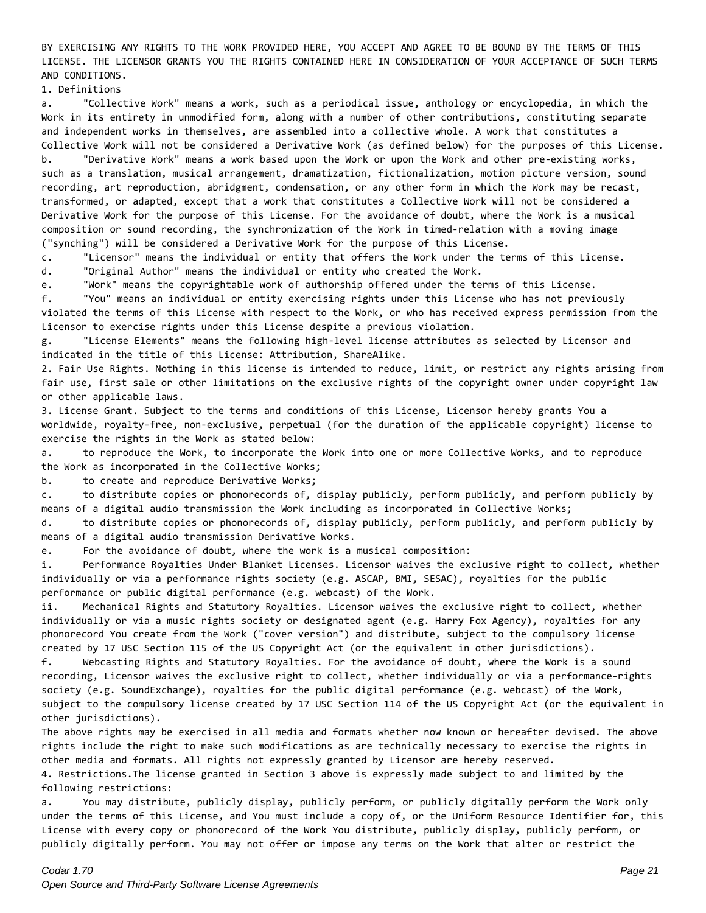BY EXERCISING ANY RIGHTS TO THE WORK PROVIDED HERE, YOU ACCEPT AND AGREE TO BE BOUND BY THE TERMS OF THIS LICENSE. THE LICENSOR GRANTS YOU THE RIGHTS CONTAINED HERE IN CONSIDERATION OF YOUR ACCEPTANCE OF SUCH TERMS AND CONDITIONS.

1. Definitions

a. "Collective Work" means a work, such as a periodical issue, anthology or encyclopedia, in which the Work in its entirety in unmodified form, along with a number of other contributions, constituting separate and independent works in themselves, are assembled into a collective whole. A work that constitutes a Collective Work will not be considered a Derivative Work (as defined below) for the purposes of this License.

b. "Derivative Work" means a work based upon the Work or upon the Work and other pre-existing works, such as a translation, musical arrangement, dramatization, fictionalization, motion picture version, sound recording, art reproduction, abridgment, condensation, or any other form in which the Work may be recast, transformed, or adapted, except that a work that constitutes a Collective Work will not be considered a Derivative Work for the purpose of this License. For the avoidance of doubt, where the Work is a musical composition or sound recording, the synchronization of the Work in timed-relation with a moving image ("synching") will be considered a Derivative Work for the purpose of this License.

c. "Licensor" means the individual or entity that offers the Work under the terms of this License.

d. "Original Author" means the individual or entity who created the Work.

e. "Work" means the copyrightable work of authorship offered under the terms of this License.

f. "You" means an individual or entity exercising rights under this License who has not previously violated the terms of this License with respect to the Work, or who has received express permission from the Licensor to exercise rights under this License despite a previous violation.

g. "License Elements" means the following high-level license attributes as selected by Licensor and indicated in the title of this License: Attribution, ShareAlike.

2. Fair Use Rights. Nothing in this license is intended to reduce, limit, or restrict any rights arising from fair use, first sale or other limitations on the exclusive rights of the copyright owner under copyright law or other applicable laws.

3. License Grant. Subject to the terms and conditions of this License, Licensor hereby grants You a worldwide, royalty-free, non-exclusive, perpetual (for the duration of the applicable copyright) license to exercise the rights in the Work as stated below:

a. to reproduce the Work, to incorporate the Work into one or more Collective Works, and to reproduce the Work as incorporated in the Collective Works;

b. to create and reproduce Derivative Works;

c. to distribute copies or phonorecords of, display publicly, perform publicly, and perform publicly by means of a digital audio transmission the Work including as incorporated in Collective Works;

d. to distribute copies or phonorecords of, display publicly, perform publicly, and perform publicly by means of a digital audio transmission Derivative Works.

e. For the avoidance of doubt, where the work is a musical composition:

i. Performance Royalties Under Blanket Licenses. Licensor waives the exclusive right to collect, whether individually or via a performance rights society (e.g. ASCAP, BMI, SESAC), royalties for the public performance or public digital performance (e.g. webcast) of the Work.

ii. Mechanical Rights and Statutory Royalties. Licensor waives the exclusive right to collect, whether individually or via a music rights society or designated agent (e.g. Harry Fox Agency), royalties for any phonorecord You create from the Work ("cover version") and distribute, subject to the compulsory license created by 17 USC Section 115 of the US Copyright Act (or the equivalent in other jurisdictions).

f. Webcasting Rights and Statutory Royalties. For the avoidance of doubt, where the Work is a sound recording, Licensor waives the exclusive right to collect, whether individually or via a performance-rights society (e.g. SoundExchange), royalties for the public digital performance (e.g. webcast) of the Work, subject to the compulsory license created by 17 USC Section 114 of the US Copyright Act (or the equivalent in other jurisdictions).

The above rights may be exercised in all media and formats whether now known or hereafter devised. The above rights include the right to make such modifications as are technically necessary to exercise the rights in other media and formats. All rights not expressly granted by Licensor are hereby reserved.

4. Restrictions.The license granted in Section 3 above is expressly made subject to and limited by the following restrictions:

a. You may distribute, publicly display, publicly perform, or publicly digitally perform the Work only under the terms of this License, and You must include a copy of, or the Uniform Resource Identifier for, this License with every copy or phonorecord of the Work You distribute, publicly display, publicly perform, or publicly digitally perform. You may not offer or impose any terms on the Work that alter or restrict the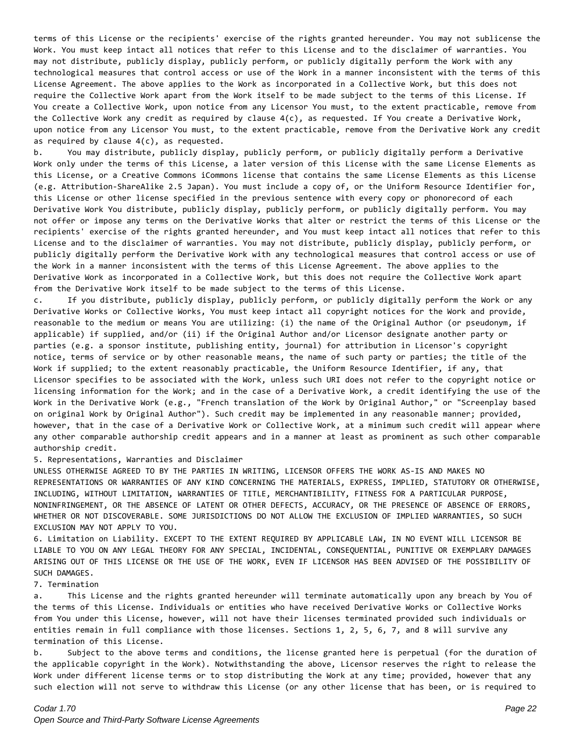terms of this License or the recipients' exercise of the rights granted hereunder. You may not sublicense the Work. You must keep intact all notices that refer to this License and to the disclaimer of warranties. You may not distribute, publicly display, publicly perform, or publicly digitally perform the Work with any technological measures that control access or use of the Work in a manner inconsistent with the terms of this License Agreement. The above applies to the Work as incorporated in a Collective Work, but this does not require the Collective Work apart from the Work itself to be made subject to the terms of this License. If You create a Collective Work, upon notice from any Licensor You must, to the extent practicable, remove from the Collective Work any credit as required by clause 4(c), as requested. If You create a Derivative Work, upon notice from any Licensor You must, to the extent practicable, remove from the Derivative Work any credit as required by clause 4(c), as requested.

b. You may distribute, publicly display, publicly perform, or publicly digitally perform a Derivative Work only under the terms of this License, a later version of this License with the same License Elements as this License, or a Creative Commons iCommons license that contains the same License Elements as this License (e.g. Attribution-ShareAlike 2.5 Japan). You must include a copy of, or the Uniform Resource Identifier for, this License or other license specified in the previous sentence with every copy or phonorecord of each Derivative Work You distribute, publicly display, publicly perform, or publicly digitally perform. You may not offer or impose any terms on the Derivative Works that alter or restrict the terms of this License or the recipients' exercise of the rights granted hereunder, and You must keep intact all notices that refer to this License and to the disclaimer of warranties. You may not distribute, publicly display, publicly perform, or publicly digitally perform the Derivative Work with any technological measures that control access or use of the Work in a manner inconsistent with the terms of this License Agreement. The above applies to the Derivative Work as incorporated in a Collective Work, but this does not require the Collective Work apart from the Derivative Work itself to be made subject to the terms of this License.

c. If you distribute, publicly display, publicly perform, or publicly digitally perform the Work or any Derivative Works or Collective Works, You must keep intact all copyright notices for the Work and provide, reasonable to the medium or means You are utilizing: (i) the name of the Original Author (or pseudonym, if applicable) if supplied, and/or (ii) if the Original Author and/or Licensor designate another party or parties (e.g. a sponsor institute, publishing entity, journal) for attribution in Licensor's copyright notice, terms of service or by other reasonable means, the name of such party or parties; the title of the Work if supplied; to the extent reasonably practicable, the Uniform Resource Identifier, if any, that Licensor specifies to be associated with the Work, unless such URI does not refer to the copyright notice or licensing information for the Work; and in the case of a Derivative Work, a credit identifying the use of the Work in the Derivative Work (e.g., "French translation of the Work by Original Author," or "Screenplay based on original Work by Original Author"). Such credit may be implemented in any reasonable manner; provided, however, that in the case of a Derivative Work or Collective Work, at a minimum such credit will appear where any other comparable authorship credit appears and in a manner at least as prominent as such other comparable authorship credit.

5. Representations, Warranties and Disclaimer

UNLESS OTHERWISE AGREED TO BY THE PARTIES IN WRITING, LICENSOR OFFERS THE WORK AS-IS AND MAKES NO REPRESENTATIONS OR WARRANTIES OF ANY KIND CONCERNING THE MATERIALS, EXPRESS, IMPLIED, STATUTORY OR OTHERWISE, INCLUDING, WITHOUT LIMITATION, WARRANTIES OF TITLE, MERCHANTIBILITY, FITNESS FOR A PARTICULAR PURPOSE, NONINFRINGEMENT, OR THE ABSENCE OF LATENT OR OTHER DEFECTS, ACCURACY, OR THE PRESENCE OF ABSENCE OF ERRORS, WHETHER OR NOT DISCOVERABLE. SOME JURISDICTIONS DO NOT ALLOW THE EXCLUSION OF IMPLIED WARRANTIES, SO SUCH EXCLUSION MAY NOT APPLY TO YOU.

6. Limitation on Liability. EXCEPT TO THE EXTENT REQUIRED BY APPLICABLE LAW, IN NO EVENT WILL LICENSOR BE LIABLE TO YOU ON ANY LEGAL THEORY FOR ANY SPECIAL, INCIDENTAL, CONSEQUENTIAL, PUNITIVE OR EXEMPLARY DAMAGES ARISING OUT OF THIS LICENSE OR THE USE OF THE WORK, EVEN IF LICENSOR HAS BEEN ADVISED OF THE POSSIBILITY OF SUCH DAMAGES.

7. Termination

a. This License and the rights granted hereunder will terminate automatically upon any breach by You of the terms of this License. Individuals or entities who have received Derivative Works or Collective Works from You under this License, however, will not have their licenses terminated provided such individuals or entities remain in full compliance with those licenses. Sections 1, 2, 5, 6, 7, and 8 will survive any termination of this License.

b. Subject to the above terms and conditions, the license granted here is perpetual (for the duration of the applicable copyright in the Work). Notwithstanding the above, Licensor reserves the right to release the Work under different license terms or to stop distributing the Work at any time; provided, however that any such election will not serve to withdraw this License (or any other license that has been, or is required to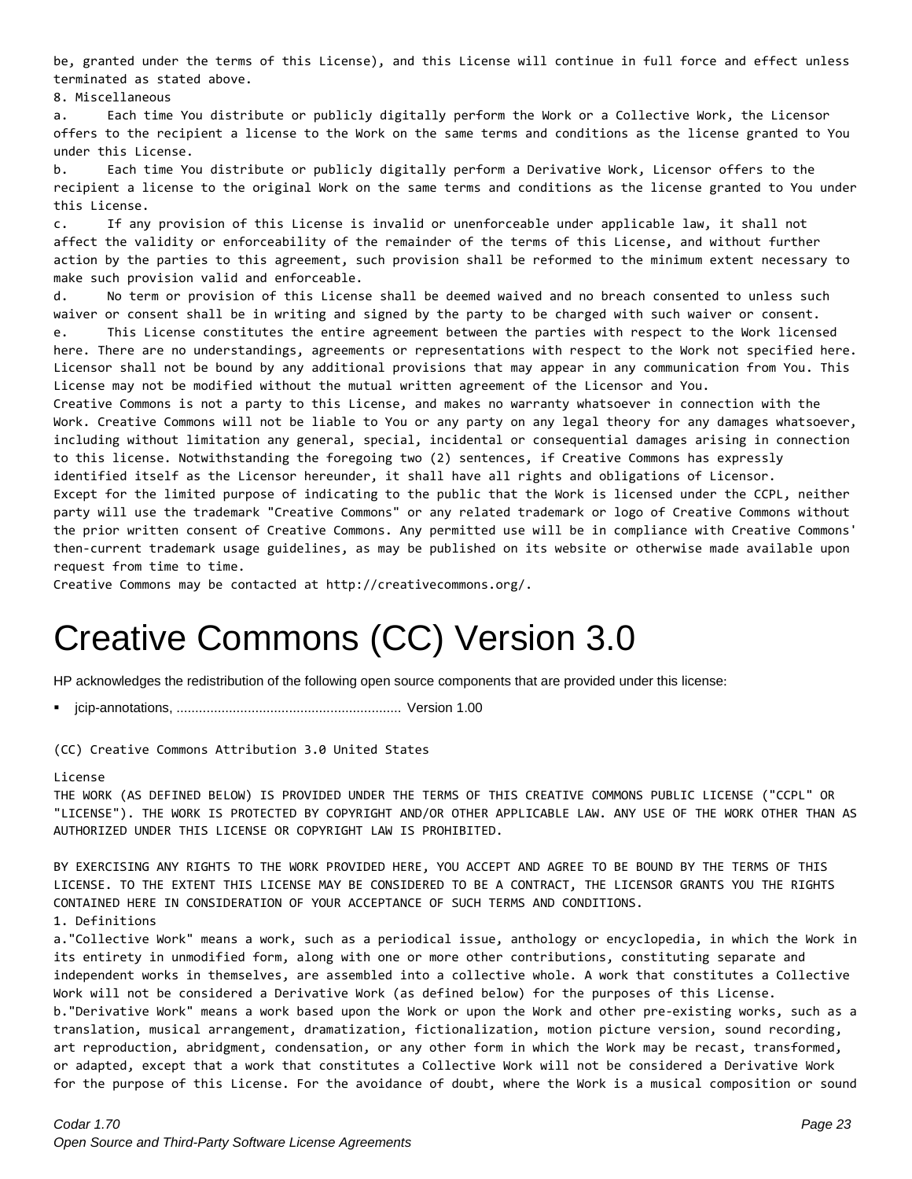be, granted under the terms of this License), and this License will continue in full force and effect unless terminated as stated above.

8. Miscellaneous

a. Each time You distribute or publicly digitally perform the Work or a Collective Work, the Licensor offers to the recipient a license to the Work on the same terms and conditions as the license granted to You under this License.

b. Each time You distribute or publicly digitally perform a Derivative Work, Licensor offers to the recipient a license to the original Work on the same terms and conditions as the license granted to You under this License.

c. If any provision of this License is invalid or unenforceable under applicable law, it shall not affect the validity or enforceability of the remainder of the terms of this License, and without further action by the parties to this agreement, such provision shall be reformed to the minimum extent necessary to make such provision valid and enforceable.

d. No term or provision of this License shall be deemed waived and no breach consented to unless such waiver or consent shall be in writing and signed by the party to be charged with such waiver or consent.

e. This License constitutes the entire agreement between the parties with respect to the Work licensed here. There are no understandings, agreements or representations with respect to the Work not specified here. Licensor shall not be bound by any additional provisions that may appear in any communication from You. This License may not be modified without the mutual written agreement of the Licensor and You.

Creative Commons is not a party to this License, and makes no warranty whatsoever in connection with the Work. Creative Commons will not be liable to You or any party on any legal theory for any damages whatsoever, including without limitation any general, special, incidental or consequential damages arising in connection to this license. Notwithstanding the foregoing two (2) sentences, if Creative Commons has expressly identified itself as the Licensor hereunder, it shall have all rights and obligations of Licensor.

Except for the limited purpose of indicating to the public that the Work is licensed under the CCPL, neither party will use the trademark "Creative Commons" or any related trademark or logo of Creative Commons without the prior written consent of Creative Commons. Any permitted use will be in compliance with Creative Commons' then-current trademark usage guidelines, as may be published on its website or otherwise made available upon request from time to time.

Creative Commons may be contacted at http://creativecommons.org/.

# Creative Commons (CC) Version 3.0

HP acknowledges the redistribution of the following open source components that are provided under this license:

- jcip-annotations, ........................................................... Version 1.00

(CC) Creative Commons Attribution 3.0 United States

License

THE WORK (AS DEFINED BELOW) IS PROVIDED UNDER THE TERMS OF THIS CREATIVE COMMONS PUBLIC LICENSE ("CCPL" OR "LICENSE"). THE WORK IS PROTECTED BY COPYRIGHT AND/OR OTHER APPLICABLE LAW. ANY USE OF THE WORK OTHER THAN AS AUTHORIZED UNDER THIS LICENSE OR COPYRIGHT LAW IS PROHIBITED.

BY EXERCISING ANY RIGHTS TO THE WORK PROVIDED HERE, YOU ACCEPT AND AGREE TO BE BOUND BY THE TERMS OF THIS LICENSE. TO THE EXTENT THIS LICENSE MAY BE CONSIDERED TO BE A CONTRACT, THE LICENSOR GRANTS YOU THE RIGHTS CONTAINED HERE IN CONSIDERATION OF YOUR ACCEPTANCE OF SUCH TERMS AND CONDITIONS.

1. Definitions

a."Collective Work" means a work, such as a periodical issue, anthology or encyclopedia, in which the Work in its entirety in unmodified form, along with one or more other contributions, constituting separate and independent works in themselves, are assembled into a collective whole. A work that constitutes a Collective Work will not be considered a Derivative Work (as defined below) for the purposes of this License.

b."Derivative Work" means a work based upon the Work or upon the Work and other pre-existing works, such as a translation, musical arrangement, dramatization, fictionalization, motion picture version, sound recording, art reproduction, abridgment, condensation, or any other form in which the Work may be recast, transformed, or adapted, except that a work that constitutes a Collective Work will not be considered a Derivative Work for the purpose of this License. For the avoidance of doubt, where the Work is a musical composition or sound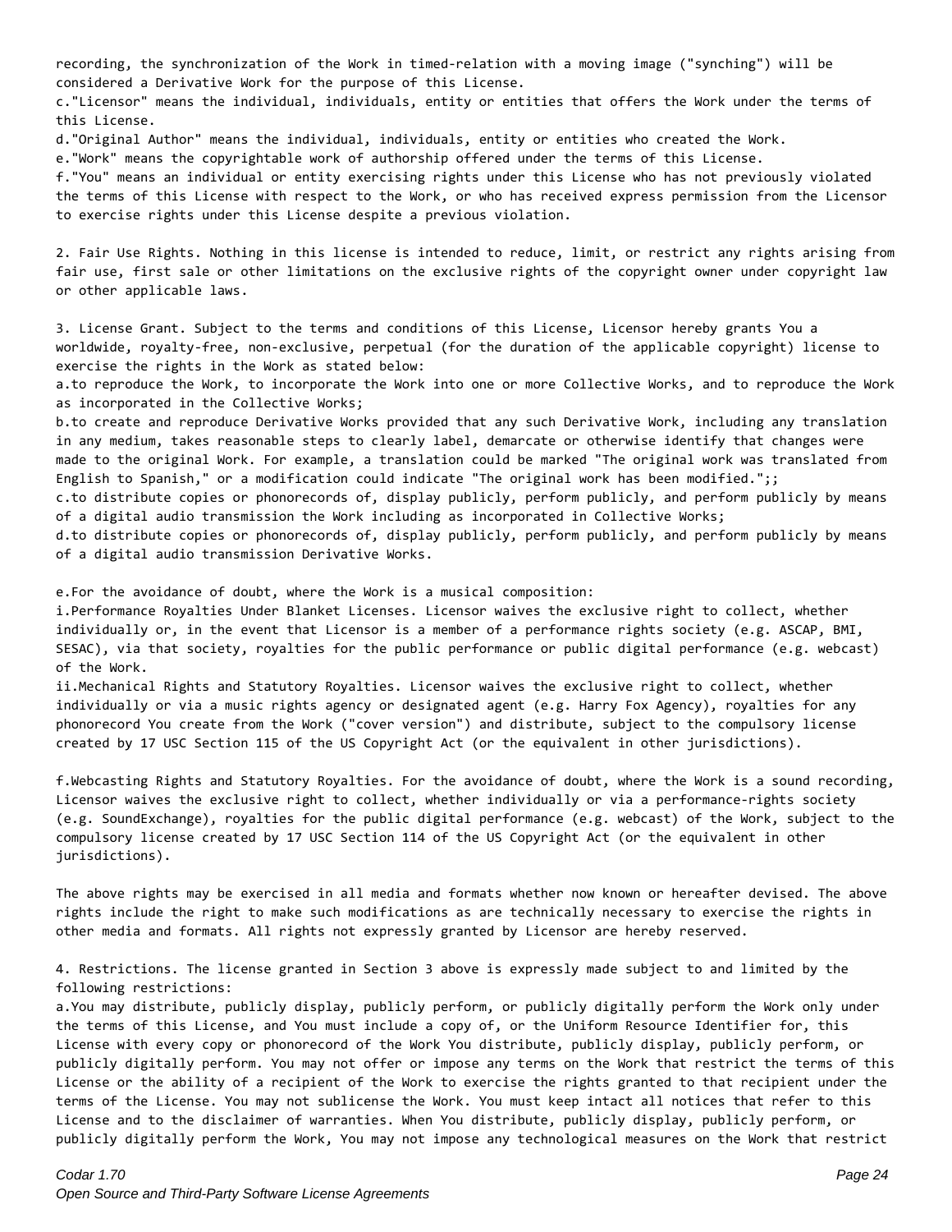recording, the synchronization of the Work in timed-relation with a moving image ("synching") will be considered a Derivative Work for the purpose of this License.

c."Licensor" means the individual, individuals, entity or entities that offers the Work under the terms of this License.

d."Original Author" means the individual, individuals, entity or entities who created the Work.

e."Work" means the copyrightable work of authorship offered under the terms of this License.

f."You" means an individual or entity exercising rights under this License who has not previously violated the terms of this License with respect to the Work, or who has received express permission from the Licensor to exercise rights under this License despite a previous violation.

2. Fair Use Rights. Nothing in this license is intended to reduce, limit, or restrict any rights arising from fair use, first sale or other limitations on the exclusive rights of the copyright owner under copyright law or other applicable laws.

3. License Grant. Subject to the terms and conditions of this License, Licensor hereby grants You a worldwide, royalty-free, non-exclusive, perpetual (for the duration of the applicable copyright) license to exercise the rights in the Work as stated below:

a.to reproduce the Work, to incorporate the Work into one or more Collective Works, and to reproduce the Work as incorporated in the Collective Works;

b.to create and reproduce Derivative Works provided that any such Derivative Work, including any translation in any medium, takes reasonable steps to clearly label, demarcate or otherwise identify that changes were made to the original Work. For example, a translation could be marked "The original work was translated from English to Spanish," or a modification could indicate "The original work has been modified.";;

c.to distribute copies or phonorecords of, display publicly, perform publicly, and perform publicly by means of a digital audio transmission the Work including as incorporated in Collective Works;

d.to distribute copies or phonorecords of, display publicly, perform publicly, and perform publicly by means of a digital audio transmission Derivative Works.

e.For the avoidance of doubt, where the Work is a musical composition:

i.Performance Royalties Under Blanket Licenses. Licensor waives the exclusive right to collect, whether individually or, in the event that Licensor is a member of a performance rights society (e.g. ASCAP, BMI, SESAC), via that society, royalties for the public performance or public digital performance (e.g. webcast) of the Work.

ii.Mechanical Rights and Statutory Royalties. Licensor waives the exclusive right to collect, whether individually or via a music rights agency or designated agent (e.g. Harry Fox Agency), royalties for any phonorecord You create from the Work ("cover version") and distribute, subject to the compulsory license created by 17 USC Section 115 of the US Copyright Act (or the equivalent in other jurisdictions).

f.Webcasting Rights and Statutory Royalties. For the avoidance of doubt, where the Work is a sound recording, Licensor waives the exclusive right to collect, whether individually or via a performance-rights society (e.g. SoundExchange), royalties for the public digital performance (e.g. webcast) of the Work, subject to the compulsory license created by 17 USC Section 114 of the US Copyright Act (or the equivalent in other jurisdictions).

The above rights may be exercised in all media and formats whether now known or hereafter devised. The above rights include the right to make such modifications as are technically necessary to exercise the rights in other media and formats. All rights not expressly granted by Licensor are hereby reserved.

4. Restrictions. The license granted in Section 3 above is expressly made subject to and limited by the following restrictions:

a.You may distribute, publicly display, publicly perform, or publicly digitally perform the Work only under the terms of this License, and You must include a copy of, or the Uniform Resource Identifier for, this License with every copy or phonorecord of the Work You distribute, publicly display, publicly perform, or publicly digitally perform. You may not offer or impose any terms on the Work that restrict the terms of this License or the ability of a recipient of the Work to exercise the rights granted to that recipient under the terms of the License. You may not sublicense the Work. You must keep intact all notices that refer to this License and to the disclaimer of warranties. When You distribute, publicly display, publicly perform, or publicly digitally perform the Work, You may not impose any technological measures on the Work that restrict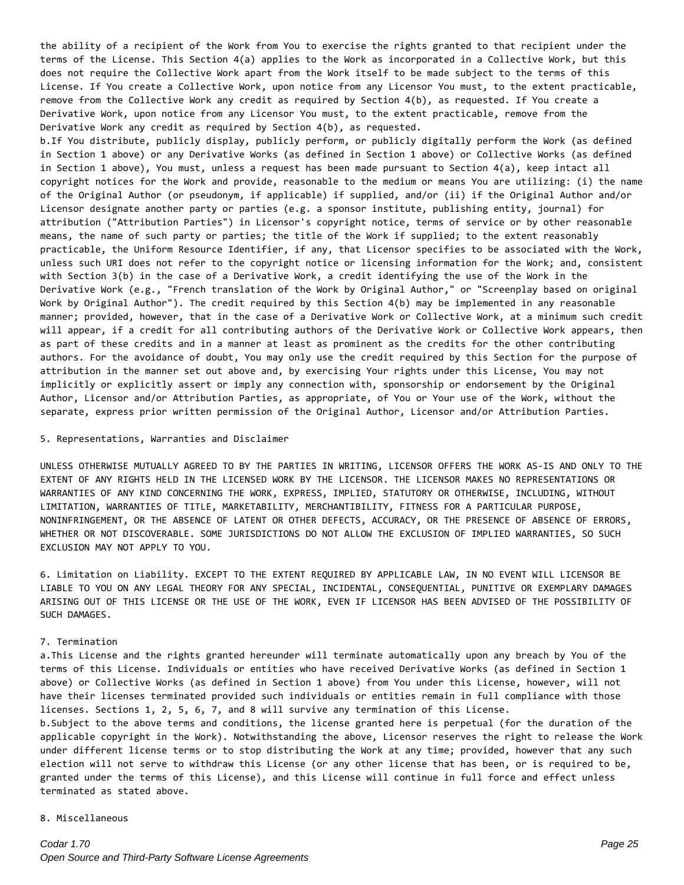the ability of a recipient of the Work from You to exercise the rights granted to that recipient under the terms of the License. This Section 4(a) applies to the Work as incorporated in a Collective Work, but this does not require the Collective Work apart from the Work itself to be made subject to the terms of this License. If You create a Collective Work, upon notice from any Licensor You must, to the extent practicable, remove from the Collective Work any credit as required by Section 4(b), as requested. If You create a Derivative Work, upon notice from any Licensor You must, to the extent practicable, remove from the Derivative Work any credit as required by Section 4(b), as requested.

b.If You distribute, publicly display, publicly perform, or publicly digitally perform the Work (as defined in Section 1 above) or any Derivative Works (as defined in Section 1 above) or Collective Works (as defined in Section 1 above), You must, unless a request has been made pursuant to Section 4(a), keep intact all copyright notices for the Work and provide, reasonable to the medium or means You are utilizing: (i) the name of the Original Author (or pseudonym, if applicable) if supplied, and/or (ii) if the Original Author and/or Licensor designate another party or parties (e.g. a sponsor institute, publishing entity, journal) for attribution ("Attribution Parties") in Licensor's copyright notice, terms of service or by other reasonable means, the name of such party or parties; the title of the Work if supplied; to the extent reasonably practicable, the Uniform Resource Identifier, if any, that Licensor specifies to be associated with the Work, unless such URI does not refer to the copyright notice or licensing information for the Work; and, consistent with Section 3(b) in the case of a Derivative Work, a credit identifying the use of the Work in the Derivative Work (e.g., "French translation of the Work by Original Author," or "Screenplay based on original Work by Original Author"). The credit required by this Section 4(b) may be implemented in any reasonable manner; provided, however, that in the case of a Derivative Work or Collective Work, at a minimum such credit will appear, if a credit for all contributing authors of the Derivative Work or Collective Work appears, then as part of these credits and in a manner at least as prominent as the credits for the other contributing authors. For the avoidance of doubt, You may only use the credit required by this Section for the purpose of attribution in the manner set out above and, by exercising Your rights under this License, You may not implicitly or explicitly assert or imply any connection with, sponsorship or endorsement by the Original Author, Licensor and/or Attribution Parties, as appropriate, of You or Your use of the Work, without the separate, express prior written permission of the Original Author, Licensor and/or Attribution Parties.

5. Representations, Warranties and Disclaimer

UNLESS OTHERWISE MUTUALLY AGREED TO BY THE PARTIES IN WRITING, LICENSOR OFFERS THE WORK AS-IS AND ONLY TO THE EXTENT OF ANY RIGHTS HELD IN THE LICENSED WORK BY THE LICENSOR. THE LICENSOR MAKES NO REPRESENTATIONS OR WARRANTIES OF ANY KIND CONCERNING THE WORK, EXPRESS, IMPLIED, STATUTORY OR OTHERWISE, INCLUDING, WITHOUT LIMITATION, WARRANTIES OF TITLE, MARKETABILITY, MERCHANTIBILITY, FITNESS FOR A PARTICULAR PURPOSE, NONINFRINGEMENT, OR THE ABSENCE OF LATENT OR OTHER DEFECTS, ACCURACY, OR THE PRESENCE OF ABSENCE OF ERRORS, WHETHER OR NOT DISCOVERABLE. SOME JURISDICTIONS DO NOT ALLOW THE EXCLUSION OF IMPLIED WARRANTIES, SO SUCH EXCLUSION MAY NOT APPLY TO YOU.

6. Limitation on Liability. EXCEPT TO THE EXTENT REQUIRED BY APPLICABLE LAW, IN NO EVENT WILL LICENSOR BE LIABLE TO YOU ON ANY LEGAL THEORY FOR ANY SPECIAL, INCIDENTAL, CONSEQUENTIAL, PUNITIVE OR EXEMPLARY DAMAGES ARISING OUT OF THIS LICENSE OR THE USE OF THE WORK, EVEN IF LICENSOR HAS BEEN ADVISED OF THE POSSIBILITY OF SUCH DAMAGES.

7. Termination

a.This License and the rights granted hereunder will terminate automatically upon any breach by You of the terms of this License. Individuals or entities who have received Derivative Works (as defined in Section 1 above) or Collective Works (as defined in Section 1 above) from You under this License, however, will not have their licenses terminated provided such individuals or entities remain in full compliance with those licenses. Sections 1, 2, 5, 6, 7, and 8 will survive any termination of this License.

b.Subject to the above terms and conditions, the license granted here is perpetual (for the duration of the applicable copyright in the Work). Notwithstanding the above, Licensor reserves the right to release the Work under different license terms or to stop distributing the Work at any time; provided, however that any such election will not serve to withdraw this License (or any other license that has been, or is required to be, granted under the terms of this License), and this License will continue in full force and effect unless terminated as stated above.

8. Miscellaneous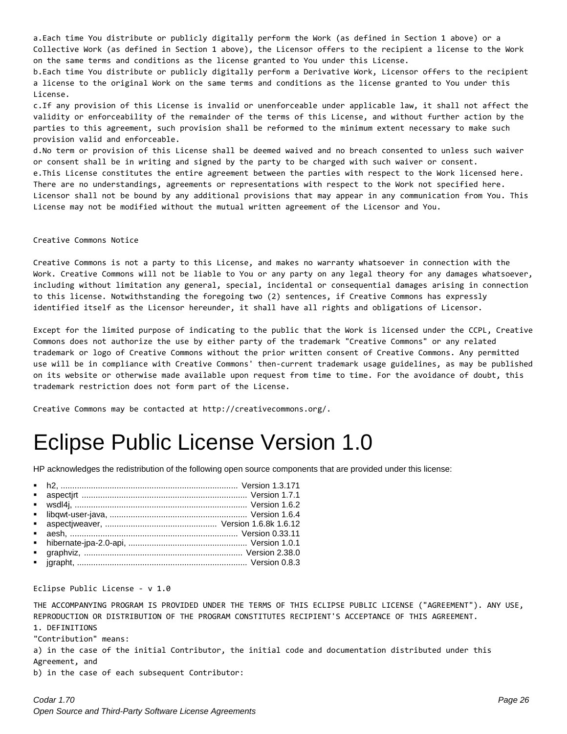a.Each time You distribute or publicly digitally perform the Work (as defined in Section 1 above) or a Collective Work (as defined in Section 1 above), the Licensor offers to the recipient a license to the Work on the same terms and conditions as the license granted to You under this License.
b.Each time You distribute or publicly digitally perform a Derivative Work, Licensor offers to the recipient a license to the original Work on the same terms and conditions as the license granted to You under this License.
c.If any provision of this License is invalid or unenforceable under applicable law, it shall not affect the validity or enforceability of the remainder of the terms of this License, and without further action by the parties to this agreement, such provision shall be reformed to the minimum extent necessary to make such provision valid and enforceable.
d.No term or provision of this License shall be deemed waived and no breach consented to unless such waiver or consent shall be in writing and signed by the party to be charged with such waiver or consent.
e.This License constitutes the entire agreement between the parties with respect to the Work licensed here. There are no understandings, agreements or representations with respect to the Work not specified here. Licensor shall not be bound by any additional provisions that may appear in any communication from You. This License may not be modified without the mutual written agreement of the Licensor and You.

Creative Commons Notice

Creative Commons is not a party to this License, and makes no warranty whatsoever in connection with the Work. Creative Commons will not be liable to You or any party on any legal theory for any damages whatsoever, including without limitation any general, special, incidental or consequential damages arising in connection to this license. Notwithstanding the foregoing two (2) sentences, if Creative Commons has expressly identified itself as the Licensor hereunder, it shall have all rights and obligations of Licensor.

Except for the limited purpose of indicating to the public that the Work is licensed under the CCPL, Creative Commons does not authorize the use by either party of the trademark "Creative Commons" or any related trademark or logo of Creative Commons without the prior written consent of Creative Commons. Any permitted use will be in compliance with Creative Commons' then-current trademark usage guidelines, as may be published on its website or otherwise made available upon request from time to time. For the avoidance of doubt, this trademark restriction does not form part of the License.

Creative Commons may be contacted at http://creativecommons.org/.

# Eclipse Public License Version 1.0

HP acknowledges the redistribution of the following open source components that are provided under this license:

- h2, ........................................................................... Version 1.3.171
- aspectjrt ...................................................................... Version 1.7.1
- wsdl4j, ......................................................................... Version 1.6.2
- libqwt-user-java, .......................................................... Version 1.6.4
- aspectjweaver, ............................................... Version 1.6.8k 1.6.12
- aesh, ....................................................................... Version 0.33.11
- hibernate-jpa-2.0-api, .................................................. Version 1.0.1
- graphviz, ................................................................... Version 2.38.0
- jgrapht, ....................................................................... Version 0.8.3

Eclipse Public License - v 1.0

THE ACCOMPANYING PROGRAM IS PROVIDED UNDER THE TERMS OF THIS ECLIPSE PUBLIC LICENSE ("AGREEMENT"). ANY USE, REPRODUCTION OR DISTRIBUTION OF THE PROGRAM CONSTITUTES RECIPIENT'S ACCEPTANCE OF THIS AGREEMENT.
1. DEFINITIONS
"Contribution" means:
a) in the case of the initial Contributor, the initial code and documentation distributed under this Agreement, and
b) in the case of each subsequent Contributor: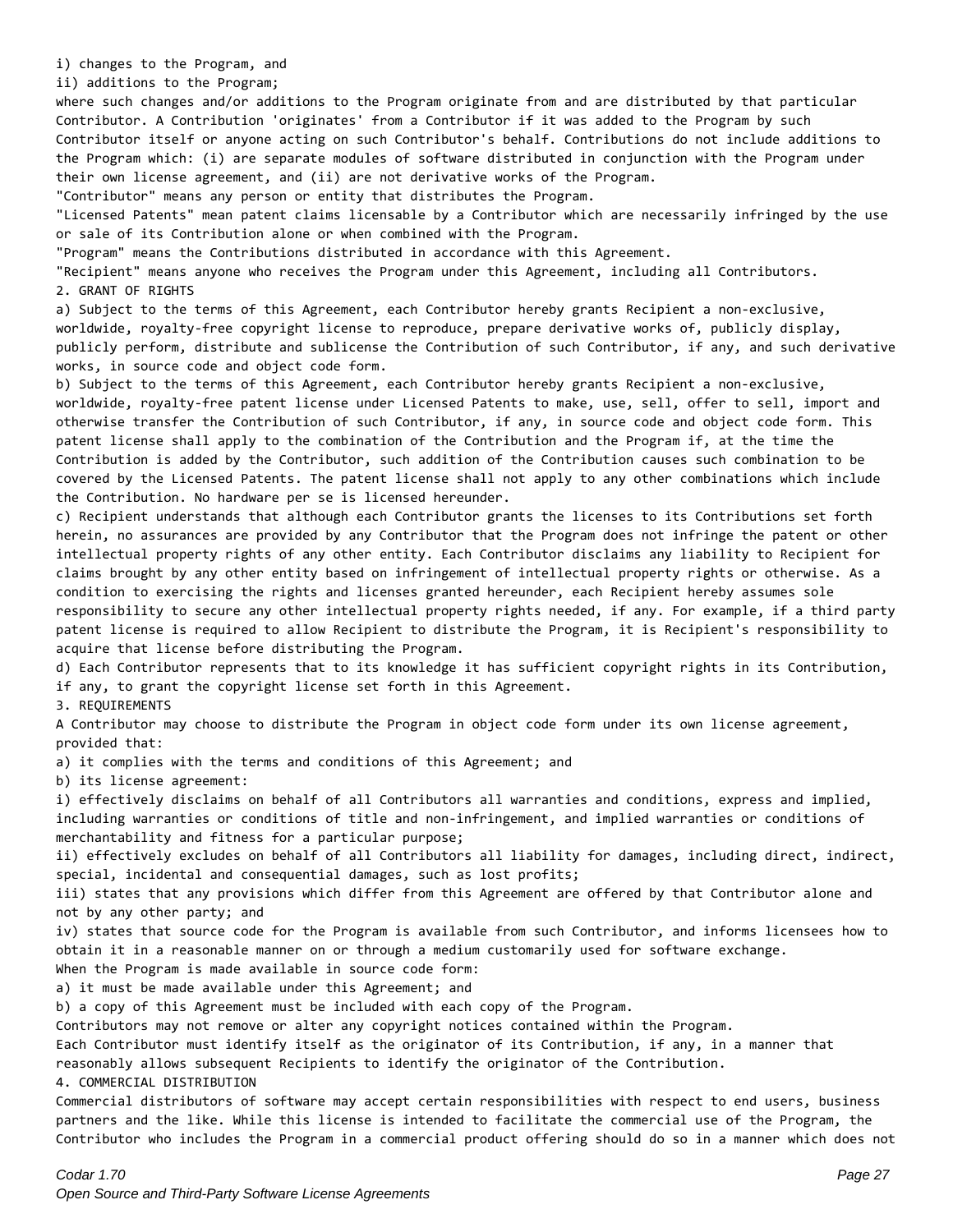i) changes to the Program, and
ii) additions to the Program;
where such changes and/or additions to the Program originate from and are distributed by that particular Contributor. A Contribution 'originates' from a Contributor if it was added to the Program by such Contributor itself or anyone acting on such Contributor's behalf. Contributions do not include additions to the Program which: (i) are separate modules of software distributed in conjunction with the Program under their own license agreement, and (ii) are not derivative works of the Program.
"Contributor" means any person or entity that distributes the Program.
"Licensed Patents" mean patent claims licensable by a Contributor which are necessarily infringed by the use or sale of its Contribution alone or when combined with the Program.
"Program" means the Contributions distributed in accordance with this Agreement.
"Recipient" means anyone who receives the Program under this Agreement, including all Contributors.

## 2. GRANT OF RIGHTS

a) Subject to the terms of this Agreement, each Contributor hereby grants Recipient a non-exclusive, worldwide, royalty-free copyright license to reproduce, prepare derivative works of, publicly display, publicly perform, distribute and sublicense the Contribution of such Contributor, if any, and such derivative works, in source code and object code form.

b) Subject to the terms of this Agreement, each Contributor hereby grants Recipient a non-exclusive, worldwide, royalty-free patent license under Licensed Patents to make, use, sell, offer to sell, import and otherwise transfer the Contribution of such Contributor, if any, in source code and object code form. This patent license shall apply to the combination of the Contribution and the Program if, at the time the Contribution is added by the Contributor, such addition of the Contribution causes such combination to be covered by the Licensed Patents. The patent license shall not apply to any other combinations which include the Contribution. No hardware per se is licensed hereunder.

c) Recipient understands that although each Contributor grants the licenses to its Contributions set forth herein, no assurances are provided by any Contributor that the Program does not infringe the patent or other intellectual property rights of any other entity. Each Contributor disclaims any liability to Recipient for claims brought by any other entity based on infringement of intellectual property rights or otherwise. As a condition to exercising the rights and licenses granted hereunder, each Recipient hereby assumes sole responsibility to secure any other intellectual property rights needed, if any. For example, if a third party patent license is required to allow Recipient to distribute the Program, it is Recipient's responsibility to acquire that license before distributing the Program.

d) Each Contributor represents that to its knowledge it has sufficient copyright rights in its Contribution, if any, to grant the copyright license set forth in this Agreement.

## 3. REQUIREMENTS

A Contributor may choose to distribute the Program in object code form under its own license agreement, provided that:
a) it complies with the terms and conditions of this Agreement; and
b) its license agreement:
i) effectively disclaims on behalf of all Contributors all warranties and conditions, express and implied, including warranties or conditions of title and non-infringement, and implied warranties or conditions of merchantability and fitness for a particular purpose;
ii) effectively excludes on behalf of all Contributors all liability for damages, including direct, indirect, special, incidental and consequential damages, such as lost profits;
iii) states that any provisions which differ from this Agreement are offered by that Contributor alone and not by any other party; and
iv) states that source code for the Program is available from such Contributor, and informs licensees how to obtain it in a reasonable manner on or through a medium customarily used for software exchange.
When the Program is made available in source code form:
a) it must be made available under this Agreement; and
b) a copy of this Agreement must be included with each copy of the Program.
Contributors may not remove or alter any copyright notices contained within the Program.
Each Contributor must identify itself as the originator of its Contribution, if any, in a manner that reasonably allows subsequent Recipients to identify the originator of the Contribution.

## 4. COMMERCIAL DISTRIBUTION

Commercial distributors of software may accept certain responsibilities with respect to end users, business partners and the like. While this license is intended to facilitate the commercial use of the Program, the Contributor who includes the Program in a commercial product offering should do so in a manner which does not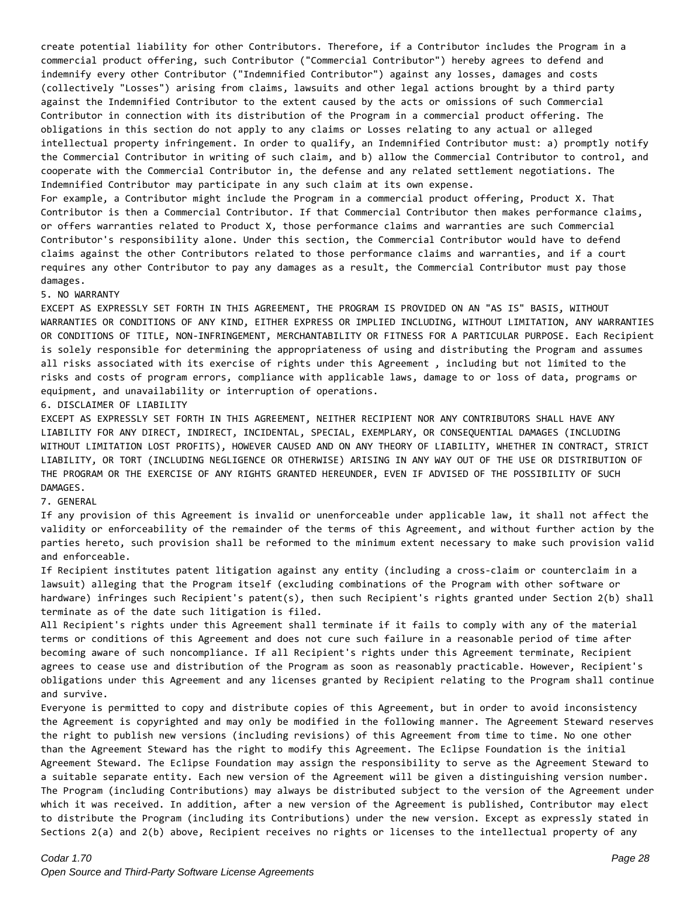create potential liability for other Contributors. Therefore, if a Contributor includes the Program in a commercial product offering, such Contributor ("Commercial Contributor") hereby agrees to defend and indemnify every other Contributor ("Indemnified Contributor") against any losses, damages and costs (collectively "Losses") arising from claims, lawsuits and other legal actions brought by a third party against the Indemnified Contributor to the extent caused by the acts or omissions of such Commercial Contributor in connection with its distribution of the Program in a commercial product offering. The obligations in this section do not apply to any claims or Losses relating to any actual or alleged intellectual property infringement. In order to qualify, an Indemnified Contributor must: a) promptly notify the Commercial Contributor in writing of such claim, and b) allow the Commercial Contributor to control, and cooperate with the Commercial Contributor in, the defense and any related settlement negotiations. The Indemnified Contributor may participate in any such claim at its own expense.

For example, a Contributor might include the Program in a commercial product offering, Product X. That Contributor is then a Commercial Contributor. If that Commercial Contributor then makes performance claims, or offers warranties related to Product X, those performance claims and warranties are such Commercial Contributor's responsibility alone. Under this section, the Commercial Contributor would have to defend claims against the other Contributors related to those performance claims and warranties, and if a court requires any other Contributor to pay any damages as a result, the Commercial Contributor must pay those damages.

5. NO WARRANTY

EXCEPT AS EXPRESSLY SET FORTH IN THIS AGREEMENT, THE PROGRAM IS PROVIDED ON AN "AS IS" BASIS, WITHOUT WARRANTIES OR CONDITIONS OF ANY KIND, EITHER EXPRESS OR IMPLIED INCLUDING, WITHOUT LIMITATION, ANY WARRANTIES OR CONDITIONS OF TITLE, NON-INFRINGEMENT, MERCHANTABILITY OR FITNESS FOR A PARTICULAR PURPOSE. Each Recipient is solely responsible for determining the appropriateness of using and distributing the Program and assumes all risks associated with its exercise of rights under this Agreement , including but not limited to the risks and costs of program errors, compliance with applicable laws, damage to or loss of data, programs or equipment, and unavailability or interruption of operations.

6. DISCLAIMER OF LIABILITY

EXCEPT AS EXPRESSLY SET FORTH IN THIS AGREEMENT, NEITHER RECIPIENT NOR ANY CONTRIBUTORS SHALL HAVE ANY LIABILITY FOR ANY DIRECT, INDIRECT, INCIDENTAL, SPECIAL, EXEMPLARY, OR CONSEQUENTIAL DAMAGES (INCLUDING WITHOUT LIMITATION LOST PROFITS), HOWEVER CAUSED AND ON ANY THEORY OF LIABILITY, WHETHER IN CONTRACT, STRICT LIABILITY, OR TORT (INCLUDING NEGLIGENCE OR OTHERWISE) ARISING IN ANY WAY OUT OF THE USE OR DISTRIBUTION OF THE PROGRAM OR THE EXERCISE OF ANY RIGHTS GRANTED HEREUNDER, EVEN IF ADVISED OF THE POSSIBILITY OF SUCH DAMAGES.

7. GENERAL

If any provision of this Agreement is invalid or unenforceable under applicable law, it shall not affect the validity or enforceability of the remainder of the terms of this Agreement, and without further action by the parties hereto, such provision shall be reformed to the minimum extent necessary to make such provision valid and enforceable.

If Recipient institutes patent litigation against any entity (including a cross-claim or counterclaim in a lawsuit) alleging that the Program itself (excluding combinations of the Program with other software or hardware) infringes such Recipient's patent(s), then such Recipient's rights granted under Section 2(b) shall terminate as of the date such litigation is filed.

All Recipient's rights under this Agreement shall terminate if it fails to comply with any of the material terms or conditions of this Agreement and does not cure such failure in a reasonable period of time after becoming aware of such noncompliance. If all Recipient's rights under this Agreement terminate, Recipient agrees to cease use and distribution of the Program as soon as reasonably practicable. However, Recipient's obligations under this Agreement and any licenses granted by Recipient relating to the Program shall continue and survive.

Everyone is permitted to copy and distribute copies of this Agreement, but in order to avoid inconsistency the Agreement is copyrighted and may only be modified in the following manner. The Agreement Steward reserves the right to publish new versions (including revisions) of this Agreement from time to time. No one other than the Agreement Steward has the right to modify this Agreement. The Eclipse Foundation is the initial Agreement Steward. The Eclipse Foundation may assign the responsibility to serve as the Agreement Steward to a suitable separate entity. Each new version of the Agreement will be given a distinguishing version number. The Program (including Contributions) may always be distributed subject to the version of the Agreement under which it was received. In addition, after a new version of the Agreement is published, Contributor may elect to distribute the Program (including its Contributions) under the new version. Except as expressly stated in Sections 2(a) and 2(b) above, Recipient receives no rights or licenses to the intellectual property of any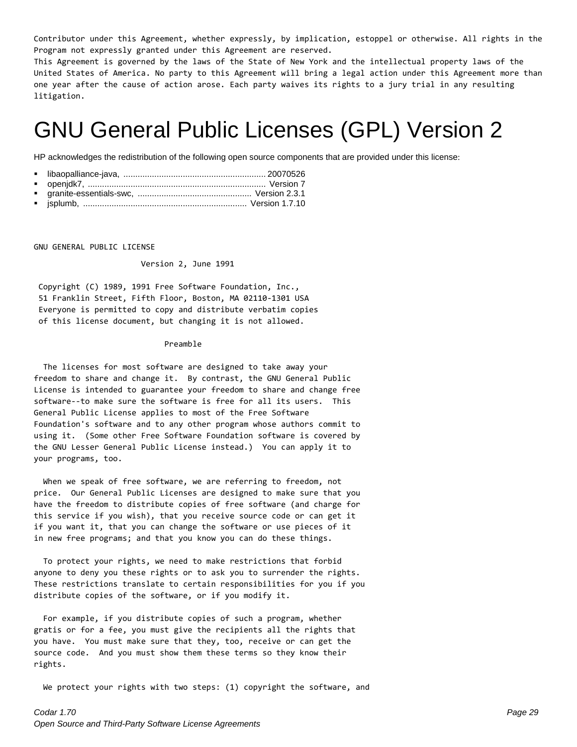Contributor under this Agreement, whether expressly, by implication, estoppel or otherwise. All rights in the Program not expressly granted under this Agreement are reserved.
This Agreement is governed by the laws of the State of New York and the intellectual property laws of the United States of America. No party to this Agreement will bring a legal action under this Agreement more than one year after the cause of action arose. Each party waives its rights to a jury trial in any resulting litigation.

# GNU General Public Licenses (GPL) Version 2

HP acknowledges the redistribution of the following open source components that are provided under this license:

- libaopalliance-java, ........................................................... 20070526
- openjdk7, ........................................................................ Version 7
- granite-essentials-swc, ................................................ Version 2.3.1
- jsplumb, .................................................................... Version 1.7.10

```
GNU GENERAL PUBLIC LICENSE

                       Version 2, June 1991

 Copyright (C) 1989, 1991 Free Software Foundation, Inc.,
 51 Franklin Street, Fifth Floor, Boston, MA 02110-1301 USA
 Everyone is permitted to copy and distribute verbatim copies
 of this license document, but changing it is not allowed.

                            Preamble

  The licenses for most software are designed to take away your
freedom to share and change it.  By contrast, the GNU General Public
License is intended to guarantee your freedom to share and change free
software--to make sure the software is free for all its users.  This
General Public License applies to most of the Free Software
Foundation's software and to any other program whose authors commit to
using it.  (Some other Free Software Foundation software is covered by
the GNU Lesser General Public License instead.)  You can apply it to
your programs, too.

  When we speak of free software, we are referring to freedom, not
price.  Our General Public Licenses are designed to make sure that you
have the freedom to distribute copies of free software (and charge for
this service if you wish), that you receive source code or can get it
if you want it, that you can change the software or use pieces of it
in new free programs; and that you know you can do these things.

  To protect your rights, we need to make restrictions that forbid
anyone to deny you these rights or to ask you to surrender the rights.
These restrictions translate to certain responsibilities for you if you
distribute copies of the software, or if you modify it.

  For example, if you distribute copies of such a program, whether
gratis or for a fee, you must give the recipients all the rights that
you have.  You must make sure that they, too, receive or can get the
source code.  And you must show them these terms so they know their
rights.

  We protect your rights with two steps: (1) copyright the software, and
```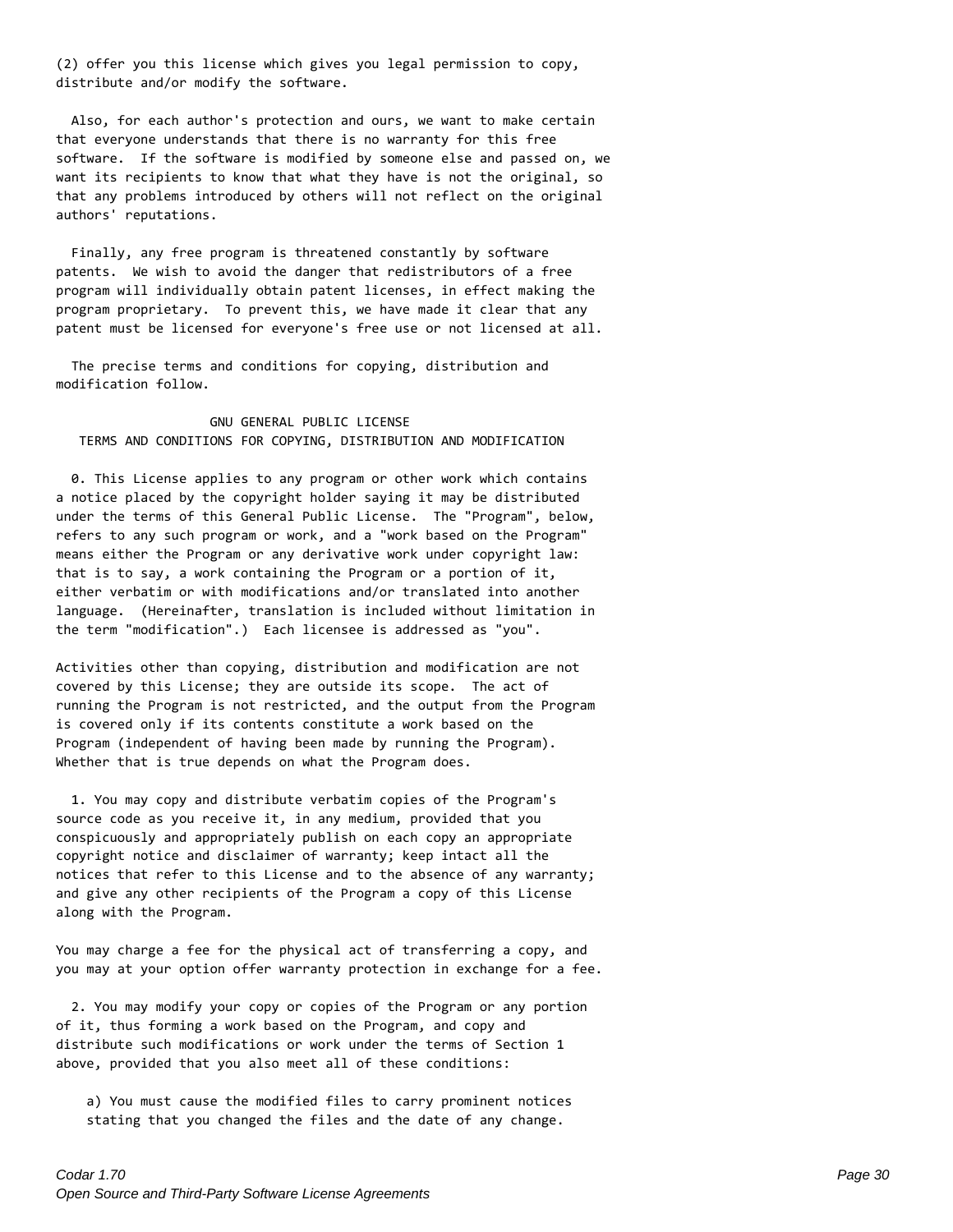(2) offer you this license which gives you legal permission to copy, distribute and/or modify the software.

Also, for each author's protection and ours, we want to make certain that everyone understands that there is no warranty for this free software. If the software is modified by someone else and passed on, we want its recipients to know that what they have is not the original, so that any problems introduced by others will not reflect on the original authors' reputations.

Finally, any free program is threatened constantly by software patents. We wish to avoid the danger that redistributors of a free program will individually obtain patent licenses, in effect making the program proprietary. To prevent this, we have made it clear that any patent must be licensed for everyone's free use or not licensed at all.

The precise terms and conditions for copying, distribution and modification follow.

GNU GENERAL PUBLIC LICENSE
TERMS AND CONDITIONS FOR COPYING, DISTRIBUTION AND MODIFICATION

0. This License applies to any program or other work which contains a notice placed by the copyright holder saying it may be distributed under the terms of this General Public License. The "Program", below, refers to any such program or work, and a "work based on the Program" means either the Program or any derivative work under copyright law: that is to say, a work containing the Program or a portion of it, either verbatim or with modifications and/or translated into another language. (Hereinafter, translation is included without limitation in the term "modification".) Each licensee is addressed as "you".

Activities other than copying, distribution and modification are not covered by this License; they are outside its scope. The act of running the Program is not restricted, and the output from the Program is covered only if its contents constitute a work based on the Program (independent of having been made by running the Program). Whether that is true depends on what the Program does.

1. You may copy and distribute verbatim copies of the Program's source code as you receive it, in any medium, provided that you conspicuously and appropriately publish on each copy an appropriate copyright notice and disclaimer of warranty; keep intact all the notices that refer to this License and to the absence of any warranty; and give any other recipients of the Program a copy of this License along with the Program.

You may charge a fee for the physical act of transferring a copy, and you may at your option offer warranty protection in exchange for a fee.

2. You may modify your copy or copies of the Program or any portion of it, thus forming a work based on the Program, and copy and distribute such modifications or work under the terms of Section 1 above, provided that you also meet all of these conditions:

a) You must cause the modified files to carry prominent notices stating that you changed the files and the date of any change.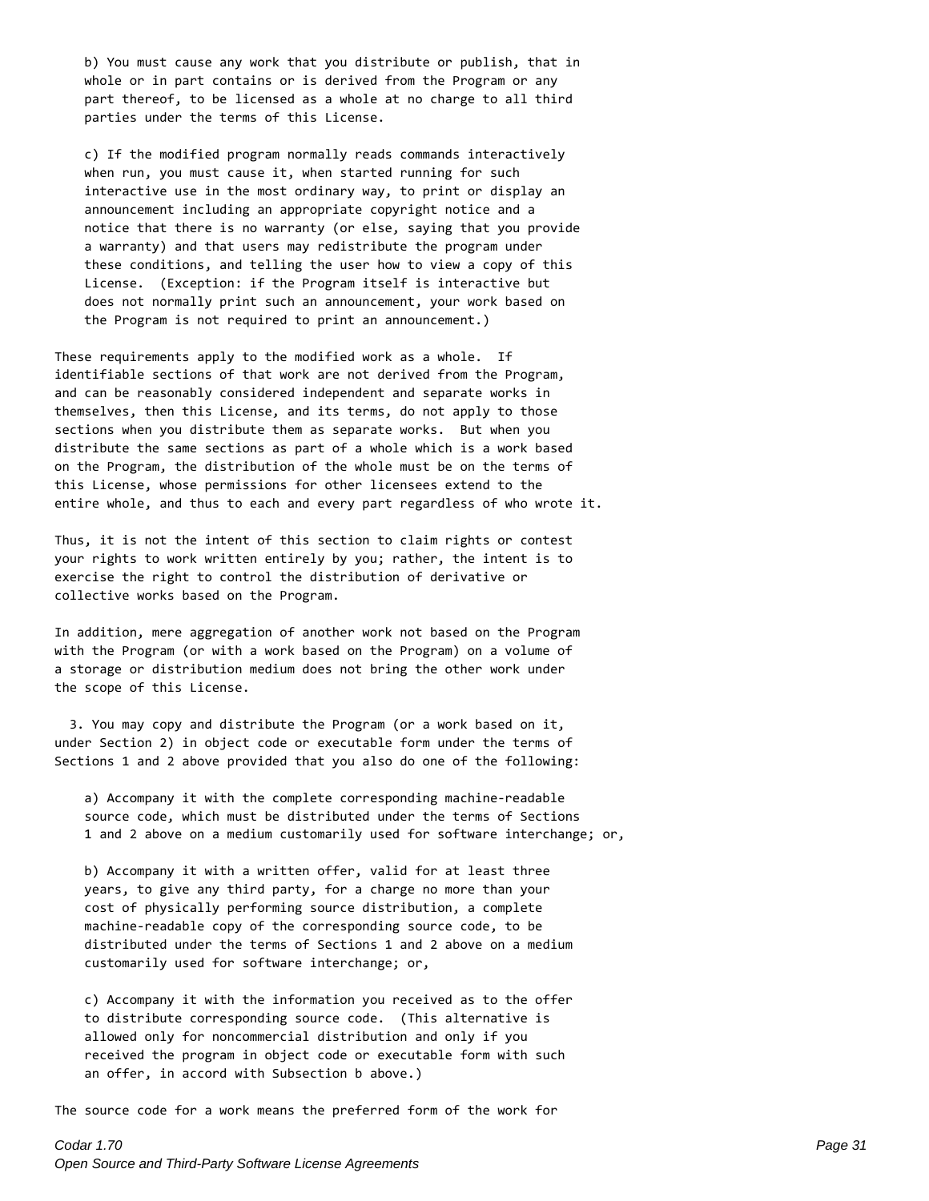b) You must cause any work that you distribute or publish, that in whole or in part contains or is derived from the Program or any part thereof, to be licensed as a whole at no charge to all third parties under the terms of this License.

c) If the modified program normally reads commands interactively when run, you must cause it, when started running for such interactive use in the most ordinary way, to print or display an announcement including an appropriate copyright notice and a notice that there is no warranty (or else, saying that you provide a warranty) and that users may redistribute the program under these conditions, and telling the user how to view a copy of this License. (Exception: if the Program itself is interactive but does not normally print such an announcement, your work based on the Program is not required to print an announcement.)

These requirements apply to the modified work as a whole. If identifiable sections of that work are not derived from the Program, and can be reasonably considered independent and separate works in themselves, then this License, and its terms, do not apply to those sections when you distribute them as separate works. But when you distribute the same sections as part of a whole which is a work based on the Program, the distribution of the whole must be on the terms of this License, whose permissions for other licensees extend to the entire whole, and thus to each and every part regardless of who wrote it.

Thus, it is not the intent of this section to claim rights or contest your rights to work written entirely by you; rather, the intent is to exercise the right to control the distribution of derivative or collective works based on the Program.

In addition, mere aggregation of another work not based on the Program with the Program (or with a work based on the Program) on a volume of a storage or distribution medium does not bring the other work under the scope of this License.

3. You may copy and distribute the Program (or a work based on it, under Section 2) in object code or executable form under the terms of Sections 1 and 2 above provided that you also do one of the following:

a) Accompany it with the complete corresponding machine-readable source code, which must be distributed under the terms of Sections 1 and 2 above on a medium customarily used for software interchange; or,

b) Accompany it with a written offer, valid for at least three years, to give any third party, for a charge no more than your cost of physically performing source distribution, a complete machine-readable copy of the corresponding source code, to be distributed under the terms of Sections 1 and 2 above on a medium customarily used for software interchange; or,

c) Accompany it with the information you received as to the offer to distribute corresponding source code. (This alternative is allowed only for noncommercial distribution and only if you received the program in object code or executable form with such an offer, in accord with Subsection b above.)

The source code for a work means the preferred form of the work for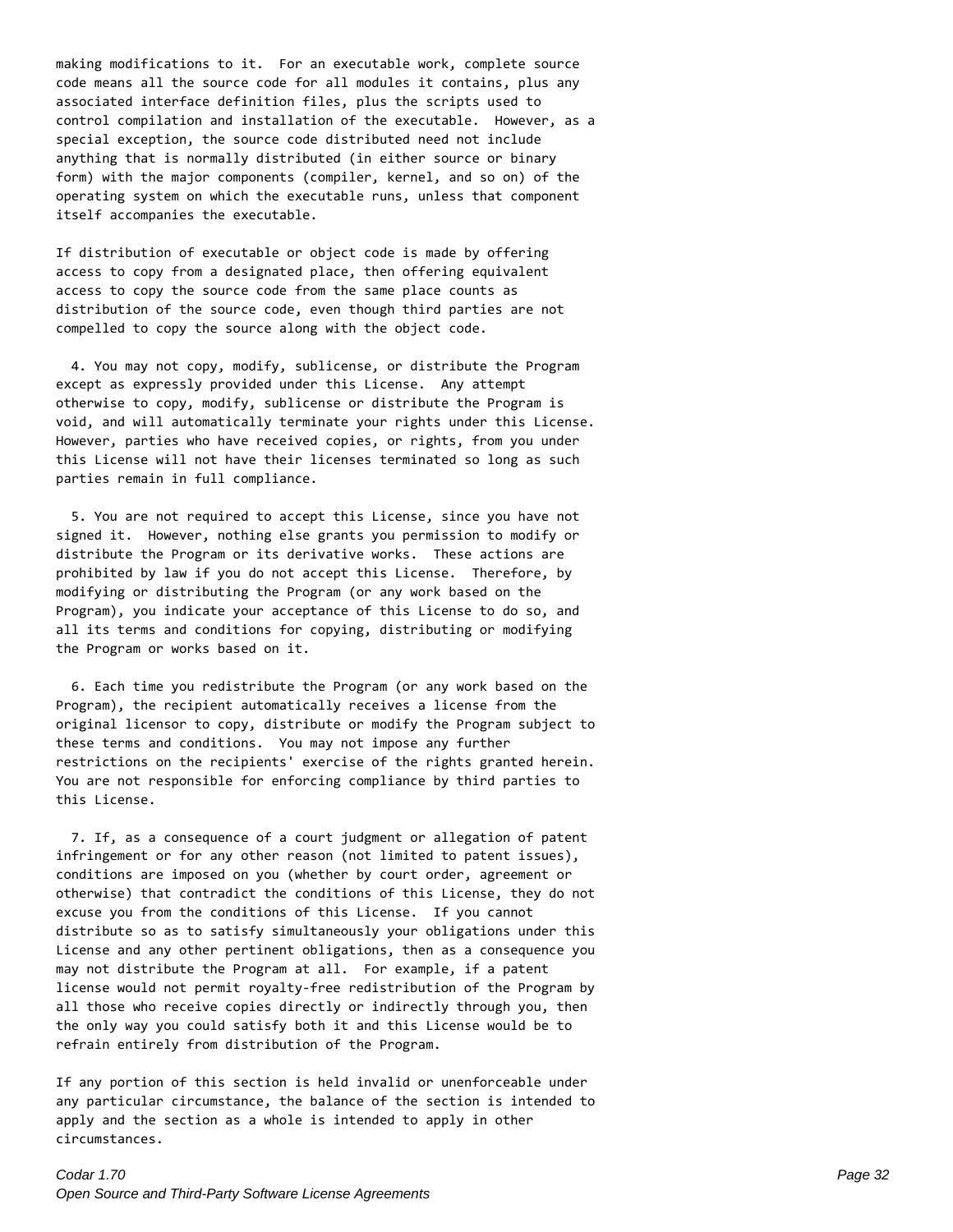making modifications to it. For an executable work, complete source code means all the source code for all modules it contains, plus any associated interface definition files, plus the scripts used to control compilation and installation of the executable. However, as a special exception, the source code distributed need not include anything that is normally distributed (in either source or binary form) with the major components (compiler, kernel, and so on) of the operating system on which the executable runs, unless that component itself accompanies the executable.

If distribution of executable or object code is made by offering access to copy from a designated place, then offering equivalent access to copy the source code from the same place counts as distribution of the source code, even though third parties are not compelled to copy the source along with the object code.

4. You may not copy, modify, sublicense, or distribute the Program except as expressly provided under this License. Any attempt otherwise to copy, modify, sublicense or distribute the Program is void, and will automatically terminate your rights under this License. However, parties who have received copies, or rights, from you under this License will not have their licenses terminated so long as such parties remain in full compliance.

5. You are not required to accept this License, since you have not signed it. However, nothing else grants you permission to modify or distribute the Program or its derivative works. These actions are prohibited by law if you do not accept this License. Therefore, by modifying or distributing the Program (or any work based on the Program), you indicate your acceptance of this License to do so, and all its terms and conditions for copying, distributing or modifying the Program or works based on it.

6. Each time you redistribute the Program (or any work based on the Program), the recipient automatically receives a license from the original licensor to copy, distribute or modify the Program subject to these terms and conditions. You may not impose any further restrictions on the recipients' exercise of the rights granted herein. You are not responsible for enforcing compliance by third parties to this License.

7. If, as a consequence of a court judgment or allegation of patent infringement or for any other reason (not limited to patent issues), conditions are imposed on you (whether by court order, agreement or otherwise) that contradict the conditions of this License, they do not excuse you from the conditions of this License. If you cannot distribute so as to satisfy simultaneously your obligations under this License and any other pertinent obligations, then as a consequence you may not distribute the Program at all. For example, if a patent license would not permit royalty-free redistribution of the Program by all those who receive copies directly or indirectly through you, then the only way you could satisfy both it and this License would be to refrain entirely from distribution of the Program.

If any portion of this section is held invalid or unenforceable under any particular circumstance, the balance of the section is intended to apply and the section as a whole is intended to apply in other circumstances.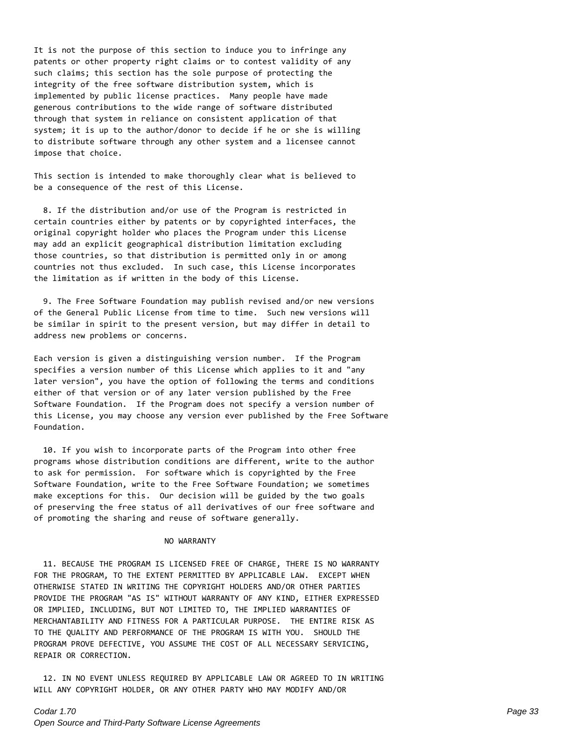It is not the purpose of this section to induce you to infringe any patents or other property right claims or to contest validity of any such claims; this section has the sole purpose of protecting the integrity of the free software distribution system, which is implemented by public license practices. Many people have made generous contributions to the wide range of software distributed through that system in reliance on consistent application of that system; it is up to the author/donor to decide if he or she is willing to distribute software through any other system and a licensee cannot impose that choice.

This section is intended to make thoroughly clear what is believed to be a consequence of the rest of this License.

8. If the distribution and/or use of the Program is restricted in certain countries either by patents or by copyrighted interfaces, the original copyright holder who places the Program under this License may add an explicit geographical distribution limitation excluding those countries, so that distribution is permitted only in or among countries not thus excluded. In such case, this License incorporates the limitation as if written in the body of this License.

9. The Free Software Foundation may publish revised and/or new versions of the General Public License from time to time. Such new versions will be similar in spirit to the present version, but may differ in detail to address new problems or concerns.

Each version is given a distinguishing version number. If the Program specifies a version number of this License which applies to it and "any later version", you have the option of following the terms and conditions either of that version or of any later version published by the Free Software Foundation. If the Program does not specify a version number of this License, you may choose any version ever published by the Free Software Foundation.

10. If you wish to incorporate parts of the Program into other free programs whose distribution conditions are different, write to the author to ask for permission. For software which is copyrighted by the Free Software Foundation, write to the Free Software Foundation; we sometimes make exceptions for this. Our decision will be guided by the two goals of preserving the free status of all derivatives of our free software and of promoting the sharing and reuse of software generally.

NO WARRANTY

11. BECAUSE THE PROGRAM IS LICENSED FREE OF CHARGE, THERE IS NO WARRANTY FOR THE PROGRAM, TO THE EXTENT PERMITTED BY APPLICABLE LAW. EXCEPT WHEN OTHERWISE STATED IN WRITING THE COPYRIGHT HOLDERS AND/OR OTHER PARTIES PROVIDE THE PROGRAM "AS IS" WITHOUT WARRANTY OF ANY KIND, EITHER EXPRESSED OR IMPLIED, INCLUDING, BUT NOT LIMITED TO, THE IMPLIED WARRANTIES OF MERCHANTABILITY AND FITNESS FOR A PARTICULAR PURPOSE. THE ENTIRE RISK AS TO THE QUALITY AND PERFORMANCE OF THE PROGRAM IS WITH YOU. SHOULD THE PROGRAM PROVE DEFECTIVE, YOU ASSUME THE COST OF ALL NECESSARY SERVICING, REPAIR OR CORRECTION.

12. IN NO EVENT UNLESS REQUIRED BY APPLICABLE LAW OR AGREED TO IN WRITING WILL ANY COPYRIGHT HOLDER, OR ANY OTHER PARTY WHO MAY MODIFY AND/OR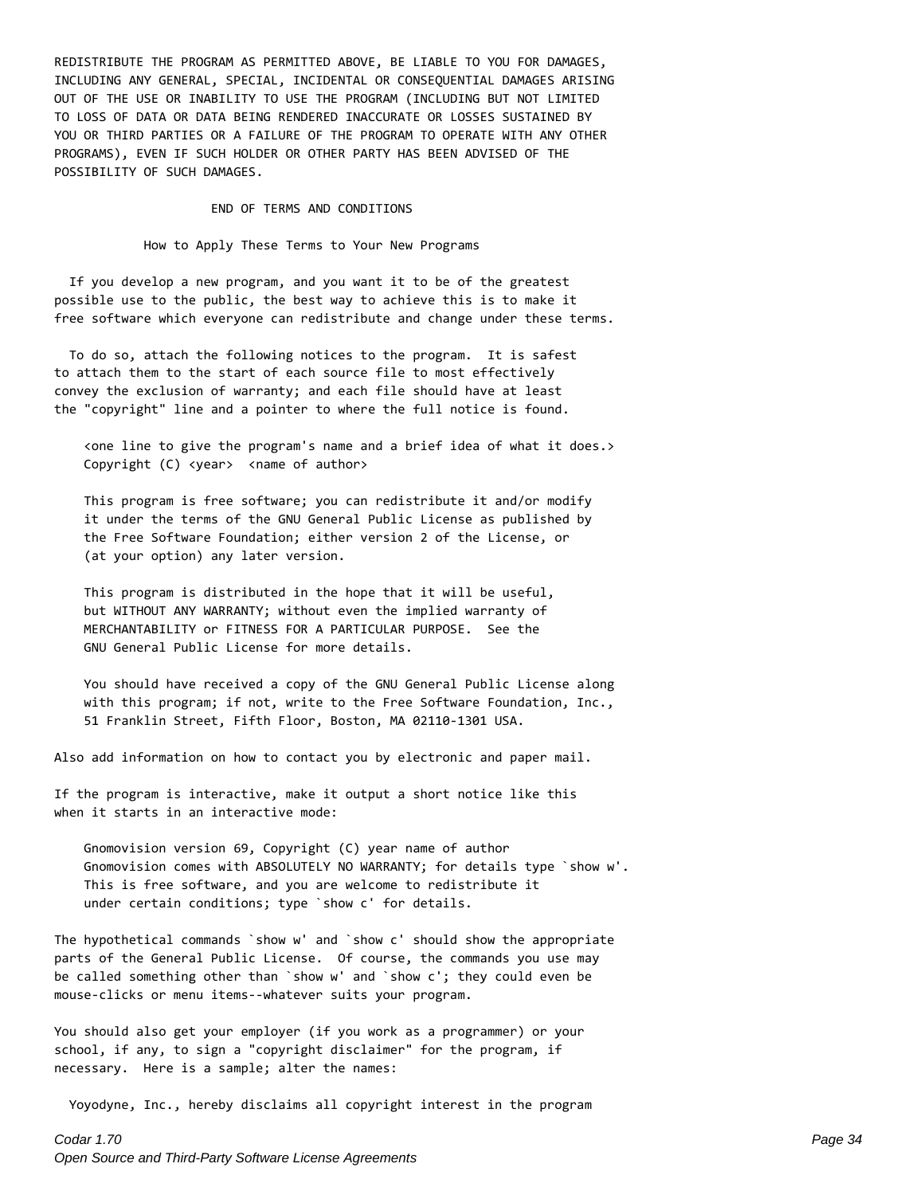REDISTRIBUTE THE PROGRAM AS PERMITTED ABOVE, BE LIABLE TO YOU FOR DAMAGES, INCLUDING ANY GENERAL, SPECIAL, INCIDENTAL OR CONSEQUENTIAL DAMAGES ARISING OUT OF THE USE OR INABILITY TO USE THE PROGRAM (INCLUDING BUT NOT LIMITED TO LOSS OF DATA OR DATA BEING RENDERED INACCURATE OR LOSSES SUSTAINED BY YOU OR THIRD PARTIES OR A FAILURE OF THE PROGRAM TO OPERATE WITH ANY OTHER PROGRAMS), EVEN IF SUCH HOLDER OR OTHER PARTY HAS BEEN ADVISED OF THE POSSIBILITY OF SUCH DAMAGES.

END OF TERMS AND CONDITIONS

How to Apply These Terms to Your New Programs

If you develop a new program, and you want it to be of the greatest possible use to the public, the best way to achieve this is to make it free software which everyone can redistribute and change under these terms.

To do so, attach the following notices to the program. It is safest to attach them to the start of each source file to most effectively convey the exclusion of warranty; and each file should have at least the "copyright" line and a pointer to where the full notice is found.

```
<one line to give the program's name and a brief idea of what it does.>
Copyright (C) <year>  <name of author>

This program is free software; you can redistribute it and/or modify
it under the terms of the GNU General Public License as published by
the Free Software Foundation; either version 2 of the License, or
(at your option) any later version.

This program is distributed in the hope that it will be useful,
but WITHOUT ANY WARRANTY; without even the implied warranty of
MERCHANTABILITY or FITNESS FOR A PARTICULAR PURPOSE.  See the
GNU General Public License for more details.

You should have received a copy of the GNU General Public License along
with this program; if not, write to the Free Software Foundation, Inc.,
51 Franklin Street, Fifth Floor, Boston, MA 02110-1301 USA.
```

Also add information on how to contact you by electronic and paper mail.

If the program is interactive, make it output a short notice like this when it starts in an interactive mode:

```
Gnomovision version 69, Copyright (C) year name of author
Gnomovision comes with ABSOLUTELY NO WARRANTY; for details type `show w'.
This is free software, and you are welcome to redistribute it
under certain conditions; type `show c' for details.
```

The hypothetical commands `show w' and `show c' should show the appropriate parts of the General Public License. Of course, the commands you use may be called something other than `show w' and `show c'; they could even be mouse-clicks or menu items--whatever suits your program.

You should also get your employer (if you work as a programmer) or your school, if any, to sign a "copyright disclaimer" for the program, if necessary. Here is a sample; alter the names:

Yoyodyne, Inc., hereby disclaims all copyright interest in the program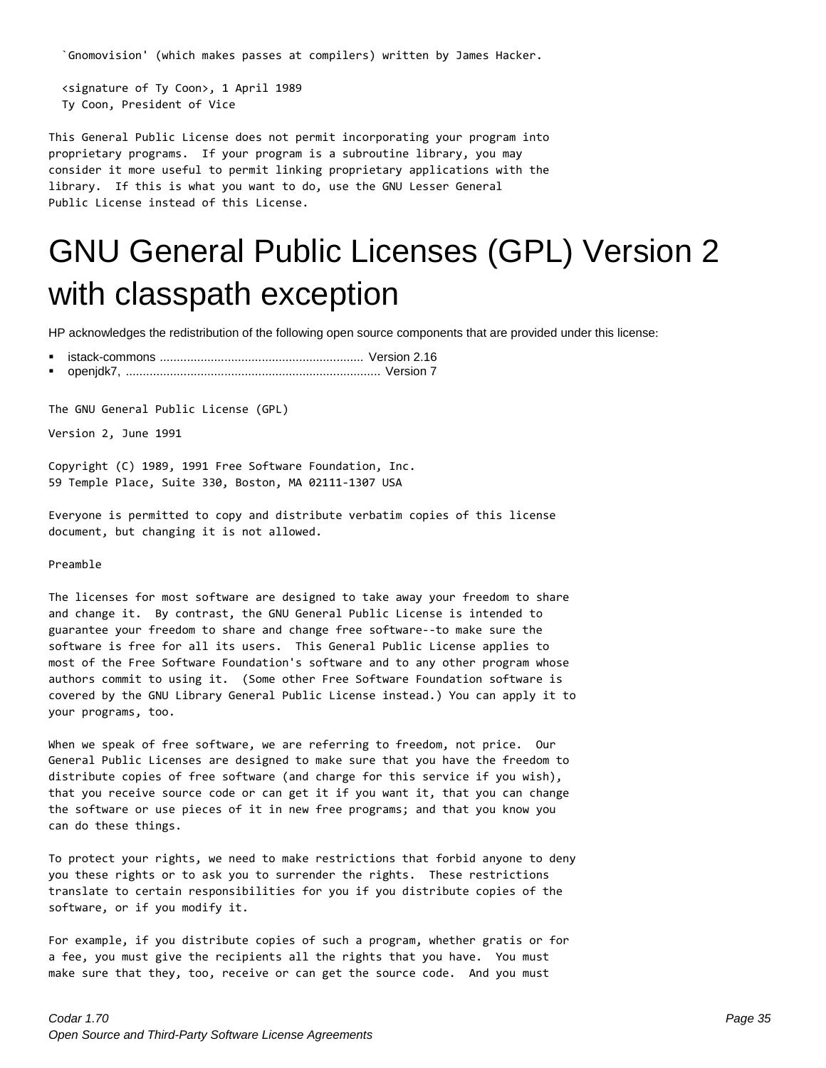`Gnomovision' (which makes passes at compilers) written by James Hacker.

<signature of Ty Coon>, 1 April 1989
Ty Coon, President of Vice

This General Public License does not permit incorporating your program into proprietary programs. If your program is a subroutine library, you may consider it more useful to permit linking proprietary applications with the library. If this is what you want to do, use the GNU Lesser General Public License instead of this License.

# GNU General Public Licenses (GPL) Version 2 with classpath exception

HP acknowledges the redistribution of the following open source components that are provided under this license:

- istack-commons ............................................................ Version 2.16
- openjdk7, ........................................................................... Version 7

The GNU General Public License (GPL)

Version 2, June 1991

Copyright (C) 1989, 1991 Free Software Foundation, Inc.
59 Temple Place, Suite 330, Boston, MA 02111-1307 USA

Everyone is permitted to copy and distribute verbatim copies of this license document, but changing it is not allowed.

Preamble

The licenses for most software are designed to take away your freedom to share and change it. By contrast, the GNU General Public License is intended to guarantee your freedom to share and change free software--to make sure the software is free for all its users. This General Public License applies to most of the Free Software Foundation's software and to any other program whose authors commit to using it. (Some other Free Software Foundation software is covered by the GNU Library General Public License instead.) You can apply it to your programs, too.

When we speak of free software, we are referring to freedom, not price. Our General Public Licenses are designed to make sure that you have the freedom to distribute copies of free software (and charge for this service if you wish), that you receive source code or can get it if you want it, that you can change the software or use pieces of it in new free programs; and that you know you can do these things.

To protect your rights, we need to make restrictions that forbid anyone to deny you these rights or to ask you to surrender the rights. These restrictions translate to certain responsibilities for you if you distribute copies of the software, or if you modify it.

For example, if you distribute copies of such a program, whether gratis or for a fee, you must give the recipients all the rights that you have. You must make sure that they, too, receive or can get the source code. And you must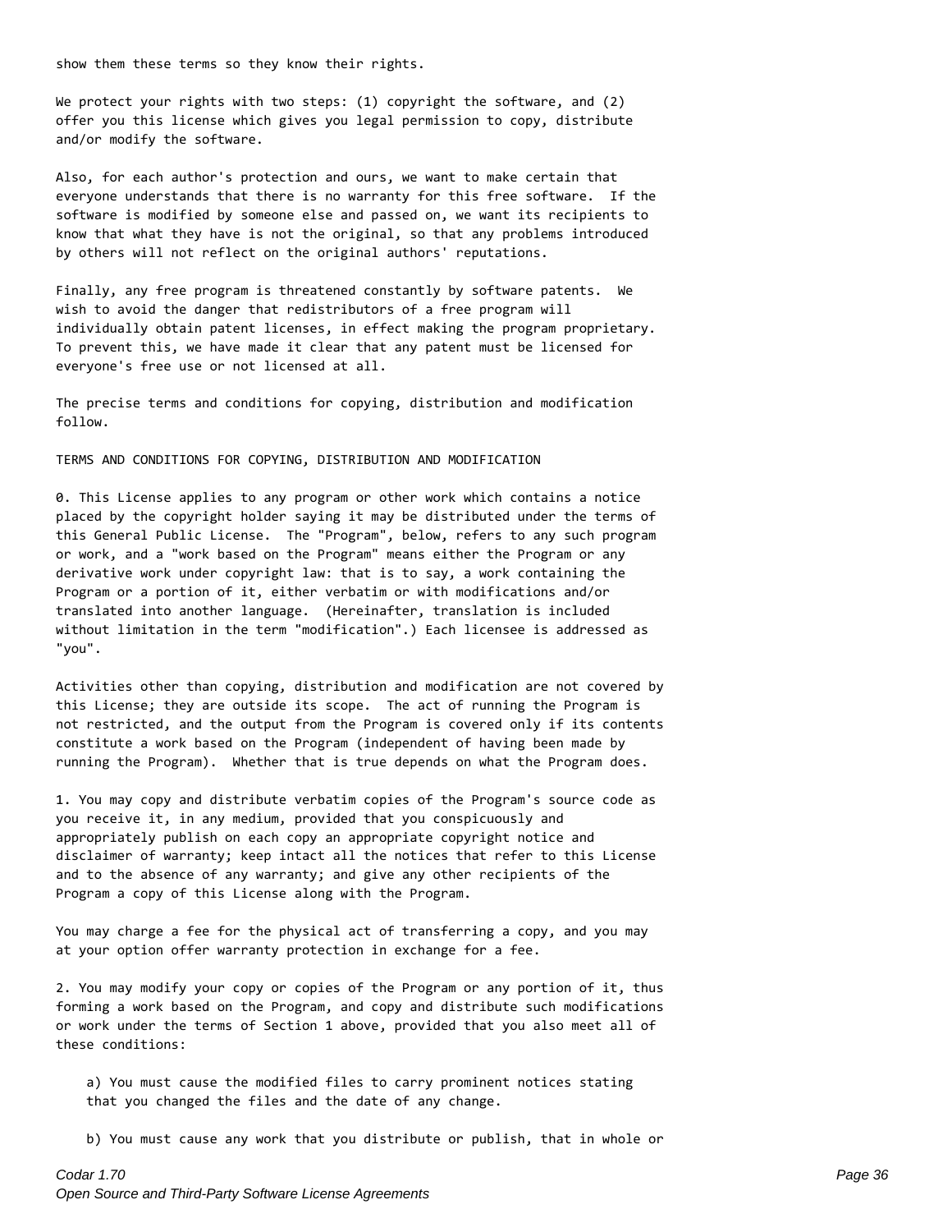show them these terms so they know their rights.

We protect your rights with two steps: (1) copyright the software, and (2) offer you this license which gives you legal permission to copy, distribute and/or modify the software.

Also, for each author's protection and ours, we want to make certain that everyone understands that there is no warranty for this free software. If the software is modified by someone else and passed on, we want its recipients to know that what they have is not the original, so that any problems introduced by others will not reflect on the original authors' reputations.

Finally, any free program is threatened constantly by software patents. We wish to avoid the danger that redistributors of a free program will individually obtain patent licenses, in effect making the program proprietary. To prevent this, we have made it clear that any patent must be licensed for everyone's free use or not licensed at all.

The precise terms and conditions for copying, distribution and modification follow.

TERMS AND CONDITIONS FOR COPYING, DISTRIBUTION AND MODIFICATION

0. This License applies to any program or other work which contains a notice placed by the copyright holder saying it may be distributed under the terms of this General Public License. The "Program", below, refers to any such program or work, and a "work based on the Program" means either the Program or any derivative work under copyright law: that is to say, a work containing the Program or a portion of it, either verbatim or with modifications and/or translated into another language. (Hereinafter, translation is included without limitation in the term "modification".) Each licensee is addressed as "you".

Activities other than copying, distribution and modification are not covered by this License; they are outside its scope. The act of running the Program is not restricted, and the output from the Program is covered only if its contents constitute a work based on the Program (independent of having been made by running the Program). Whether that is true depends on what the Program does.

1. You may copy and distribute verbatim copies of the Program's source code as you receive it, in any medium, provided that you conspicuously and appropriately publish on each copy an appropriate copyright notice and disclaimer of warranty; keep intact all the notices that refer to this License and to the absence of any warranty; and give any other recipients of the Program a copy of this License along with the Program.

You may charge a fee for the physical act of transferring a copy, and you may at your option offer warranty protection in exchange for a fee.

2. You may modify your copy or copies of the Program or any portion of it, thus forming a work based on the Program, and copy and distribute such modifications or work under the terms of Section 1 above, provided that you also meet all of these conditions:

a) You must cause the modified files to carry prominent notices stating that you changed the files and the date of any change.

b) You must cause any work that you distribute or publish, that in whole or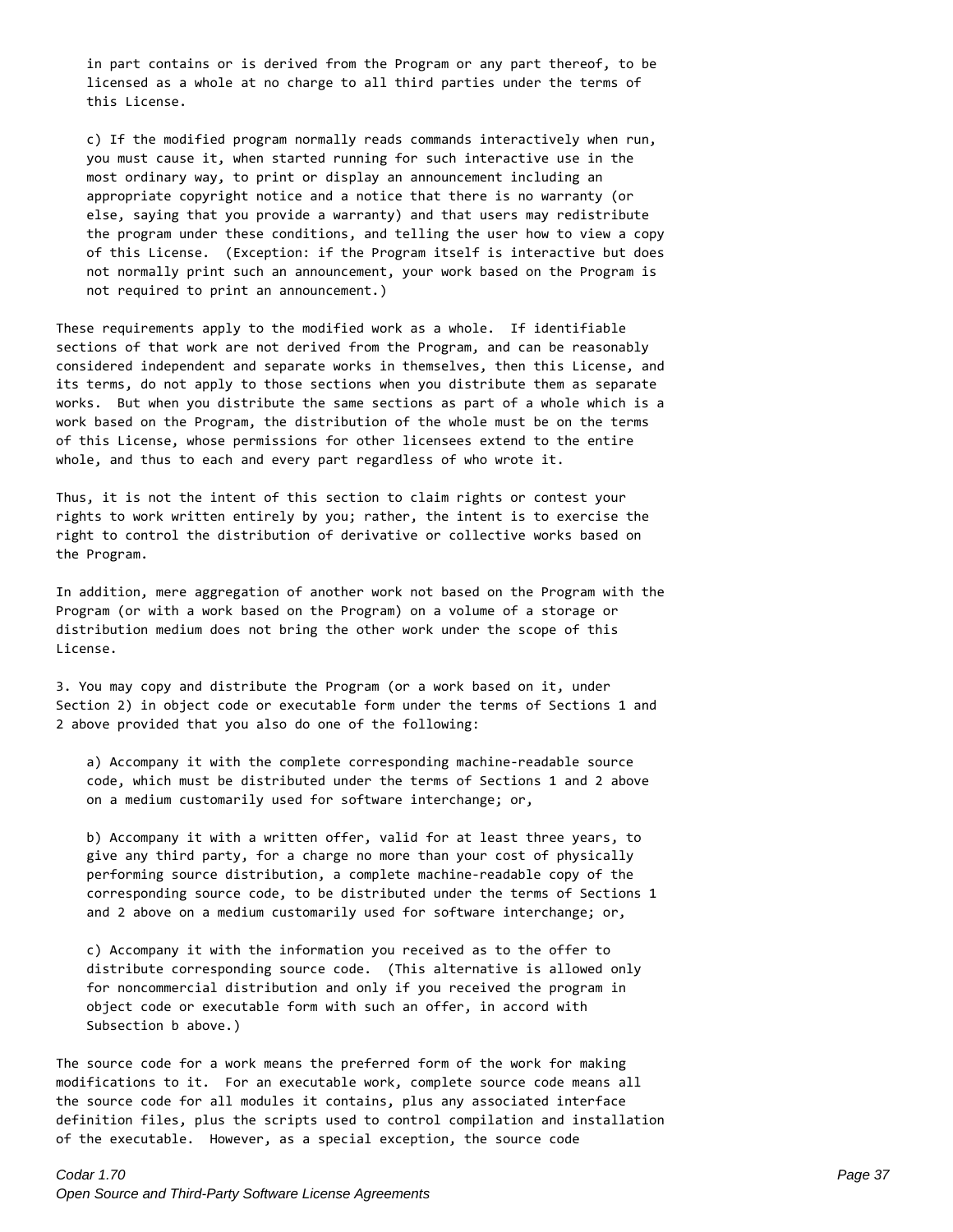in part contains or is derived from the Program or any part thereof, to be licensed as a whole at no charge to all third parties under the terms of this License.

c) If the modified program normally reads commands interactively when run, you must cause it, when started running for such interactive use in the most ordinary way, to print or display an announcement including an appropriate copyright notice and a notice that there is no warranty (or else, saying that you provide a warranty) and that users may redistribute the program under these conditions, and telling the user how to view a copy of this License. (Exception: if the Program itself is interactive but does not normally print such an announcement, your work based on the Program is not required to print an announcement.)

These requirements apply to the modified work as a whole. If identifiable sections of that work are not derived from the Program, and can be reasonably considered independent and separate works in themselves, then this License, and its terms, do not apply to those sections when you distribute them as separate works. But when you distribute the same sections as part of a whole which is a work based on the Program, the distribution of the whole must be on the terms of this License, whose permissions for other licensees extend to the entire whole, and thus to each and every part regardless of who wrote it.

Thus, it is not the intent of this section to claim rights or contest your rights to work written entirely by you; rather, the intent is to exercise the right to control the distribution of derivative or collective works based on the Program.

In addition, mere aggregation of another work not based on the Program with the Program (or with a work based on the Program) on a volume of a storage or distribution medium does not bring the other work under the scope of this License.

3. You may copy and distribute the Program (or a work based on it, under Section 2) in object code or executable form under the terms of Sections 1 and 2 above provided that you also do one of the following:

a) Accompany it with the complete corresponding machine-readable source code, which must be distributed under the terms of Sections 1 and 2 above on a medium customarily used for software interchange; or,

b) Accompany it with a written offer, valid for at least three years, to give any third party, for a charge no more than your cost of physically performing source distribution, a complete machine-readable copy of the corresponding source code, to be distributed under the terms of Sections 1 and 2 above on a medium customarily used for software interchange; or,

c) Accompany it with the information you received as to the offer to distribute corresponding source code. (This alternative is allowed only for noncommercial distribution and only if you received the program in object code or executable form with such an offer, in accord with Subsection b above.)

The source code for a work means the preferred form of the work for making modifications to it. For an executable work, complete source code means all the source code for all modules it contains, plus any associated interface definition files, plus the scripts used to control compilation and installation of the executable. However, as a special exception, the source code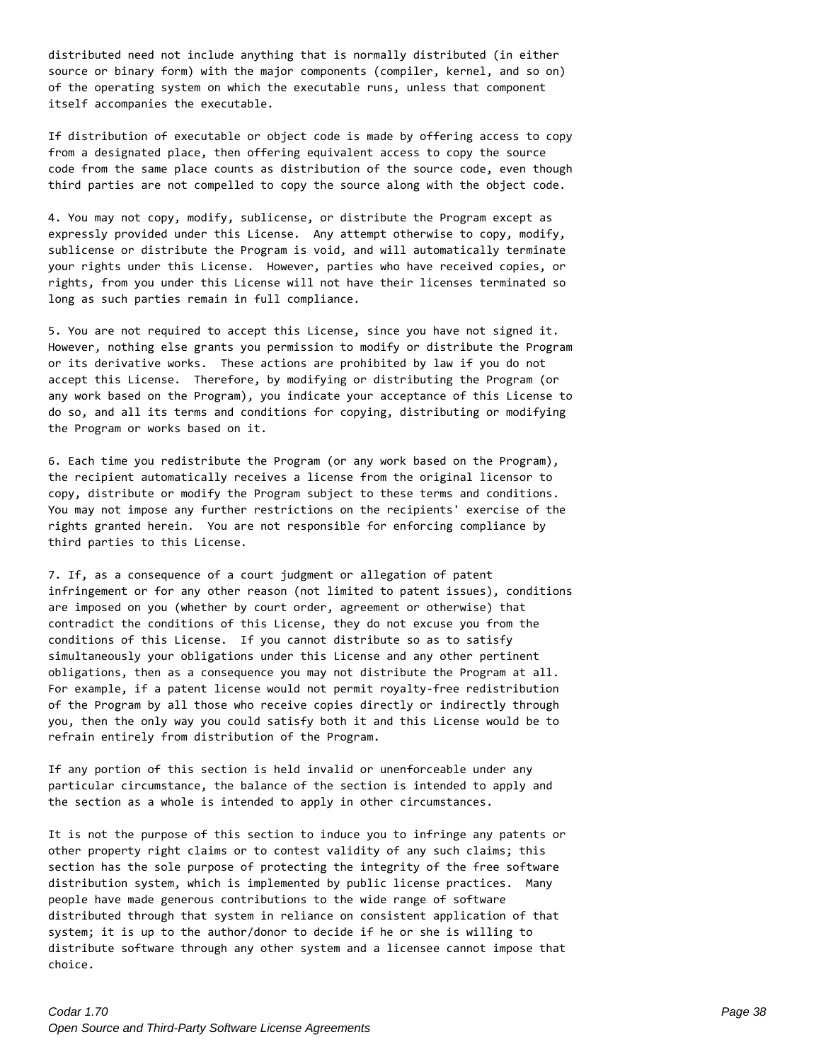distributed need not include anything that is normally distributed (in either source or binary form) with the major components (compiler, kernel, and so on) of the operating system on which the executable runs, unless that component itself accompanies the executable.

If distribution of executable or object code is made by offering access to copy from a designated place, then offering equivalent access to copy the source code from the same place counts as distribution of the source code, even though third parties are not compelled to copy the source along with the object code.

4. You may not copy, modify, sublicense, or distribute the Program except as expressly provided under this License. Any attempt otherwise to copy, modify, sublicense or distribute the Program is void, and will automatically terminate your rights under this License. However, parties who have received copies, or rights, from you under this License will not have their licenses terminated so long as such parties remain in full compliance.

5. You are not required to accept this License, since you have not signed it. However, nothing else grants you permission to modify or distribute the Program or its derivative works. These actions are prohibited by law if you do not accept this License. Therefore, by modifying or distributing the Program (or any work based on the Program), you indicate your acceptance of this License to do so, and all its terms and conditions for copying, distributing or modifying the Program or works based on it.

6. Each time you redistribute the Program (or any work based on the Program), the recipient automatically receives a license from the original licensor to copy, distribute or modify the Program subject to these terms and conditions. You may not impose any further restrictions on the recipients' exercise of the rights granted herein. You are not responsible for enforcing compliance by third parties to this License.

7. If, as a consequence of a court judgment or allegation of patent infringement or for any other reason (not limited to patent issues), conditions are imposed on you (whether by court order, agreement or otherwise) that contradict the conditions of this License, they do not excuse you from the conditions of this License. If you cannot distribute so as to satisfy simultaneously your obligations under this License and any other pertinent obligations, then as a consequence you may not distribute the Program at all. For example, if a patent license would not permit royalty-free redistribution of the Program by all those who receive copies directly or indirectly through you, then the only way you could satisfy both it and this License would be to refrain entirely from distribution of the Program.

If any portion of this section is held invalid or unenforceable under any particular circumstance, the balance of the section is intended to apply and the section as a whole is intended to apply in other circumstances.

It is not the purpose of this section to induce you to infringe any patents or other property right claims or to contest validity of any such claims; this section has the sole purpose of protecting the integrity of the free software distribution system, which is implemented by public license practices. Many people have made generous contributions to the wide range of software distributed through that system in reliance on consistent application of that system; it is up to the author/donor to decide if he or she is willing to distribute software through any other system and a licensee cannot impose that choice.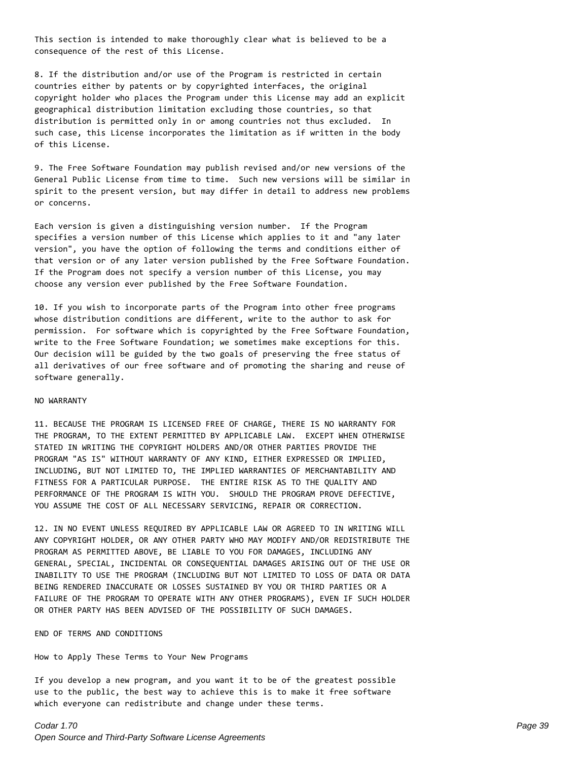This section is intended to make thoroughly clear what is believed to be a consequence of the rest of this License.

8. If the distribution and/or use of the Program is restricted in certain countries either by patents or by copyrighted interfaces, the original copyright holder who places the Program under this License may add an explicit geographical distribution limitation excluding those countries, so that distribution is permitted only in or among countries not thus excluded. In such case, this License incorporates the limitation as if written in the body of this License.

9. The Free Software Foundation may publish revised and/or new versions of the General Public License from time to time. Such new versions will be similar in spirit to the present version, but may differ in detail to address new problems or concerns.

Each version is given a distinguishing version number. If the Program specifies a version number of this License which applies to it and "any later version", you have the option of following the terms and conditions either of that version or of any later version published by the Free Software Foundation. If the Program does not specify a version number of this License, you may choose any version ever published by the Free Software Foundation.

10. If you wish to incorporate parts of the Program into other free programs whose distribution conditions are different, write to the author to ask for permission. For software which is copyrighted by the Free Software Foundation, write to the Free Software Foundation; we sometimes make exceptions for this. Our decision will be guided by the two goals of preserving the free status of all derivatives of our free software and of promoting the sharing and reuse of software generally.

NO WARRANTY

11. BECAUSE THE PROGRAM IS LICENSED FREE OF CHARGE, THERE IS NO WARRANTY FOR THE PROGRAM, TO THE EXTENT PERMITTED BY APPLICABLE LAW. EXCEPT WHEN OTHERWISE STATED IN WRITING THE COPYRIGHT HOLDERS AND/OR OTHER PARTIES PROVIDE THE PROGRAM "AS IS" WITHOUT WARRANTY OF ANY KIND, EITHER EXPRESSED OR IMPLIED, INCLUDING, BUT NOT LIMITED TO, THE IMPLIED WARRANTIES OF MERCHANTABILITY AND FITNESS FOR A PARTICULAR PURPOSE. THE ENTIRE RISK AS TO THE QUALITY AND PERFORMANCE OF THE PROGRAM IS WITH YOU. SHOULD THE PROGRAM PROVE DEFECTIVE, YOU ASSUME THE COST OF ALL NECESSARY SERVICING, REPAIR OR CORRECTION.

12. IN NO EVENT UNLESS REQUIRED BY APPLICABLE LAW OR AGREED TO IN WRITING WILL ANY COPYRIGHT HOLDER, OR ANY OTHER PARTY WHO MAY MODIFY AND/OR REDISTRIBUTE THE PROGRAM AS PERMITTED ABOVE, BE LIABLE TO YOU FOR DAMAGES, INCLUDING ANY GENERAL, SPECIAL, INCIDENTAL OR CONSEQUENTIAL DAMAGES ARISING OUT OF THE USE OR INABILITY TO USE THE PROGRAM (INCLUDING BUT NOT LIMITED TO LOSS OF DATA OR DATA BEING RENDERED INACCURATE OR LOSSES SUSTAINED BY YOU OR THIRD PARTIES OR A FAILURE OF THE PROGRAM TO OPERATE WITH ANY OTHER PROGRAMS), EVEN IF SUCH HOLDER OR OTHER PARTY HAS BEEN ADVISED OF THE POSSIBILITY OF SUCH DAMAGES.

END OF TERMS AND CONDITIONS

How to Apply These Terms to Your New Programs

If you develop a new program, and you want it to be of the greatest possible use to the public, the best way to achieve this is to make it free software which everyone can redistribute and change under these terms.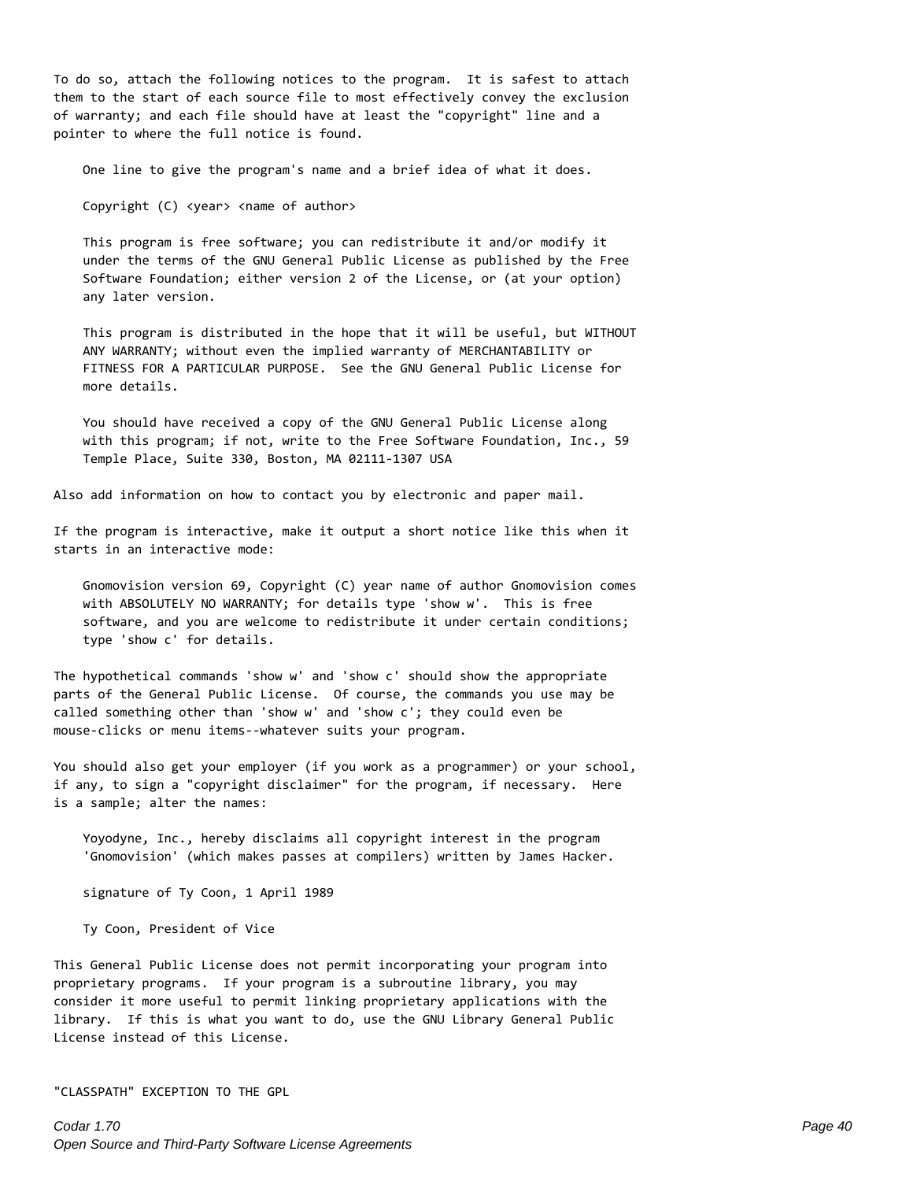To do so, attach the following notices to the program. It is safest to attach them to the start of each source file to most effectively convey the exclusion of warranty; and each file should have at least the "copyright" line and a pointer to where the full notice is found.

```
    One line to give the program's name and a brief idea of what it does.

    Copyright (C) <year> <name of author>

    This program is free software; you can redistribute it and/or modify it
    under the terms of the GNU General Public License as published by the Free
    Software Foundation; either version 2 of the License, or (at your option)
    any later version.

    This program is distributed in the hope that it will be useful, but WITHOUT
    ANY WARRANTY; without even the implied warranty of MERCHANTABILITY or
    FITNESS FOR A PARTICULAR PURPOSE.  See the GNU General Public License for
    more details.

    You should have received a copy of the GNU General Public License along
    with this program; if not, write to the Free Software Foundation, Inc., 59
    Temple Place, Suite 330, Boston, MA 02111-1307 USA
```

Also add information on how to contact you by electronic and paper mail.

If the program is interactive, make it output a short notice like this when it starts in an interactive mode:

```
    Gnomovision version 69, Copyright (C) year name of author Gnomovision comes
    with ABSOLUTELY NO WARRANTY; for details type 'show w'.  This is free
    software, and you are welcome to redistribute it under certain conditions;
    type 'show c' for details.
```

The hypothetical commands 'show w' and 'show c' should show the appropriate parts of the General Public License. Of course, the commands you use may be called something other than 'show w' and 'show c'; they could even be mouse-clicks or menu items--whatever suits your program.

You should also get your employer (if you work as a programmer) or your school, if any, to sign a "copyright disclaimer" for the program, if necessary. Here is a sample; alter the names:

```
    Yoyodyne, Inc., hereby disclaims all copyright interest in the program
    'Gnomovision' (which makes passes at compilers) written by James Hacker.

    signature of Ty Coon, 1 April 1989

    Ty Coon, President of Vice
```

This General Public License does not permit incorporating your program into proprietary programs. If your program is a subroutine library, you may consider it more useful to permit linking proprietary applications with the library. If this is what you want to do, use the GNU Library General Public License instead of this License.

"CLASSPATH" EXCEPTION TO THE GPL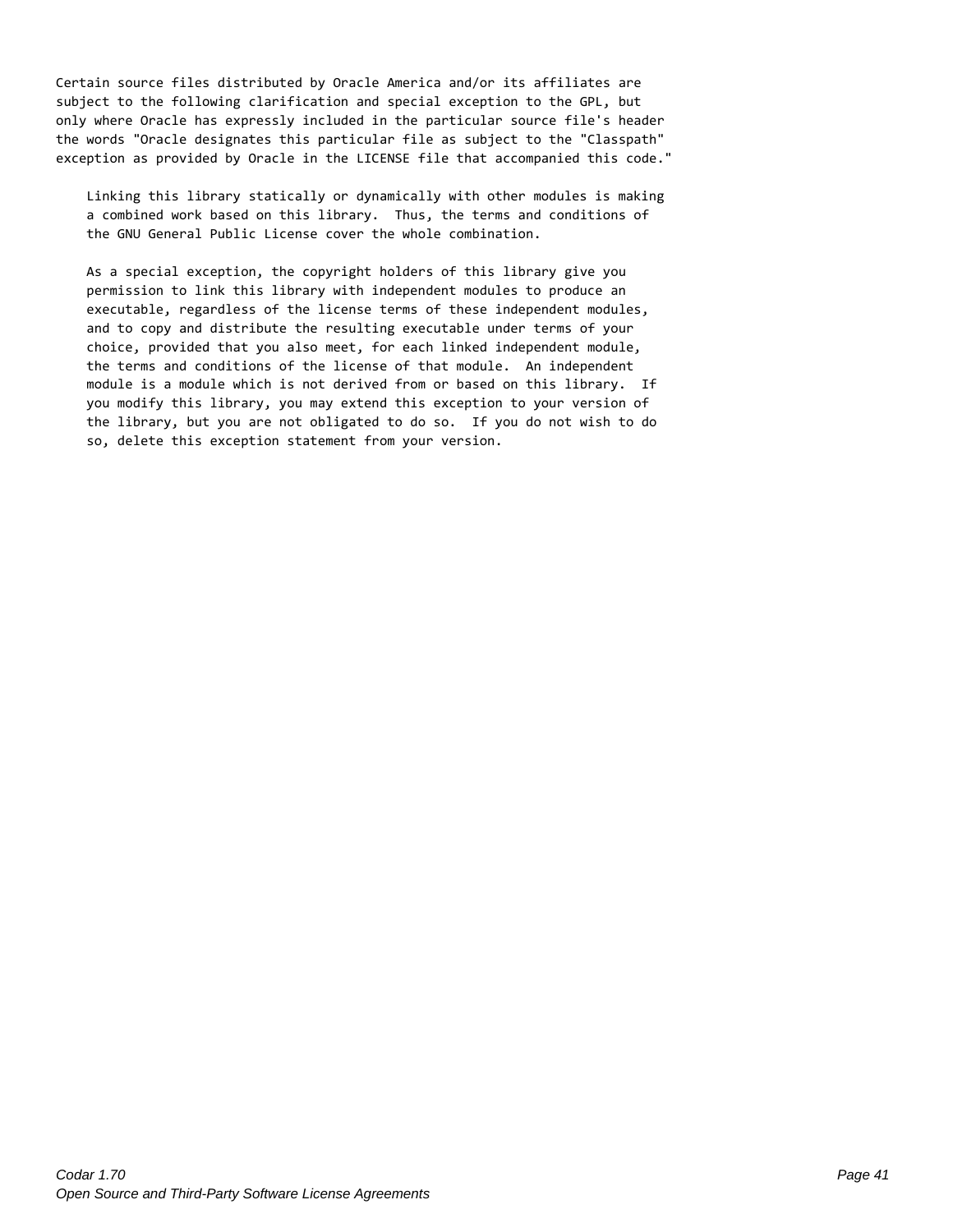Certain source files distributed by Oracle America and/or its affiliates are subject to the following clarification and special exception to the GPL, but only where Oracle has expressly included in the particular source file's header the words "Oracle designates this particular file as subject to the "Classpath" exception as provided by Oracle in the LICENSE file that accompanied this code."

Linking this library statically or dynamically with other modules is making a combined work based on this library. Thus, the terms and conditions of the GNU General Public License cover the whole combination.

As a special exception, the copyright holders of this library give you permission to link this library with independent modules to produce an executable, regardless of the license terms of these independent modules, and to copy and distribute the resulting executable under terms of your choice, provided that you also meet, for each linked independent module, the terms and conditions of the license of that module. An independent module is a module which is not derived from or based on this library. If you modify this library, you may extend this exception to your version of the library, but you are not obligated to do so. If you do not wish to do so, delete this exception statement from your version.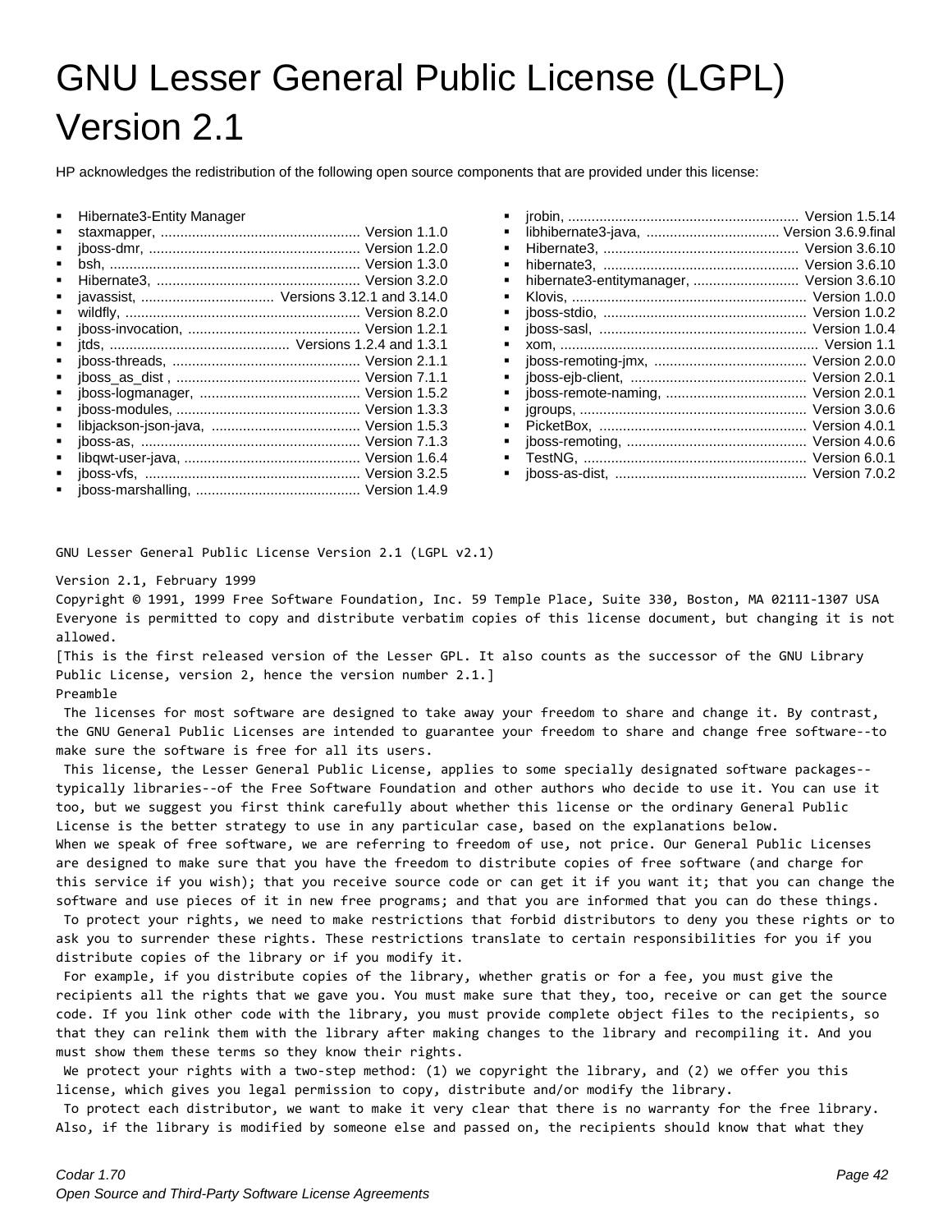# GNU Lesser General Public License (LGPL) Version 2.1

HP acknowledges the redistribution of the following open source components that are provided under this license:

- Hibernate3-Entity Manager
- staxmapper, ................................................... Version 1.1.0
- jboss-dmr, ...................................................... Version 1.2.0
- bsh, ............................................................... Version 1.3.0
- Hibernate3, .................................................... Version 3.2.0
- javassist, .................................. Versions 3.12.1 and 3.14.0
- wildfly, ........................................................... Version 8.2.0
- jboss-invocation, ............................................ Version 1.2.1
- jtds, .............................................. Versions 1.2.4 and 1.3.1
- jboss-threads, ................................................ Version 2.1.1
- jboss_as_dist , ............................................... Version 7.1.1
- jboss-logmanager, ......................................... Version 1.5.2
- jboss-modules, ............................................... Version 1.3.3
- libjackson-json-java, ...................................... Version 1.5.3
- jboss-as, ........................................................ Version 7.1.3
- libqwt-user-java, ............................................ Version 1.6.4
- jboss-vfs, ...................................................... Version 3.2.5
- jboss-marshalling, .......................................... Version 1.4.9
- jrobin, ........................................................... Version 1.5.14
- libhibernate3-java, .................................. Version 3.6.9.final
- Hibernate3, .................................................. Version 3.6.10
- hibernate3, .................................................. Version 3.6.10
- hibernate3-entitymanager, ........................... Version 3.6.10
- Klovis, ............................................................ Version 1.0.0
- jboss-stdio, .................................................... Version 1.0.2
- jboss-sasl, ..................................................... Version 1.0.4
- xom, .................................................................. Version 1.1
- jboss-remoting-jmx, ....................................... Version 2.0.0
- jboss-ejb-client, ............................................. Version 2.0.1
- jboss-remote-naming, .................................... Version 2.0.1
- jgroups, .......................................................... Version 3.0.6
- PicketBox, ..................................................... Version 4.0.1
- jboss-remoting, .............................................. Version 4.0.6
- TestNG, ......................................................... Version 6.0.1
- jboss-as-dist, ................................................. Version 7.0.2

GNU Lesser General Public License Version 2.1 (LGPL v2.1)

Version 2.1, February 1999

Copyright © 1991, 1999 Free Software Foundation, Inc. 59 Temple Place, Suite 330, Boston, MA 02111-1307 USA
Everyone is permitted to copy and distribute verbatim copies of this license document, but changing it is not allowed.

[This is the first released version of the Lesser GPL. It also counts as the successor of the GNU Library Public License, version 2, hence the version number 2.1.]

Preamble

The licenses for most software are designed to take away your freedom to share and change it. By contrast, the GNU General Public Licenses are intended to guarantee your freedom to share and change free software--to make sure the software is free for all its users.

This license, the Lesser General Public License, applies to some specially designated software packages--typically libraries--of the Free Software Foundation and other authors who decide to use it. You can use it too, but we suggest you first think carefully about whether this license or the ordinary General Public License is the better strategy to use in any particular case, based on the explanations below.

When we speak of free software, we are referring to freedom of use, not price. Our General Public Licenses are designed to make sure that you have the freedom to distribute copies of free software (and charge for this service if you wish); that you receive source code or can get it if you want it; that you can change the software and use pieces of it in new free programs; and that you are informed that you can do these things.

To protect your rights, we need to make restrictions that forbid distributors to deny you these rights or to ask you to surrender these rights. These restrictions translate to certain responsibilities for you if you distribute copies of the library or if you modify it.

For example, if you distribute copies of the library, whether gratis or for a fee, you must give the recipients all the rights that we gave you. You must make sure that they, too, receive or can get the source code. If you link other code with the library, you must provide complete object files to the recipients, so that they can relink them with the library after making changes to the library and recompiling it. And you must show them these terms so they know their rights.

We protect your rights with a two-step method: (1) we copyright the library, and (2) we offer you this license, which gives you legal permission to copy, distribute and/or modify the library.

To protect each distributor, we want to make it very clear that there is no warranty for the free library. Also, if the library is modified by someone else and passed on, the recipients should know that what they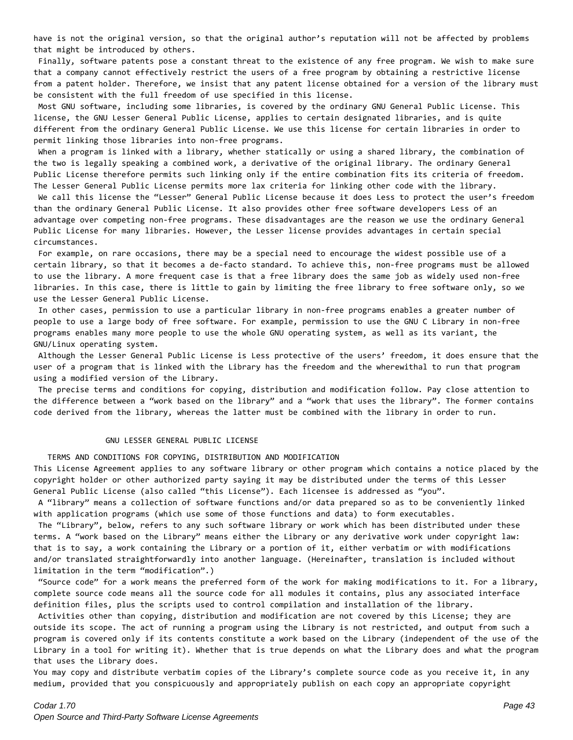have is not the original version, so that the original author's reputation will not be affected by problems that might be introduced by others.

Finally, software patents pose a constant threat to the existence of any free program. We wish to make sure that a company cannot effectively restrict the users of a free program by obtaining a restrictive license from a patent holder. Therefore, we insist that any patent license obtained for a version of the library must be consistent with the full freedom of use specified in this license.

Most GNU software, including some libraries, is covered by the ordinary GNU General Public License. This license, the GNU Lesser General Public License, applies to certain designated libraries, and is quite different from the ordinary General Public License. We use this license for certain libraries in order to permit linking those libraries into non-free programs.

When a program is linked with a library, whether statically or using a shared library, the combination of the two is legally speaking a combined work, a derivative of the original library. The ordinary General Public License therefore permits such linking only if the entire combination fits its criteria of freedom. The Lesser General Public License permits more lax criteria for linking other code with the library.

We call this license the "Lesser" General Public License because it does Less to protect the user's freedom than the ordinary General Public License. It also provides other free software developers Less of an advantage over competing non-free programs. These disadvantages are the reason we use the ordinary General Public License for many libraries. However, the Lesser license provides advantages in certain special circumstances.

For example, on rare occasions, there may be a special need to encourage the widest possible use of a certain library, so that it becomes a de-facto standard. To achieve this, non-free programs must be allowed to use the library. A more frequent case is that a free library does the same job as widely used non-free libraries. In this case, there is little to gain by limiting the free library to free software only, so we use the Lesser General Public License.

In other cases, permission to use a particular library in non-free programs enables a greater number of people to use a large body of free software. For example, permission to use the GNU C Library in non-free programs enables many more people to use the whole GNU operating system, as well as its variant, the GNU/Linux operating system.

Although the Lesser General Public License is Less protective of the users' freedom, it does ensure that the user of a program that is linked with the Library has the freedom and the wherewithal to run that program using a modified version of the Library.

The precise terms and conditions for copying, distribution and modification follow. Pay close attention to the difference between a "work based on the library" and a "work that uses the library". The former contains code derived from the library, whereas the latter must be combined with the library in order to run.

## GNU LESSER GENERAL PUBLIC LICENSE

### TERMS AND CONDITIONS FOR COPYING, DISTRIBUTION AND MODIFICATION

This License Agreement applies to any software library or other program which contains a notice placed by the copyright holder or other authorized party saying it may be distributed under the terms of this Lesser General Public License (also called "this License"). Each licensee is addressed as "you".

A "library" means a collection of software functions and/or data prepared so as to be conveniently linked with application programs (which use some of those functions and data) to form executables.

The "Library", below, refers to any such software library or work which has been distributed under these terms. A "work based on the Library" means either the Library or any derivative work under copyright law: that is to say, a work containing the Library or a portion of it, either verbatim or with modifications and/or translated straightforwardly into another language. (Hereinafter, translation is included without limitation in the term "modification".)

"Source code" for a work means the preferred form of the work for making modifications to it. For a library, complete source code means all the source code for all modules it contains, plus any associated interface definition files, plus the scripts used to control compilation and installation of the library.

Activities other than copying, distribution and modification are not covered by this License; they are outside its scope. The act of running a program using the Library is not restricted, and output from such a program is covered only if its contents constitute a work based on the Library (independent of the use of the Library in a tool for writing it). Whether that is true depends on what the Library does and what the program that uses the Library does.

You may copy and distribute verbatim copies of the Library's complete source code as you receive it, in any medium, provided that you conspicuously and appropriately publish on each copy an appropriate copyright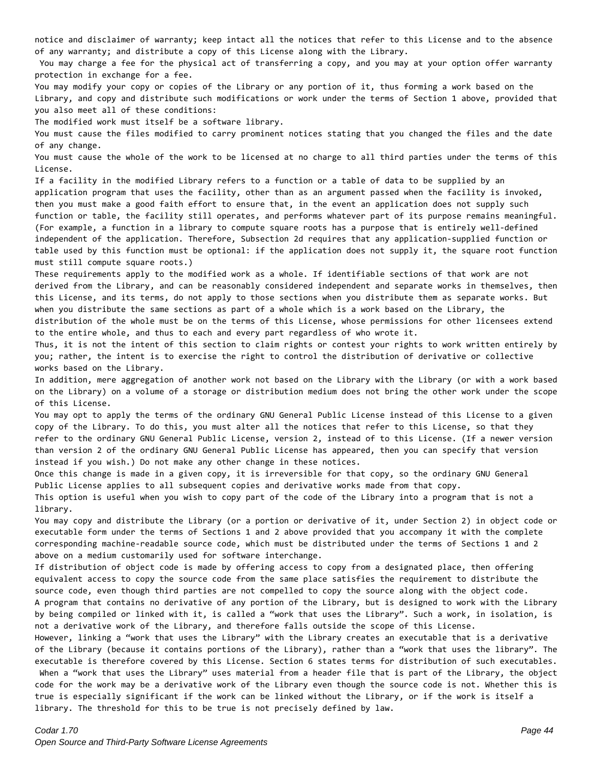notice and disclaimer of warranty; keep intact all the notices that refer to this License and to the absence of any warranty; and distribute a copy of this License along with the Library.

You may charge a fee for the physical act of transferring a copy, and you may at your option offer warranty protection in exchange for a fee.

You may modify your copy or copies of the Library or any portion of it, thus forming a work based on the Library, and copy and distribute such modifications or work under the terms of Section 1 above, provided that you also meet all of these conditions:

The modified work must itself be a software library.

You must cause the files modified to carry prominent notices stating that you changed the files and the date of any change.

You must cause the whole of the work to be licensed at no charge to all third parties under the terms of this License.

If a facility in the modified Library refers to a function or a table of data to be supplied by an application program that uses the facility, other than as an argument passed when the facility is invoked, then you must make a good faith effort to ensure that, in the event an application does not supply such function or table, the facility still operates, and performs whatever part of its purpose remains meaningful. (For example, a function in a library to compute square roots has a purpose that is entirely well-defined independent of the application. Therefore, Subsection 2d requires that any application-supplied function or table used by this function must be optional: if the application does not supply it, the square root function must still compute square roots.)

These requirements apply to the modified work as a whole. If identifiable sections of that work are not derived from the Library, and can be reasonably considered independent and separate works in themselves, then this License, and its terms, do not apply to those sections when you distribute them as separate works. But when you distribute the same sections as part of a whole which is a work based on the Library, the distribution of the whole must be on the terms of this License, whose permissions for other licensees extend to the entire whole, and thus to each and every part regardless of who wrote it.

Thus, it is not the intent of this section to claim rights or contest your rights to work written entirely by you; rather, the intent is to exercise the right to control the distribution of derivative or collective works based on the Library.

In addition, mere aggregation of another work not based on the Library with the Library (or with a work based on the Library) on a volume of a storage or distribution medium does not bring the other work under the scope of this License.

You may opt to apply the terms of the ordinary GNU General Public License instead of this License to a given copy of the Library. To do this, you must alter all the notices that refer to this License, so that they refer to the ordinary GNU General Public License, version 2, instead of to this License. (If a newer version than version 2 of the ordinary GNU General Public License has appeared, then you can specify that version instead if you wish.) Do not make any other change in these notices.

Once this change is made in a given copy, it is irreversible for that copy, so the ordinary GNU General Public License applies to all subsequent copies and derivative works made from that copy.

This option is useful when you wish to copy part of the code of the Library into a program that is not a library.

You may copy and distribute the Library (or a portion or derivative of it, under Section 2) in object code or executable form under the terms of Sections 1 and 2 above provided that you accompany it with the complete corresponding machine-readable source code, which must be distributed under the terms of Sections 1 and 2 above on a medium customarily used for software interchange.

If distribution of object code is made by offering access to copy from a designated place, then offering equivalent access to copy the source code from the same place satisfies the requirement to distribute the source code, even though third parties are not compelled to copy the source along with the object code.

A program that contains no derivative of any portion of the Library, but is designed to work with the Library by being compiled or linked with it, is called a “work that uses the Library”. Such a work, in isolation, is not a derivative work of the Library, and therefore falls outside the scope of this License.

However, linking a “work that uses the Library” with the Library creates an executable that is a derivative of the Library (because it contains portions of the Library), rather than a “work that uses the library”. The executable is therefore covered by this License. Section 6 states terms for distribution of such executables.

When a “work that uses the Library” uses material from a header file that is part of the Library, the object code for the work may be a derivative work of the Library even though the source code is not. Whether this is true is especially significant if the work can be linked without the Library, or if the work is itself a library. The threshold for this to be true is not precisely defined by law.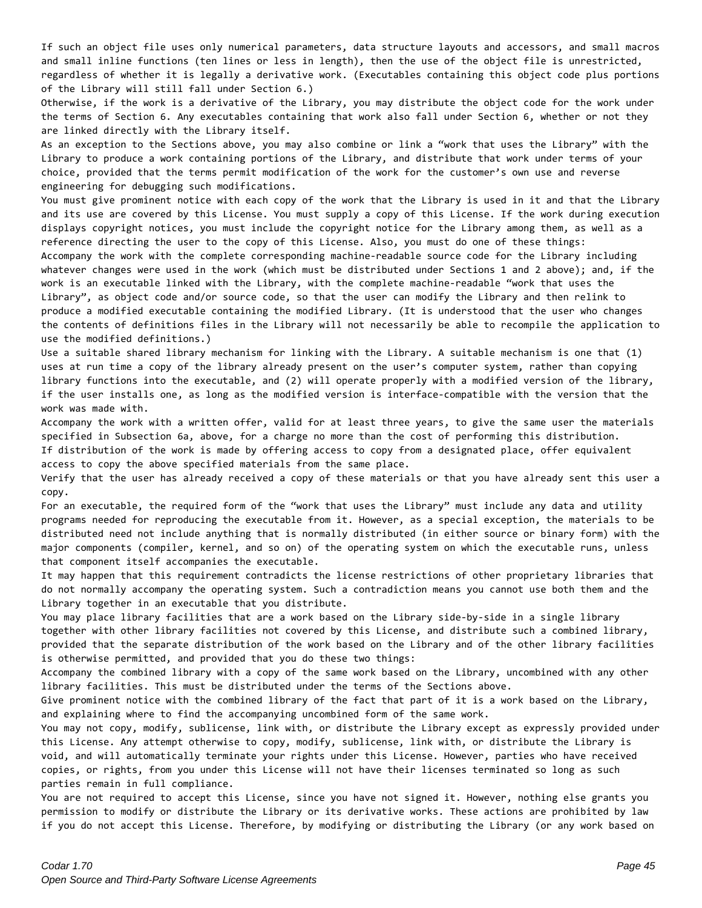If such an object file uses only numerical parameters, data structure layouts and accessors, and small macros and small inline functions (ten lines or less in length), then the use of the object file is unrestricted, regardless of whether it is legally a derivative work. (Executables containing this object code plus portions of the Library will still fall under Section 6.)

Otherwise, if the work is a derivative of the Library, you may distribute the object code for the work under the terms of Section 6. Any executables containing that work also fall under Section 6, whether or not they are linked directly with the Library itself.

As an exception to the Sections above, you may also combine or link a “work that uses the Library” with the Library to produce a work containing portions of the Library, and distribute that work under terms of your choice, provided that the terms permit modification of the work for the customer’s own use and reverse engineering for debugging such modifications.

You must give prominent notice with each copy of the work that the Library is used in it and that the Library and its use are covered by this License. You must supply a copy of this License. If the work during execution displays copyright notices, you must include the copyright notice for the Library among them, as well as a reference directing the user to the copy of this License. Also, you must do one of these things:

Accompany the work with the complete corresponding machine-readable source code for the Library including whatever changes were used in the work (which must be distributed under Sections 1 and 2 above); and, if the work is an executable linked with the Library, with the complete machine-readable “work that uses the Library”, as object code and/or source code, so that the user can modify the Library and then relink to produce a modified executable containing the modified Library. (It is understood that the user who changes the contents of definitions files in the Library will not necessarily be able to recompile the application to use the modified definitions.)

Use a suitable shared library mechanism for linking with the Library. A suitable mechanism is one that (1) uses at run time a copy of the library already present on the user’s computer system, rather than copying library functions into the executable, and (2) will operate properly with a modified version of the library, if the user installs one, as long as the modified version is interface-compatible with the version that the work was made with.

Accompany the work with a written offer, valid for at least three years, to give the same user the materials specified in Subsection 6a, above, for a charge no more than the cost of performing this distribution.

If distribution of the work is made by offering access to copy from a designated place, offer equivalent access to copy the above specified materials from the same place.

Verify that the user has already received a copy of these materials or that you have already sent this user a copy.

For an executable, the required form of the “work that uses the Library” must include any data and utility programs needed for reproducing the executable from it. However, as a special exception, the materials to be distributed need not include anything that is normally distributed (in either source or binary form) with the major components (compiler, kernel, and so on) of the operating system on which the executable runs, unless that component itself accompanies the executable.

It may happen that this requirement contradicts the license restrictions of other proprietary libraries that do not normally accompany the operating system. Such a contradiction means you cannot use both them and the Library together in an executable that you distribute.

You may place library facilities that are a work based on the Library side-by-side in a single library together with other library facilities not covered by this License, and distribute such a combined library, provided that the separate distribution of the work based on the Library and of the other library facilities is otherwise permitted, and provided that you do these two things:

Accompany the combined library with a copy of the same work based on the Library, uncombined with any other library facilities. This must be distributed under the terms of the Sections above.

Give prominent notice with the combined library of the fact that part of it is a work based on the Library, and explaining where to find the accompanying uncombined form of the same work.

You may not copy, modify, sublicense, link with, or distribute the Library except as expressly provided under this License. Any attempt otherwise to copy, modify, sublicense, link with, or distribute the Library is void, and will automatically terminate your rights under this License. However, parties who have received copies, or rights, from you under this License will not have their licenses terminated so long as such parties remain in full compliance.

You are not required to accept this License, since you have not signed it. However, nothing else grants you permission to modify or distribute the Library or its derivative works. These actions are prohibited by law if you do not accept this License. Therefore, by modifying or distributing the Library (or any work based on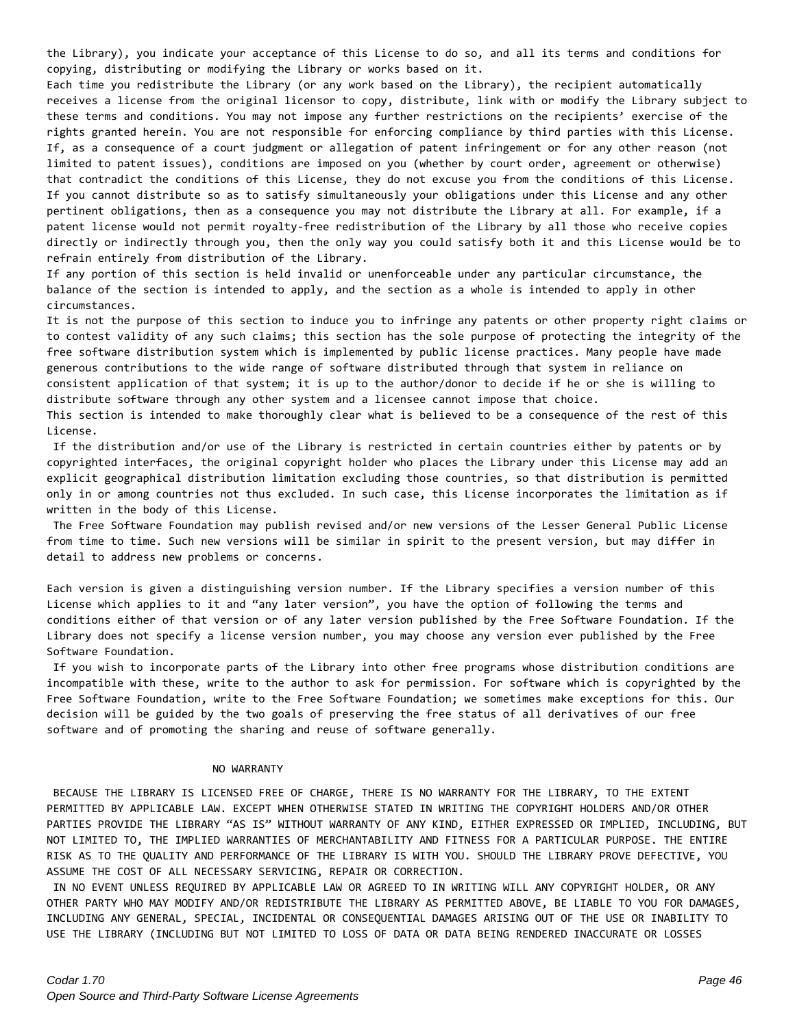the Library), you indicate your acceptance of this License to do so, and all its terms and conditions for copying, distributing or modifying the Library or works based on it.

Each time you redistribute the Library (or any work based on the Library), the recipient automatically receives a license from the original licensor to copy, distribute, link with or modify the Library subject to these terms and conditions. You may not impose any further restrictions on the recipients' exercise of the rights granted herein. You are not responsible for enforcing compliance by third parties with this License.

If, as a consequence of a court judgment or allegation of patent infringement or for any other reason (not limited to patent issues), conditions are imposed on you (whether by court order, agreement or otherwise) that contradict the conditions of this License, they do not excuse you from the conditions of this License. If you cannot distribute so as to satisfy simultaneously your obligations under this License and any other pertinent obligations, then as a consequence you may not distribute the Library at all. For example, if a patent license would not permit royalty-free redistribution of the Library by all those who receive copies directly or indirectly through you, then the only way you could satisfy both it and this License would be to refrain entirely from distribution of the Library.

If any portion of this section is held invalid or unenforceable under any particular circumstance, the balance of the section is intended to apply, and the section as a whole is intended to apply in other circumstances.

It is not the purpose of this section to induce you to infringe any patents or other property right claims or to contest validity of any such claims; this section has the sole purpose of protecting the integrity of the free software distribution system which is implemented by public license practices. Many people have made generous contributions to the wide range of software distributed through that system in reliance on consistent application of that system; it is up to the author/donor to decide if he or she is willing to distribute software through any other system and a licensee cannot impose that choice.

This section is intended to make thoroughly clear what is believed to be a consequence of the rest of this License.

If the distribution and/or use of the Library is restricted in certain countries either by patents or by copyrighted interfaces, the original copyright holder who places the Library under this License may add an explicit geographical distribution limitation excluding those countries, so that distribution is permitted only in or among countries not thus excluded. In such case, this License incorporates the limitation as if written in the body of this License.

The Free Software Foundation may publish revised and/or new versions of the Lesser General Public License from time to time. Such new versions will be similar in spirit to the present version, but may differ in detail to address new problems or concerns.

Each version is given a distinguishing version number. If the Library specifies a version number of this License which applies to it and "any later version", you have the option of following the terms and conditions either of that version or of any later version published by the Free Software Foundation. If the Library does not specify a license version number, you may choose any version ever published by the Free Software Foundation.

If you wish to incorporate parts of the Library into other free programs whose distribution conditions are incompatible with these, write to the author to ask for permission. For software which is copyrighted by the Free Software Foundation, write to the Free Software Foundation; we sometimes make exceptions for this. Our decision will be guided by the two goals of preserving the free status of all derivatives of our free software and of promoting the sharing and reuse of software generally.

NO WARRANTY

BECAUSE THE LIBRARY IS LICENSED FREE OF CHARGE, THERE IS NO WARRANTY FOR THE LIBRARY, TO THE EXTENT PERMITTED BY APPLICABLE LAW. EXCEPT WHEN OTHERWISE STATED IN WRITING THE COPYRIGHT HOLDERS AND/OR OTHER PARTIES PROVIDE THE LIBRARY "AS IS" WITHOUT WARRANTY OF ANY KIND, EITHER EXPRESSED OR IMPLIED, INCLUDING, BUT NOT LIMITED TO, THE IMPLIED WARRANTIES OF MERCHANTABILITY AND FITNESS FOR A PARTICULAR PURPOSE. THE ENTIRE RISK AS TO THE QUALITY AND PERFORMANCE OF THE LIBRARY IS WITH YOU. SHOULD THE LIBRARY PROVE DEFECTIVE, YOU ASSUME THE COST OF ALL NECESSARY SERVICING, REPAIR OR CORRECTION.

IN NO EVENT UNLESS REQUIRED BY APPLICABLE LAW OR AGREED TO IN WRITING WILL ANY COPYRIGHT HOLDER, OR ANY OTHER PARTY WHO MAY MODIFY AND/OR REDISTRIBUTE THE LIBRARY AS PERMITTED ABOVE, BE LIABLE TO YOU FOR DAMAGES, INCLUDING ANY GENERAL, SPECIAL, INCIDENTAL OR CONSEQUENTIAL DAMAGES ARISING OUT OF THE USE OR INABILITY TO USE THE LIBRARY (INCLUDING BUT NOT LIMITED TO LOSS OF DATA OR DATA BEING RENDERED INACCURATE OR LOSSES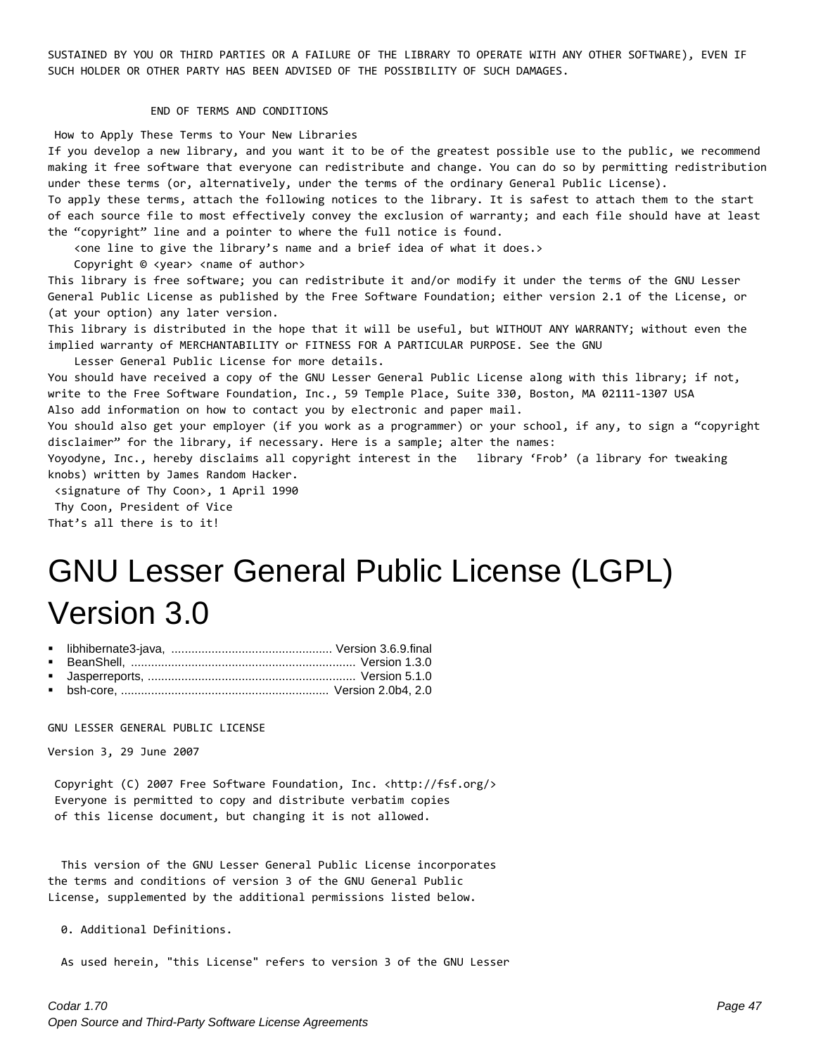SUSTAINED BY YOU OR THIRD PARTIES OR A FAILURE OF THE LIBRARY TO OPERATE WITH ANY OTHER SOFTWARE), EVEN IF SUCH HOLDER OR OTHER PARTY HAS BEEN ADVISED OF THE POSSIBILITY OF SUCH DAMAGES.

END OF TERMS AND CONDITIONS

How to Apply These Terms to Your New Libraries

If you develop a new library, and you want it to be of the greatest possible use to the public, we recommend making it free software that everyone can redistribute and change. You can do so by permitting redistribution under these terms (or, alternatively, under the terms of the ordinary General Public License).

To apply these terms, attach the following notices to the library. It is safest to attach them to the start of each source file to most effectively convey the exclusion of warranty; and each file should have at least the “copyright” line and a pointer to where the full notice is found.

<one line to give the library’s name and a brief idea of what it does.>

Copyright © <year> <name of author>

This library is free software; you can redistribute it and/or modify it under the terms of the GNU Lesser General Public License as published by the Free Software Foundation; either version 2.1 of the License, or (at your option) any later version.

This library is distributed in the hope that it will be useful, but WITHOUT ANY WARRANTY; without even the implied warranty of MERCHANTABILITY or FITNESS FOR A PARTICULAR PURPOSE. See the GNU Lesser General Public License for more details.

You should have received a copy of the GNU Lesser General Public License along with this library; if not, write to the Free Software Foundation, Inc., 59 Temple Place, Suite 330, Boston, MA 02111-1307 USA

Also add information on how to contact you by electronic and paper mail.

You should also get your employer (if you work as a programmer) or your school, if any, to sign a “copyright disclaimer” for the library, if necessary. Here is a sample; alter the names:

Yoyodyne, Inc., hereby disclaims all copyright interest in the library ‘Frob’ (a library for tweaking knobs) written by James Random Hacker.

<signature of Thy Coon>, 1 April 1990

Thy Coon, President of Vice

That’s all there is to it!

# GNU Lesser General Public License (LGPL) Version 3.0

- libhibernate3-java, ................................................ Version 3.6.9.final
- BeanShell, ................................................................... Version 1.3.0
- Jasperreports, .............................................................. Version 5.1.0
- bsh-core, ............................................................. Version 2.0b4, 2.0

GNU LESSER GENERAL PUBLIC LICENSE

Version 3, 29 June 2007

Copyright (C) 2007 Free Software Foundation, Inc. <http://fsf.org/>
Everyone is permitted to copy and distribute verbatim copies
of this license document, but changing it is not allowed.

This version of the GNU Lesser General Public License incorporates the terms and conditions of version 3 of the GNU General Public License, supplemented by the additional permissions listed below.

0. Additional Definitions.

As used herein, "this License" refers to version 3 of the GNU Lesser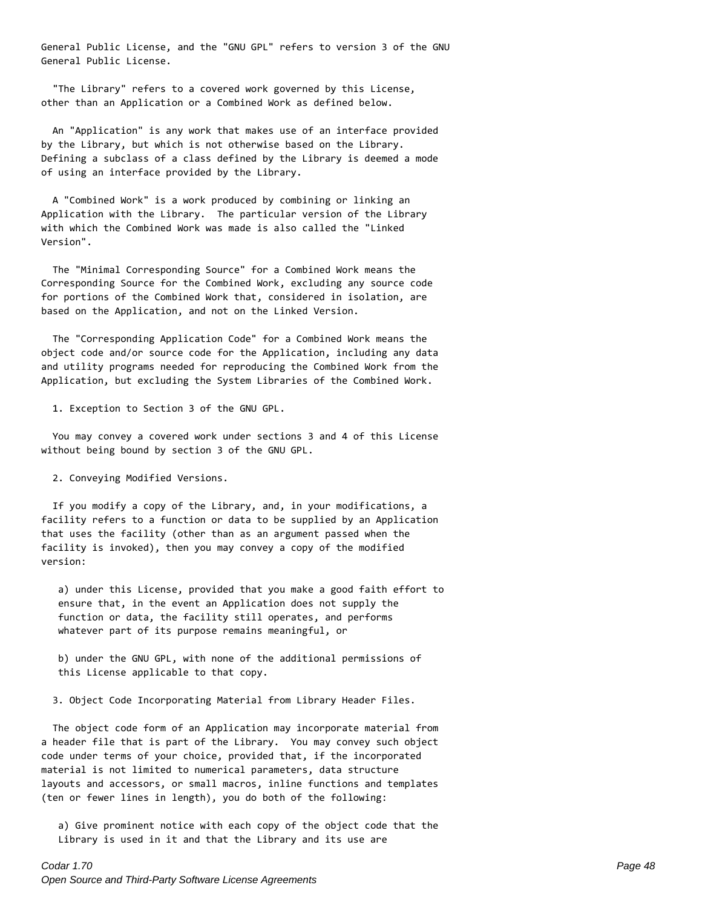General Public License, and the "GNU GPL" refers to version 3 of the GNU General Public License.

"The Library" refers to a covered work governed by this License, other than an Application or a Combined Work as defined below.

An "Application" is any work that makes use of an interface provided by the Library, but which is not otherwise based on the Library. Defining a subclass of a class defined by the Library is deemed a mode of using an interface provided by the Library.

A "Combined Work" is a work produced by combining or linking an Application with the Library. The particular version of the Library with which the Combined Work was made is also called the "Linked Version".

The "Minimal Corresponding Source" for a Combined Work means the Corresponding Source for the Combined Work, excluding any source code for portions of the Combined Work that, considered in isolation, are based on the Application, and not on the Linked Version.

The "Corresponding Application Code" for a Combined Work means the object code and/or source code for the Application, including any data and utility programs needed for reproducing the Combined Work from the Application, but excluding the System Libraries of the Combined Work.

1. Exception to Section 3 of the GNU GPL.

You may convey a covered work under sections 3 and 4 of this License without being bound by section 3 of the GNU GPL.

2. Conveying Modified Versions.

If you modify a copy of the Library, and, in your modifications, a facility refers to a function or data to be supplied by an Application that uses the facility (other than as an argument passed when the facility is invoked), then you may convey a copy of the modified version:

a) under this License, provided that you make a good faith effort to ensure that, in the event an Application does not supply the function or data, the facility still operates, and performs whatever part of its purpose remains meaningful, or

b) under the GNU GPL, with none of the additional permissions of this License applicable to that copy.

3. Object Code Incorporating Material from Library Header Files.

The object code form of an Application may incorporate material from a header file that is part of the Library. You may convey such object code under terms of your choice, provided that, if the incorporated material is not limited to numerical parameters, data structure layouts and accessors, or small macros, inline functions and templates (ten or fewer lines in length), you do both of the following:

a) Give prominent notice with each copy of the object code that the Library is used in it and that the Library and its use are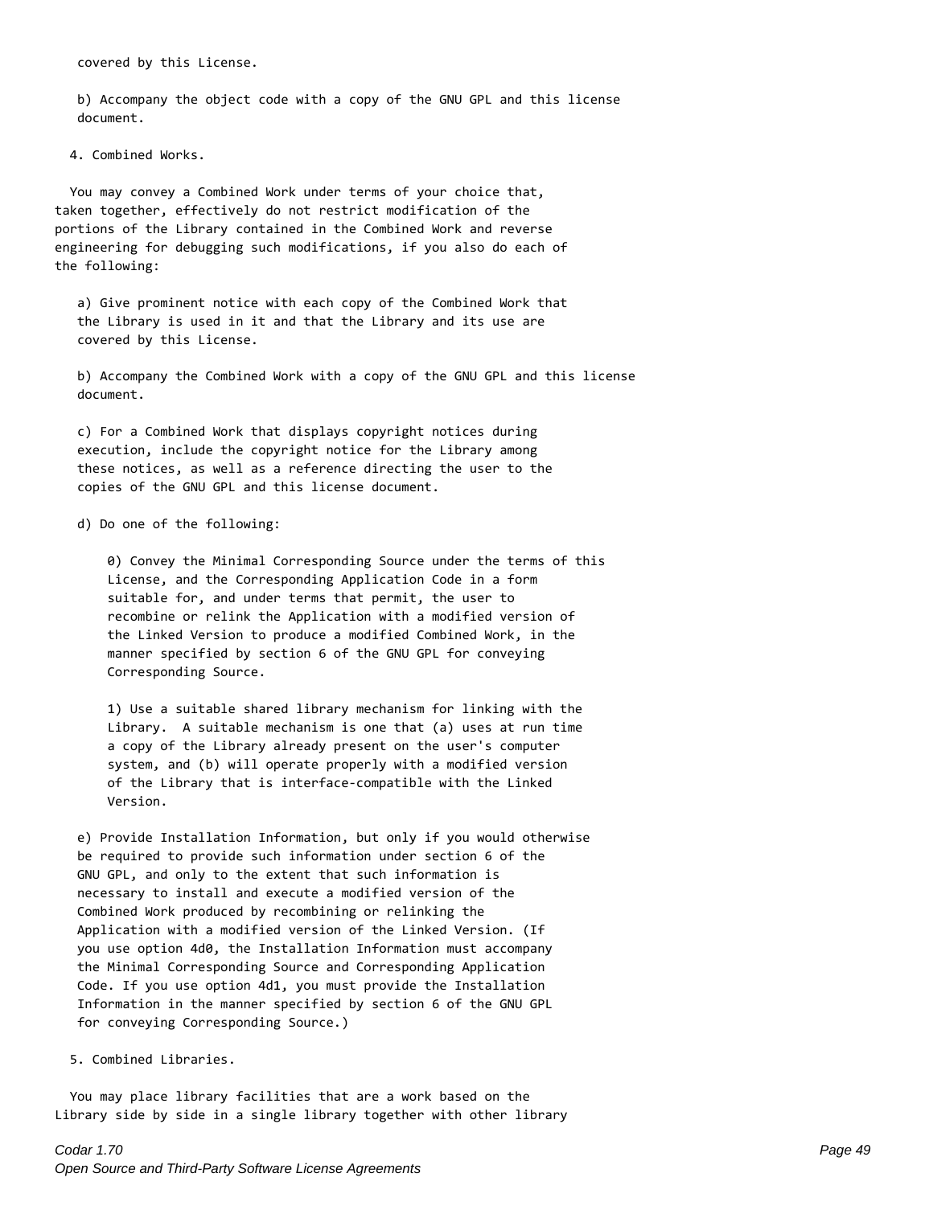covered by this License.

b) Accompany the object code with a copy of the GNU GPL and this license document.

4. Combined Works.

You may convey a Combined Work under terms of your choice that, taken together, effectively do not restrict modification of the portions of the Library contained in the Combined Work and reverse engineering for debugging such modifications, if you also do each of the following:

a) Give prominent notice with each copy of the Combined Work that the Library is used in it and that the Library and its use are covered by this License.

b) Accompany the Combined Work with a copy of the GNU GPL and this license document.

c) For a Combined Work that displays copyright notices during execution, include the copyright notice for the Library among these notices, as well as a reference directing the user to the copies of the GNU GPL and this license document.

d) Do one of the following:

0) Convey the Minimal Corresponding Source under the terms of this License, and the Corresponding Application Code in a form suitable for, and under terms that permit, the user to recombine or relink the Application with a modified version of the Linked Version to produce a modified Combined Work, in the manner specified by section 6 of the GNU GPL for conveying Corresponding Source.

1) Use a suitable shared library mechanism for linking with the Library. A suitable mechanism is one that (a) uses at run time a copy of the Library already present on the user's computer system, and (b) will operate properly with a modified version of the Library that is interface-compatible with the Linked Version.

e) Provide Installation Information, but only if you would otherwise be required to provide such information under section 6 of the GNU GPL, and only to the extent that such information is necessary to install and execute a modified version of the Combined Work produced by recombining or relinking the Application with a modified version of the Linked Version. (If you use option 4d0, the Installation Information must accompany the Minimal Corresponding Source and Corresponding Application Code. If you use option 4d1, you must provide the Installation Information in the manner specified by section 6 of the GNU GPL for conveying Corresponding Source.)

5. Combined Libraries.

You may place library facilities that are a work based on the Library side by side in a single library together with other library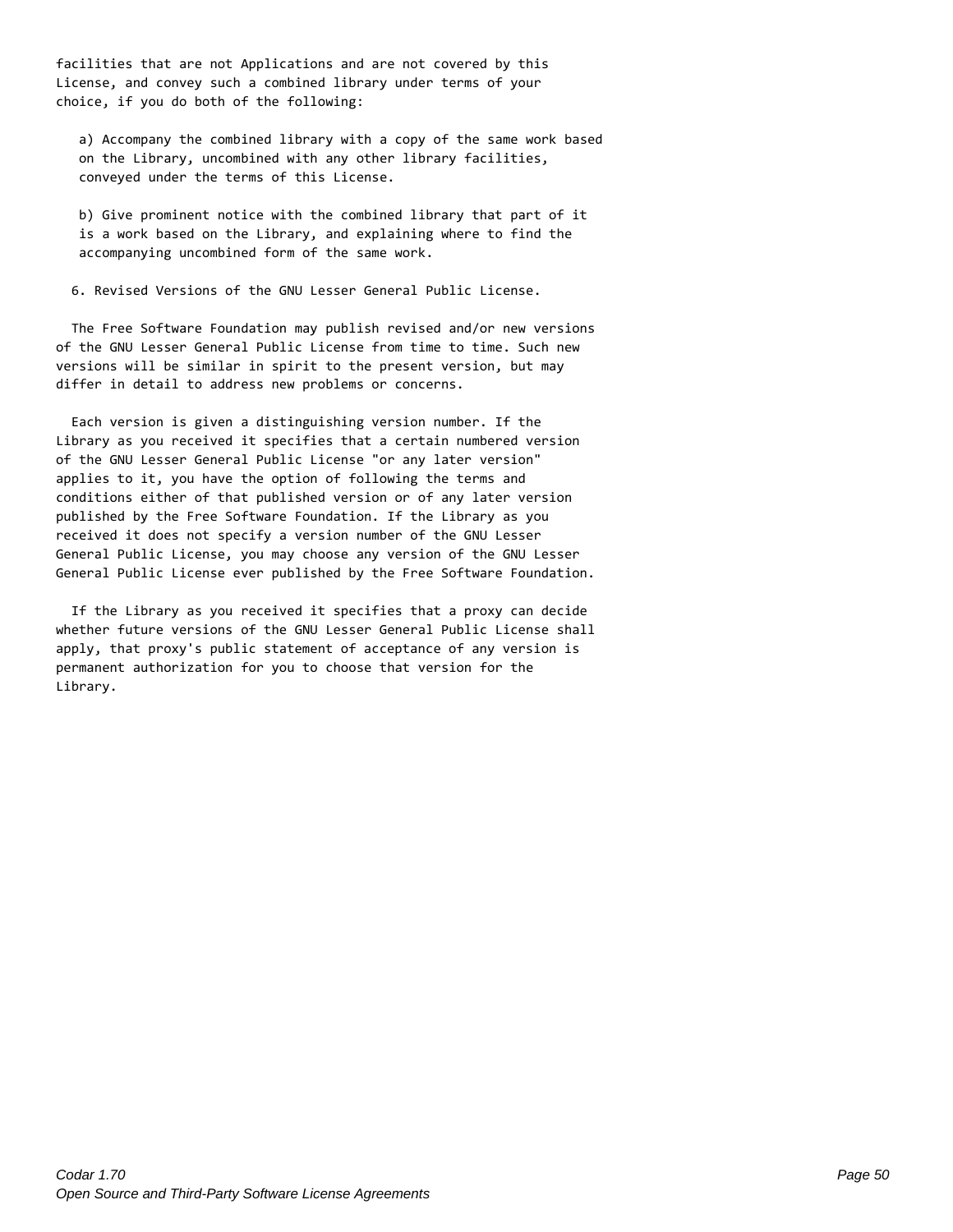facilities that are not Applications and are not covered by this License, and convey such a combined library under terms of your choice, if you do both of the following:

a) Accompany the combined library with a copy of the same work based on the Library, uncombined with any other library facilities, conveyed under the terms of this License.

b) Give prominent notice with the combined library that part of it is a work based on the Library, and explaining where to find the accompanying uncombined form of the same work.

6. Revised Versions of the GNU Lesser General Public License.

The Free Software Foundation may publish revised and/or new versions of the GNU Lesser General Public License from time to time. Such new versions will be similar in spirit to the present version, but may differ in detail to address new problems or concerns.

Each version is given a distinguishing version number. If the Library as you received it specifies that a certain numbered version of the GNU Lesser General Public License "or any later version" applies to it, you have the option of following the terms and conditions either of that published version or of any later version published by the Free Software Foundation. If the Library as you received it does not specify a version number of the GNU Lesser General Public License, you may choose any version of the GNU Lesser General Public License ever published by the Free Software Foundation.

If the Library as you received it specifies that a proxy can decide whether future versions of the GNU Lesser General Public License shall apply, that proxy's public statement of acceptance of any version is permanent authorization for you to choose that version for the Library.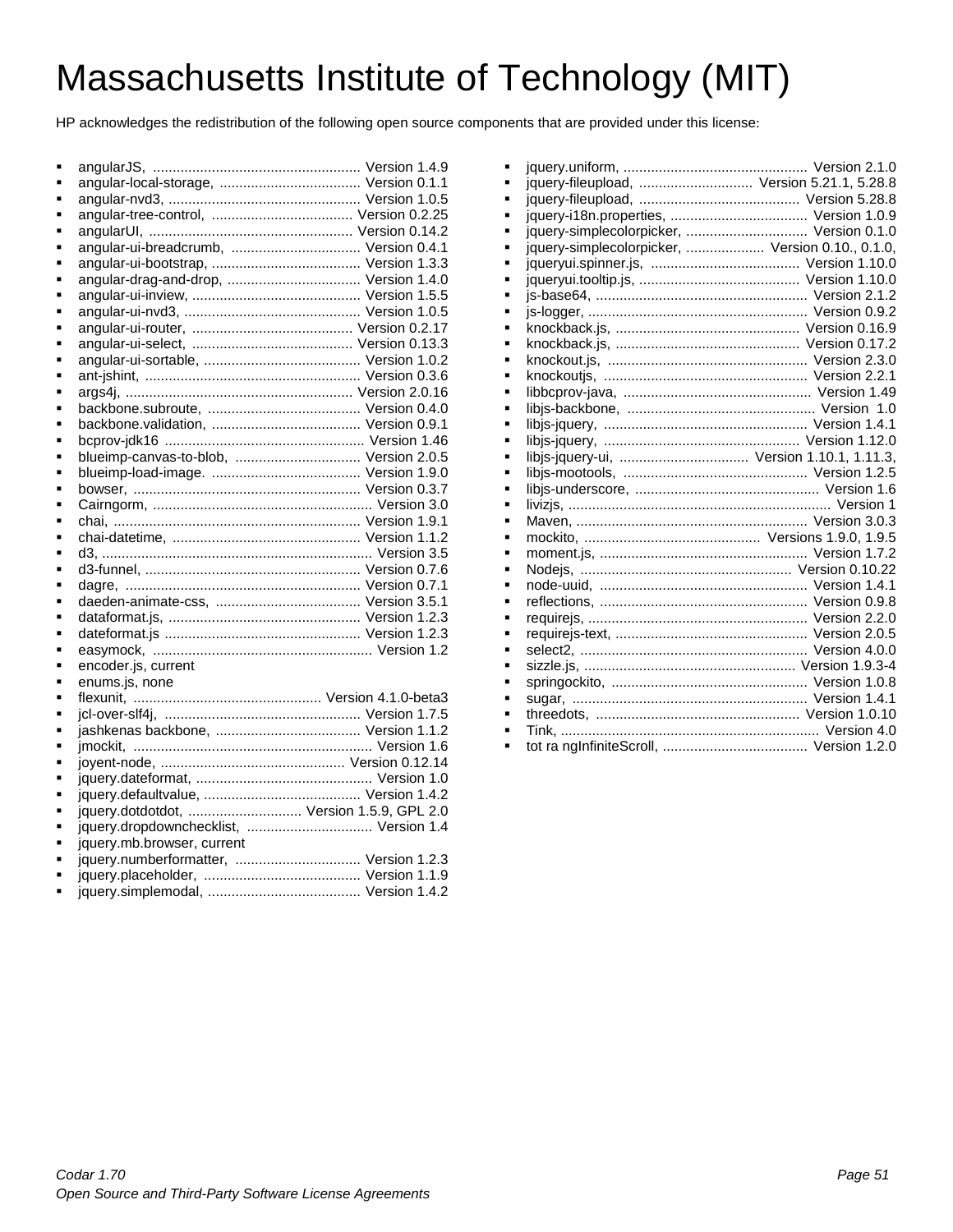# Massachusetts Institute of Technology (MIT)

HP acknowledges the redistribution of the following open source components that are provided under this license:

- angularJS, ..................................................... Version 1.4.9
- angular-local-storage, .................................... Version 0.1.1
- angular-nvd3, ................................................. Version 1.0.5
- angular-tree-control, .................................... Version 0.2.25
- angularUI, .................................................... Version 0.14.2
- angular-ui-breadcrumb, ................................. Version 0.4.1
- angular-ui-bootstrap, ...................................... Version 1.3.3
- angular-drag-and-drop, .................................. Version 1.4.0
- angular-ui-inview, ........................................... Version 1.5.5
- angular-ui-nvd3, ............................................. Version 1.0.5
- angular-ui-router, ......................................... Version 0.2.17
- angular-ui-select, ......................................... Version 0.13.3
- angular-ui-sortable, ........................................ Version 1.0.2
- ant-jshint, ....................................................... Version 0.3.6
- args4j, .......................................................... Version 2.0.16
- backbone.subroute, ....................................... Version 0.4.0
- backbone.validation, ...................................... Version 0.9.1
- bcprov-jdk16 ................................................... Version 1.46
- blueimp-canvas-to-blob, ................................ Version 2.0.5
- blueimp-load-image. ...................................... Version 1.9.0
- bowser, ........................................................... Version 0.3.7
- Cairngorm, ........................................................ Version 3.0
- chai, ............................................................... Version 1.9.1
- chai-datetime, ................................................ Version 1.1.2
- d3, ..................................................................... Version 3.5
- d3-funnel, ....................................................... Version 0.7.6
- dagre, ............................................................ Version 0.7.1
- daeden-animate-css, ..................................... Version 3.5.1
- dataformat.js, ................................................. Version 1.2.3
- dateformat.js .................................................. Version 1.2.3
- easymock, ........................................................ Version 1.2
- encoder.js, current
- enums.js, none
- flexunit, ................................................ Version 4.1.0-beta3
- jcl-over-slf4j, .................................................. Version 1.7.5
- jashkenas backbone, ..................................... Version 1.1.2
- jmockit, ............................................................ Version 1.6
- joyent-node, ............................................... Version 0.12.14
- jquery.dateformat, ............................................. Version 1.0
- jquery.defaultvalue, ........................................ Version 1.4.2
- jquery.dotdotdot, ............................. Version 1.5.9, GPL 2.0
- jquery.dropdownchecklist, ................................ Version 1.4
- jquery.mb.browser, current
- jquery.numberformatter, ................................ Version 1.2.3
- jquery.placeholder, ........................................ Version 1.1.9
- jquery.simplemodal, ....................................... Version 1.4.2
- jquery.uniform, ............................................... Version 2.1.0
- jquery-fileupload, ............................. Version 5.21.1, 5.28.8
- jquery-fileupload, ......................................... Version 5.28.8
- jquery-i18n.properties, ................................... Version 1.0.9
- jquery-simplecolorpicker, ............................... Version 0.1.0
- jquery-simplecolorpicker, .................... Version 0.10., 0.1.0,
- jqueryui.spinner.js, ...................................... Version 1.10.0
- jqueryui.tooltip.js, ......................................... Version 1.10.0
- js-base64, ...................................................... Version 2.1.2
- js-logger, ........................................................ Version 0.9.2
- knockback.js, ............................................... Version 0.16.9
- knockback.js, ............................................... Version 0.17.2
- knockout.js, ................................................... Version 2.3.0
- knockoutjs, .................................................... Version 2.2.1
- libbcprov-java, ................................................ Version 1.49
- libjs-backbone, ................................................ Version 1.0
- libjs-jquery, ................................................... Version 1.4.1
- libjs-jquery, .................................................. Version 1.12.0
- libjs-jquery-ui, ................................. Version 1.10.1, 1.11.3,
- libjs-mootools, ............................................... Version 1.2.5
- libjs-underscore, ............................................... Version 1.6
- livizjs, .................................................................. Version 1
- Maven, ........................................................... Version 3.0.3
- mockito, ............................................. Versions 1.9.0, 1.9.5
- moment.js, ..................................................... Version 1.7.2
- Nodejs, ...................................................... Version 0.10.22
- node-uuid, ..................................................... Version 1.4.1
- reflections, ..................................................... Version 0.9.8
- requirejs, ........................................................ Version 2.2.0
- requirejs-text, ................................................. Version 2.0.5
- select2, ........................................................... Version 4.0.0
- sizzle.js, ...................................................... Version 1.9.3-4
- springockito, .................................................. Version 1.0.8
- sugar, ............................................................. Version 1.4.1
- threedots, .................................................... Version 1.0.10
- Tink, ................................................................... Version 4.0
- tot ra ngInfiniteScroll, ..................................... Version 1.2.0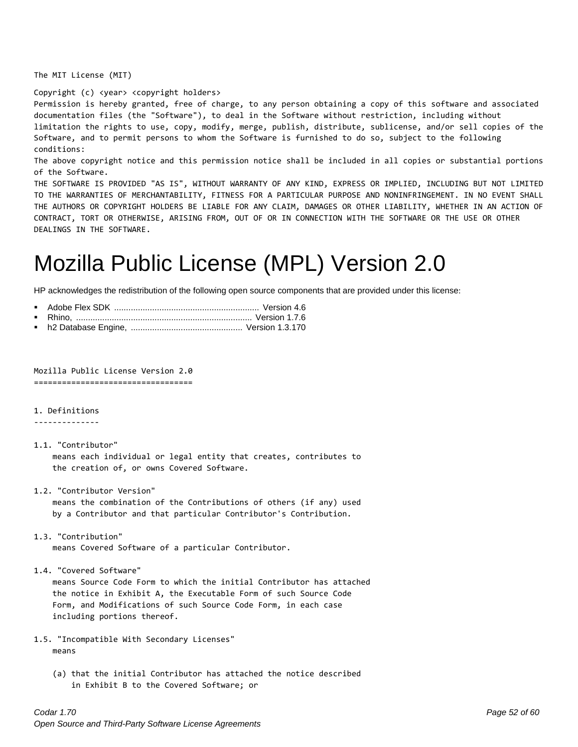```
The MIT License (MIT)

Copyright (c) <year> <copyright holders>
Permission is hereby granted, free of charge, to any person obtaining a copy of this software and associated
documentation files (the "Software"), to deal in the Software without restriction, including without
limitation the rights to use, copy, modify, merge, publish, distribute, sublicense, and/or sell copies of the
Software, and to permit persons to whom the Software is furnished to do so, subject to the following
conditions:
The above copyright notice and this permission notice shall be included in all copies or substantial portions
of the Software.
THE SOFTWARE IS PROVIDED "AS IS", WITHOUT WARRANTY OF ANY KIND, EXPRESS OR IMPLIED, INCLUDING BUT NOT LIMITED
TO THE WARRANTIES OF MERCHANTABILITY, FITNESS FOR A PARTICULAR PURPOSE AND NONINFRINGEMENT. IN NO EVENT SHALL
THE AUTHORS OR COPYRIGHT HOLDERS BE LIABLE FOR ANY CLAIM, DAMAGES OR OTHER LIABILITY, WHETHER IN AN ACTION OF
CONTRACT, TORT OR OTHERWISE, ARISING FROM, OUT OF OR IN CONNECTION WITH THE SOFTWARE OR THE USE OR OTHER
DEALINGS IN THE SOFTWARE.
```

# Mozilla Public License (MPL) Version 2.0

HP acknowledges the redistribution of the following open source components that are provided under this license:

- Adobe Flex SDK ............................................................ Version 4.6
- Rhino, .......................................................................... Version 1.7.6
- h2 Database Engine, ............................................... Version 1.3.170

```
Mozilla Public License Version 2.0
==================================

1. Definitions
--------------

1.1. "Contributor"
    means each individual or legal entity that creates, contributes to
    the creation of, or owns Covered Software.

1.2. "Contributor Version"
    means the combination of the Contributions of others (if any) used
    by a Contributor and that particular Contributor's Contribution.

1.3. "Contribution"
    means Covered Software of a particular Contributor.

1.4. "Covered Software"
    means Source Code Form to which the initial Contributor has attached
    the notice in Exhibit A, the Executable Form of such Source Code
    Form, and Modifications of such Source Code Form, in each case
    including portions thereof.

1.5. "Incompatible With Secondary Licenses"
    means

    (a) that the initial Contributor has attached the notice described
        in Exhibit B to the Covered Software; or
```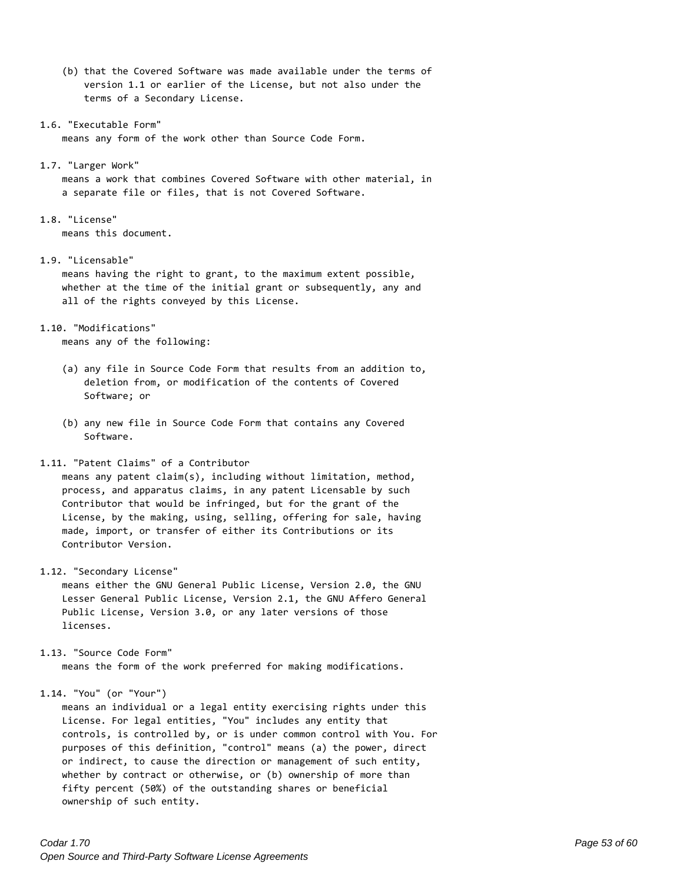(b) that the Covered Software was made available under the terms of version 1.1 or earlier of the License, but not also under the terms of a Secondary License.

1.6. "Executable Form"
means any form of the work other than Source Code Form.

1.7. "Larger Work"
means a work that combines Covered Software with other material, in a separate file or files, that is not Covered Software.

1.8. "License"
means this document.

1.9. "Licensable"
means having the right to grant, to the maximum extent possible, whether at the time of the initial grant or subsequently, any and all of the rights conveyed by this License.

1.10. "Modifications"
means any of the following:

(a) any file in Source Code Form that results from an addition to, deletion from, or modification of the contents of Covered Software; or

(b) any new file in Source Code Form that contains any Covered Software.

1.11. "Patent Claims" of a Contributor
means any patent claim(s), including without limitation, method, process, and apparatus claims, in any patent Licensable by such Contributor that would be infringed, but for the grant of the License, by the making, using, selling, offering for sale, having made, import, or transfer of either its Contributions or its Contributor Version.

1.12. "Secondary License"
means either the GNU General Public License, Version 2.0, the GNU Lesser General Public License, Version 2.1, the GNU Affero General Public License, Version 3.0, or any later versions of those licenses.

1.13. "Source Code Form"
means the form of the work preferred for making modifications.

1.14. "You" (or "Your")
means an individual or a legal entity exercising rights under this License. For legal entities, "You" includes any entity that controls, is controlled by, or is under common control with You. For purposes of this definition, "control" means (a) the power, direct or indirect, to cause the direction or management of such entity, whether by contract or otherwise, or (b) ownership of more than fifty percent (50%) of the outstanding shares or beneficial ownership of such entity.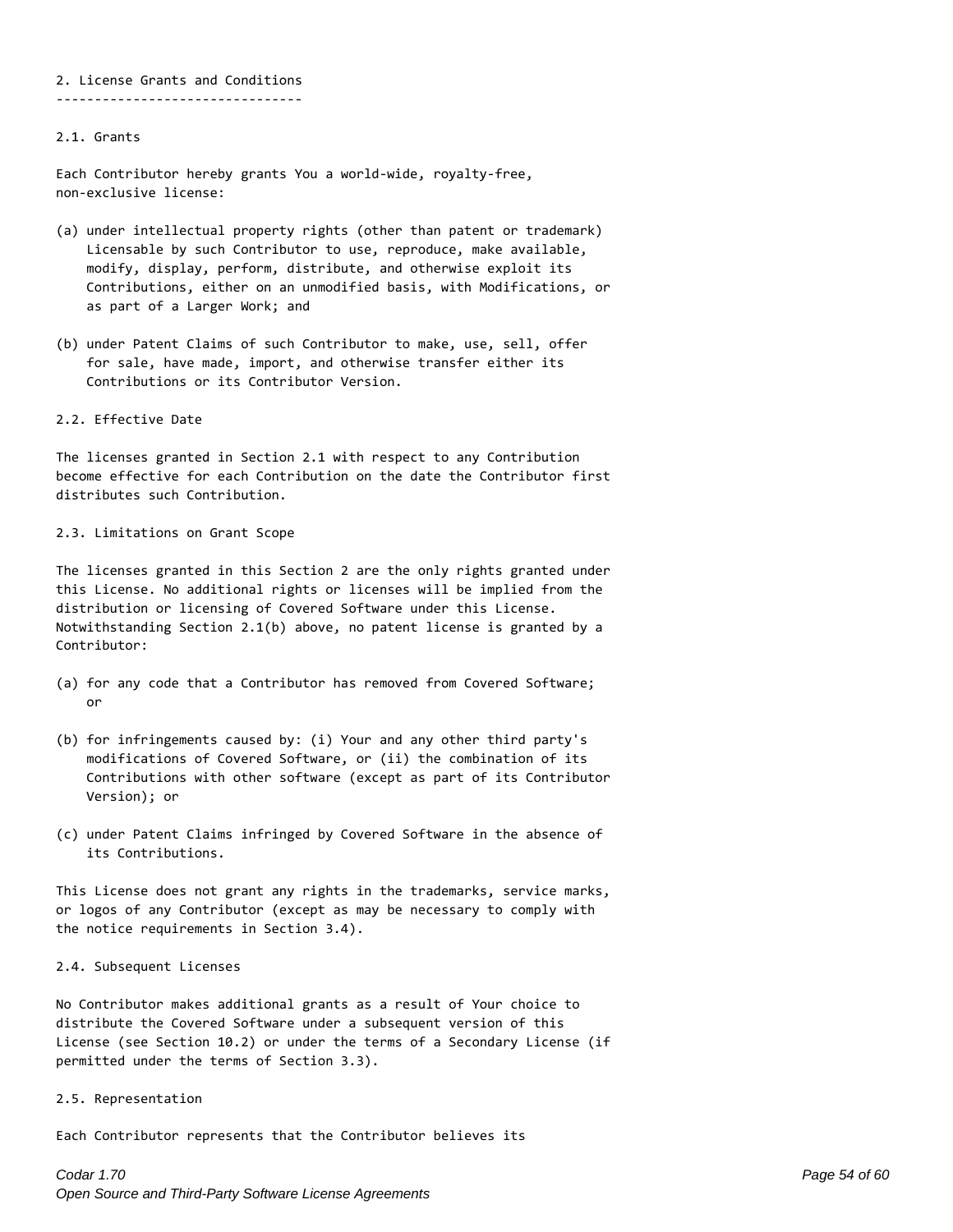## 2. License Grants and Conditions

### 2.1. Grants

Each Contributor hereby grants You a world-wide, royalty-free, non-exclusive license:

(a) under intellectual property rights (other than patent or trademark) Licensable by such Contributor to use, reproduce, make available, modify, display, perform, distribute, and otherwise exploit its Contributions, either on an unmodified basis, with Modifications, or as part of a Larger Work; and

(b) under Patent Claims of such Contributor to make, use, sell, offer for sale, have made, import, and otherwise transfer either its Contributions or its Contributor Version.

### 2.2. Effective Date

The licenses granted in Section 2.1 with respect to any Contribution become effective for each Contribution on the date the Contributor first distributes such Contribution.

### 2.3. Limitations on Grant Scope

The licenses granted in this Section 2 are the only rights granted under this License. No additional rights or licenses will be implied from the distribution or licensing of Covered Software under this License. Notwithstanding Section 2.1(b) above, no patent license is granted by a Contributor:

(a) for any code that a Contributor has removed from Covered Software; or

(b) for infringements caused by: (i) Your and any other third party's modifications of Covered Software, or (ii) the combination of its Contributions with other software (except as part of its Contributor Version); or

(c) under Patent Claims infringed by Covered Software in the absence of its Contributions.

This License does not grant any rights in the trademarks, service marks, or logos of any Contributor (except as may be necessary to comply with the notice requirements in Section 3.4).

### 2.4. Subsequent Licenses

No Contributor makes additional grants as a result of Your choice to distribute the Covered Software under a subsequent version of this License (see Section 10.2) or under the terms of a Secondary License (if permitted under the terms of Section 3.3).

### 2.5. Representation

Each Contributor represents that the Contributor believes its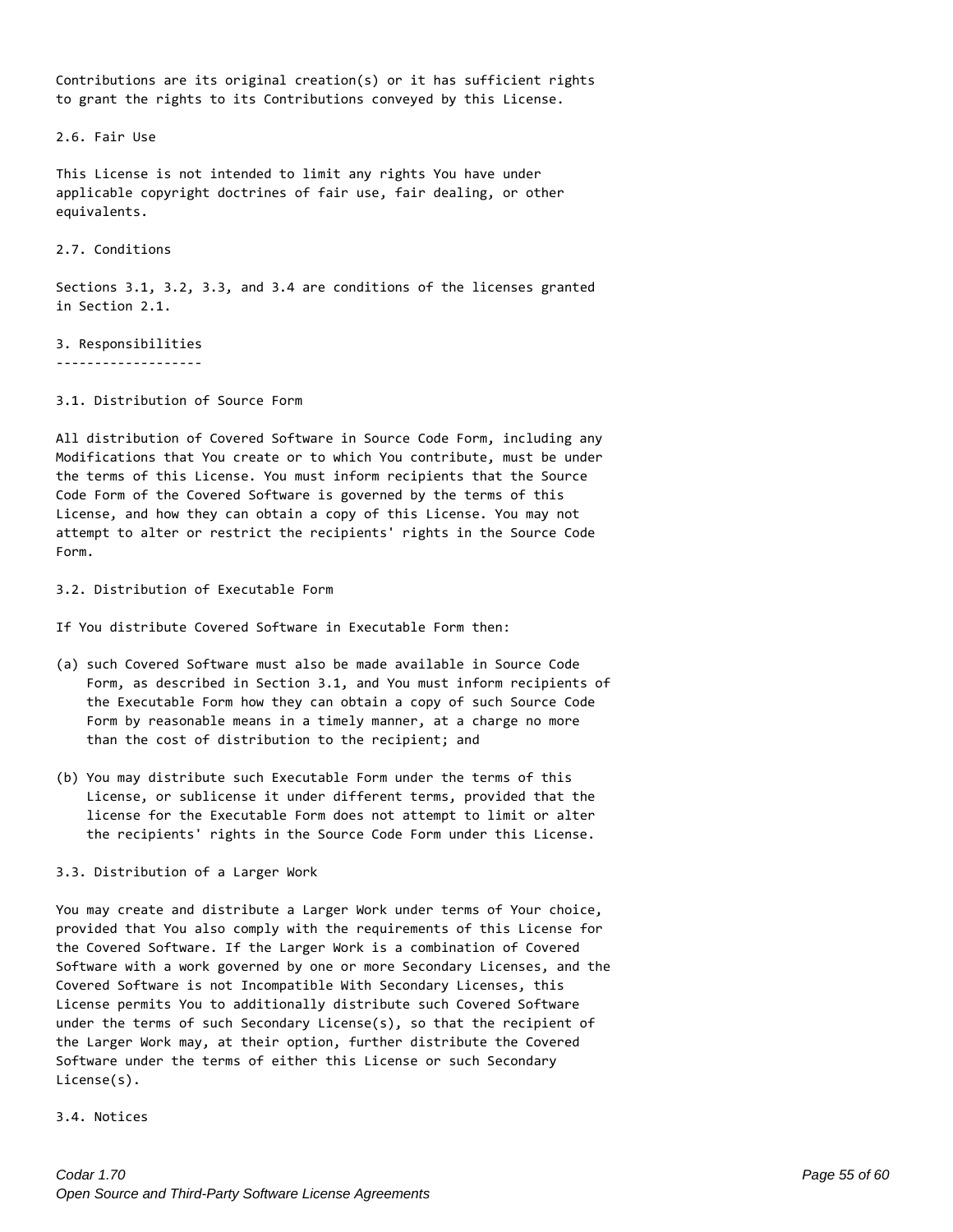Contributions are its original creation(s) or it has sufficient rights to grant the rights to its Contributions conveyed by this License.

2.6. Fair Use

This License is not intended to limit any rights You have under applicable copyright doctrines of fair use, fair dealing, or other equivalents.

2.7. Conditions

Sections 3.1, 3.2, 3.3, and 3.4 are conditions of the licenses granted in Section 2.1.

## 3. Responsibilities

3.1. Distribution of Source Form

All distribution of Covered Software in Source Code Form, including any Modifications that You create or to which You contribute, must be under the terms of this License. You must inform recipients that the Source Code Form of the Covered Software is governed by the terms of this License, and how they can obtain a copy of this License. You may not attempt to alter or restrict the recipients' rights in the Source Code Form.

3.2. Distribution of Executable Form

If You distribute Covered Software in Executable Form then:

(a) such Covered Software must also be made available in Source Code Form, as described in Section 3.1, and You must inform recipients of the Executable Form how they can obtain a copy of such Source Code Form by reasonable means in a timely manner, at a charge no more than the cost of distribution to the recipient; and

(b) You may distribute such Executable Form under the terms of this License, or sublicense it under different terms, provided that the license for the Executable Form does not attempt to limit or alter the recipients' rights in the Source Code Form under this License.

3.3. Distribution of a Larger Work

You may create and distribute a Larger Work under terms of Your choice, provided that You also comply with the requirements of this License for the Covered Software. If the Larger Work is a combination of Covered Software with a work governed by one or more Secondary Licenses, and the Covered Software is not Incompatible With Secondary Licenses, this License permits You to additionally distribute such Covered Software under the terms of such Secondary License(s), so that the recipient of the Larger Work may, at their option, further distribute the Covered Software under the terms of either this License or such Secondary License(s).

3.4. Notices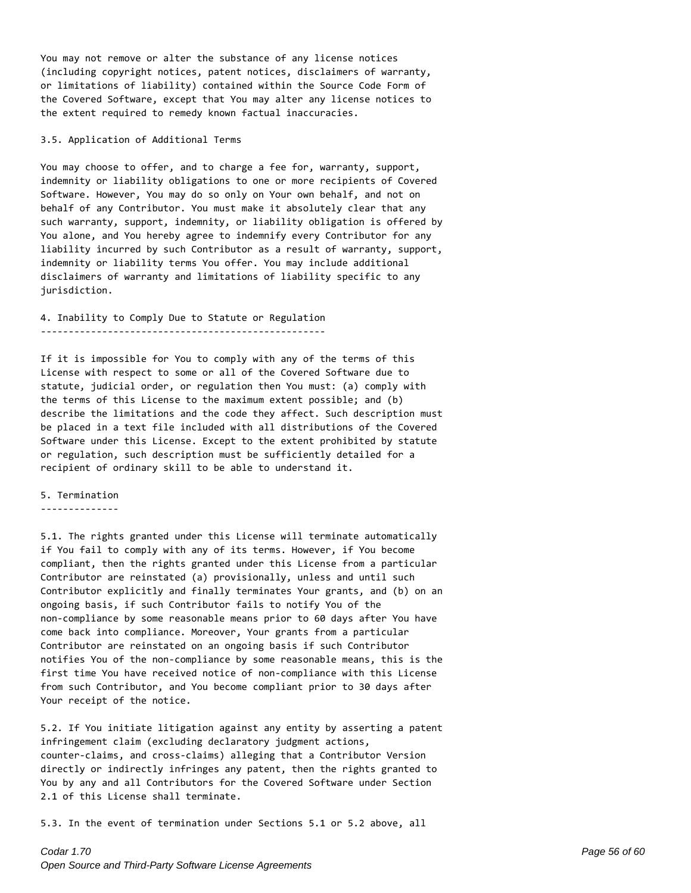You may not remove or alter the substance of any license notices (including copyright notices, patent notices, disclaimers of warranty, or limitations of liability) contained within the Source Code Form of the Covered Software, except that You may alter any license notices to the extent required to remedy known factual inaccuracies.

3.5. Application of Additional Terms

You may choose to offer, and to charge a fee for, warranty, support, indemnity or liability obligations to one or more recipients of Covered Software. However, You may do so only on Your own behalf, and not on behalf of any Contributor. You must make it absolutely clear that any such warranty, support, indemnity, or liability obligation is offered by You alone, and You hereby agree to indemnify every Contributor for any liability incurred by such Contributor as a result of warranty, support, indemnity or liability terms You offer. You may include additional disclaimers of warranty and limitations of liability specific to any jurisdiction.

## 4. Inability to Comply Due to Statute or Regulation

If it is impossible for You to comply with any of the terms of this License with respect to some or all of the Covered Software due to statute, judicial order, or regulation then You must: (a) comply with the terms of this License to the maximum extent possible; and (b) describe the limitations and the code they affect. Such description must be placed in a text file included with all distributions of the Covered Software under this License. Except to the extent prohibited by statute or regulation, such description must be sufficiently detailed for a recipient of ordinary skill to be able to understand it.

## 5. Termination

5.1. The rights granted under this License will terminate automatically if You fail to comply with any of its terms. However, if You become compliant, then the rights granted under this License from a particular Contributor are reinstated (a) provisionally, unless and until such Contributor explicitly and finally terminates Your grants, and (b) on an ongoing basis, if such Contributor fails to notify You of the non-compliance by some reasonable means prior to 60 days after You have come back into compliance. Moreover, Your grants from a particular Contributor are reinstated on an ongoing basis if such Contributor notifies You of the non-compliance by some reasonable means, this is the first time You have received notice of non-compliance with this License from such Contributor, and You become compliant prior to 30 days after Your receipt of the notice.

5.2. If You initiate litigation against any entity by asserting a patent infringement claim (excluding declaratory judgment actions, counter-claims, and cross-claims) alleging that a Contributor Version directly or indirectly infringes any patent, then the rights granted to You by any and all Contributors for the Covered Software under Section 2.1 of this License shall terminate.

5.3. In the event of termination under Sections 5.1 or 5.2 above, all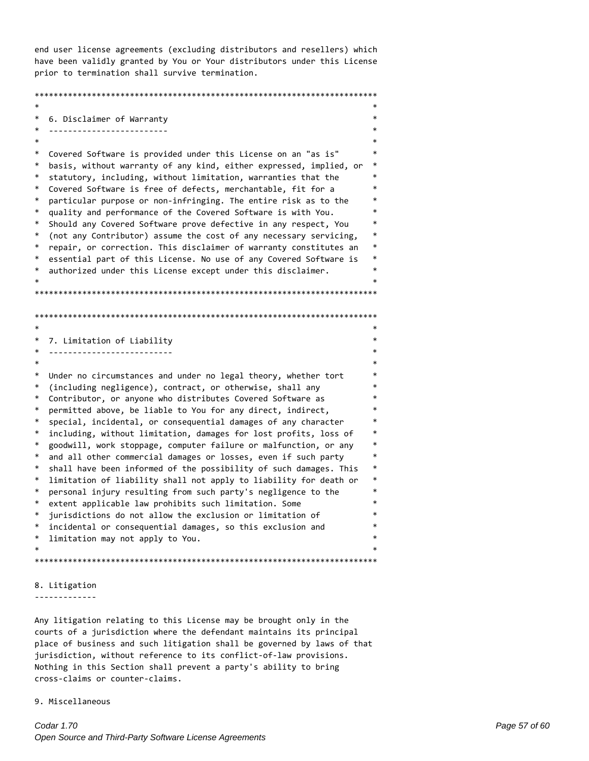end user license agreements (excluding distributors and resellers) which have been validly granted by You or Your distributors under this License prior to termination shall survive termination.

```
************************************************************************
*                                                                      *
*  6. Disclaimer of Warranty                                           *
*  -------------------------                                           *
*                                                                      *
*  Covered Software is provided under this License on an "as is"       *
*  basis, without warranty of any kind, either expressed, implied, or  *
*  statutory, including, without limitation, warranties that the       *
*  Covered Software is free of defects, merchantable, fit for a        *
*  particular purpose or non-infringing. The entire risk as to the     *
*  quality and performance of the Covered Software is with You.        *
*  Should any Covered Software prove defective in any respect, You     *
*  (not any Contributor) assume the cost of any necessary servicing,   *
*  repair, or correction. This disclaimer of warranty constitutes an   *
*  essential part of this License. No use of any Covered Software is   *
*  authorized under this License except under this disclaimer.         *
*                                                                      *
************************************************************************

************************************************************************
*                                                                      *
*  7. Limitation of Liability                                          *
*  --------------------------                                          *
*                                                                      *
*  Under no circumstances and under no legal theory, whether tort      *
*  (including negligence), contract, or otherwise, shall any           *
*  Contributor, or anyone who distributes Covered Software as          *
*  permitted above, be liable to You for any direct, indirect,         *
*  special, incidental, or consequential damages of any character      *
*  including, without limitation, damages for lost profits, loss of    *
*  goodwill, work stoppage, computer failure or malfunction, or any    *
*  and all other commercial damages or losses, even if such party      *
*  shall have been informed of the possibility of such damages. This   *
*  limitation of liability shall not apply to liability for death or   *
*  personal injury resulting from such party's negligence to the       *
*  extent applicable law prohibits such limitation. Some               *
*  jurisdictions do not allow the exclusion or limitation of           *
*  incidental or consequential damages, so this exclusion and          *
*  limitation may not apply to You.                                    *
*                                                                      *
************************************************************************
```

8. Litigation
-------------

Any litigation relating to this License may be brought only in the courts of a jurisdiction where the defendant maintains its principal place of business and such litigation shall be governed by laws of that jurisdiction, without reference to its conflict-of-law provisions. Nothing in this Section shall prevent a party's ability to bring cross-claims or counter-claims.

9. Miscellaneous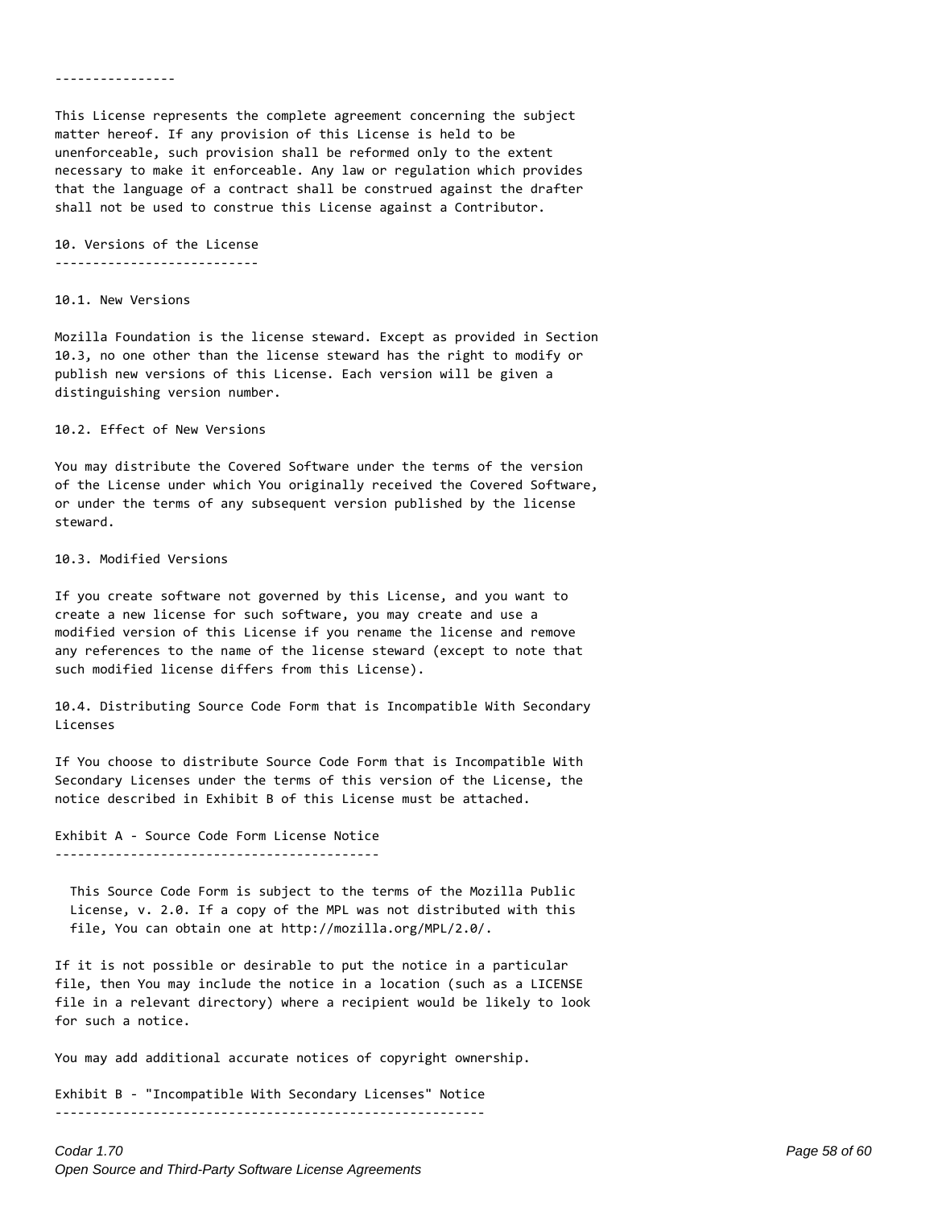----------------

This License represents the complete agreement concerning the subject matter hereof. If any provision of this License is held to be unenforceable, such provision shall be reformed only to the extent necessary to make it enforceable. Any law or regulation which provides that the language of a contract shall be construed against the drafter shall not be used to construe this License against a Contributor.

## 10. Versions of the License

### 10.1. New Versions

Mozilla Foundation is the license steward. Except as provided in Section 10.3, no one other than the license steward has the right to modify or publish new versions of this License. Each version will be given a distinguishing version number.

### 10.2. Effect of New Versions

You may distribute the Covered Software under the terms of the version of the License under which You originally received the Covered Software, or under the terms of any subsequent version published by the license steward.

### 10.3. Modified Versions

If you create software not governed by this License, and you want to create a new license for such software, you may create and use a modified version of this License if you rename the license and remove any references to the name of the license steward (except to note that such modified license differs from this License).

### 10.4. Distributing Source Code Form that is Incompatible With Secondary Licenses

If You choose to distribute Source Code Form that is Incompatible With Secondary Licenses under the terms of this version of the License, the notice described in Exhibit B of this License must be attached.

## Exhibit A - Source Code Form License Notice

  This Source Code Form is subject to the terms of the Mozilla Public License, v. 2.0. If a copy of the MPL was not distributed with this file, You can obtain one at http://mozilla.org/MPL/2.0/.

If it is not possible or desirable to put the notice in a particular file, then You may include the notice in a location (such as a LICENSE file in a relevant directory) where a recipient would be likely to look for such a notice.

You may add additional accurate notices of copyright ownership.

## Exhibit B - "Incompatible With Secondary Licenses" Notice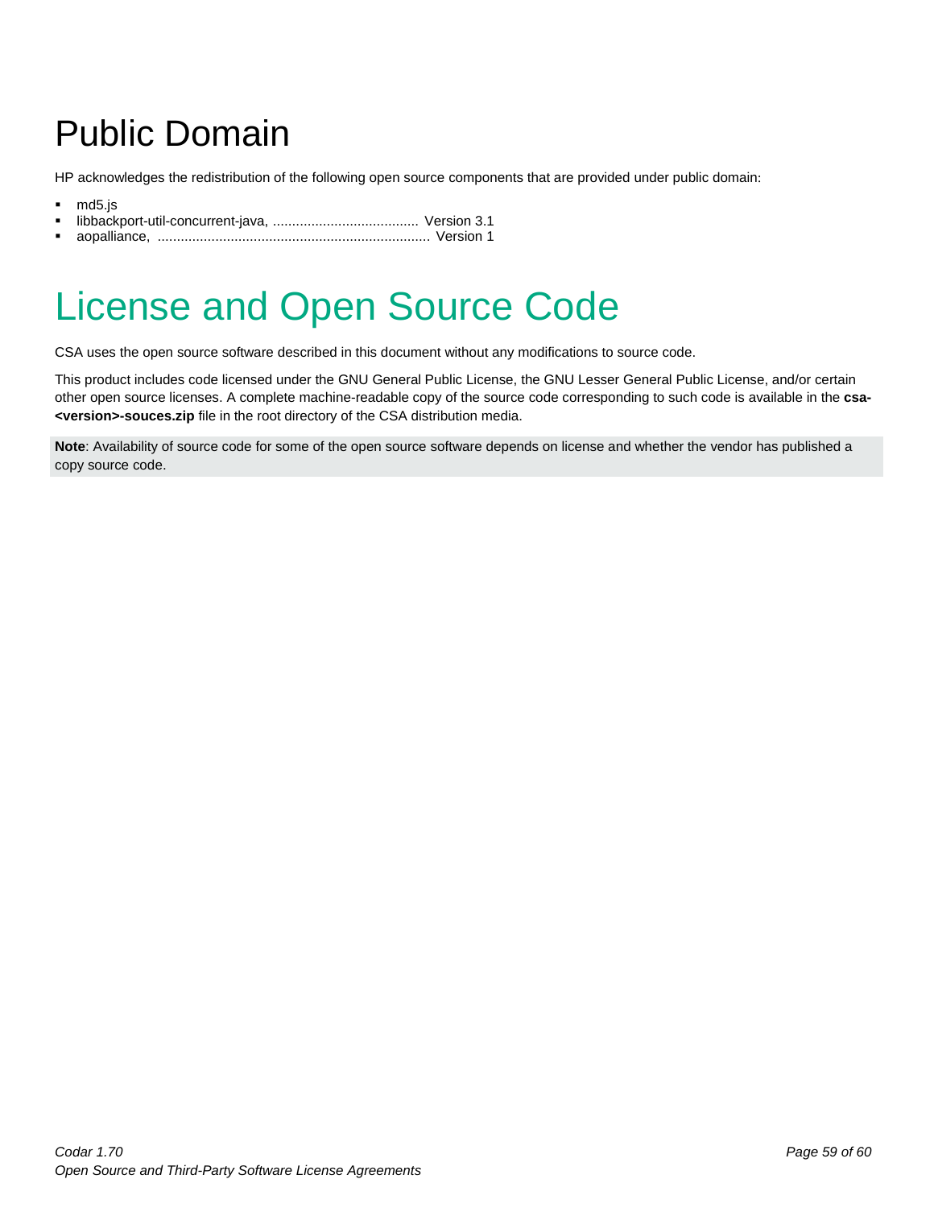# Public Domain

HP acknowledges the redistribution of the following open source components that are provided under public domain:

- md5.js
- libbackport-util-concurrent-java, ...................................... Version 3.1
- aopalliance, ....................................................................... Version 1

# License and Open Source Code

CSA uses the open source software described in this document without any modifications to source code.

This product includes code licensed under the GNU General Public License, the GNU Lesser General Public License, and/or certain other open source licenses. A complete machine-readable copy of the source code corresponding to such code is available in the **csa-<version>-souces.zip** file in the root directory of the CSA distribution media.

**Note**: Availability of source code for some of the open source software depends on license and whether the vendor has published a copy source code.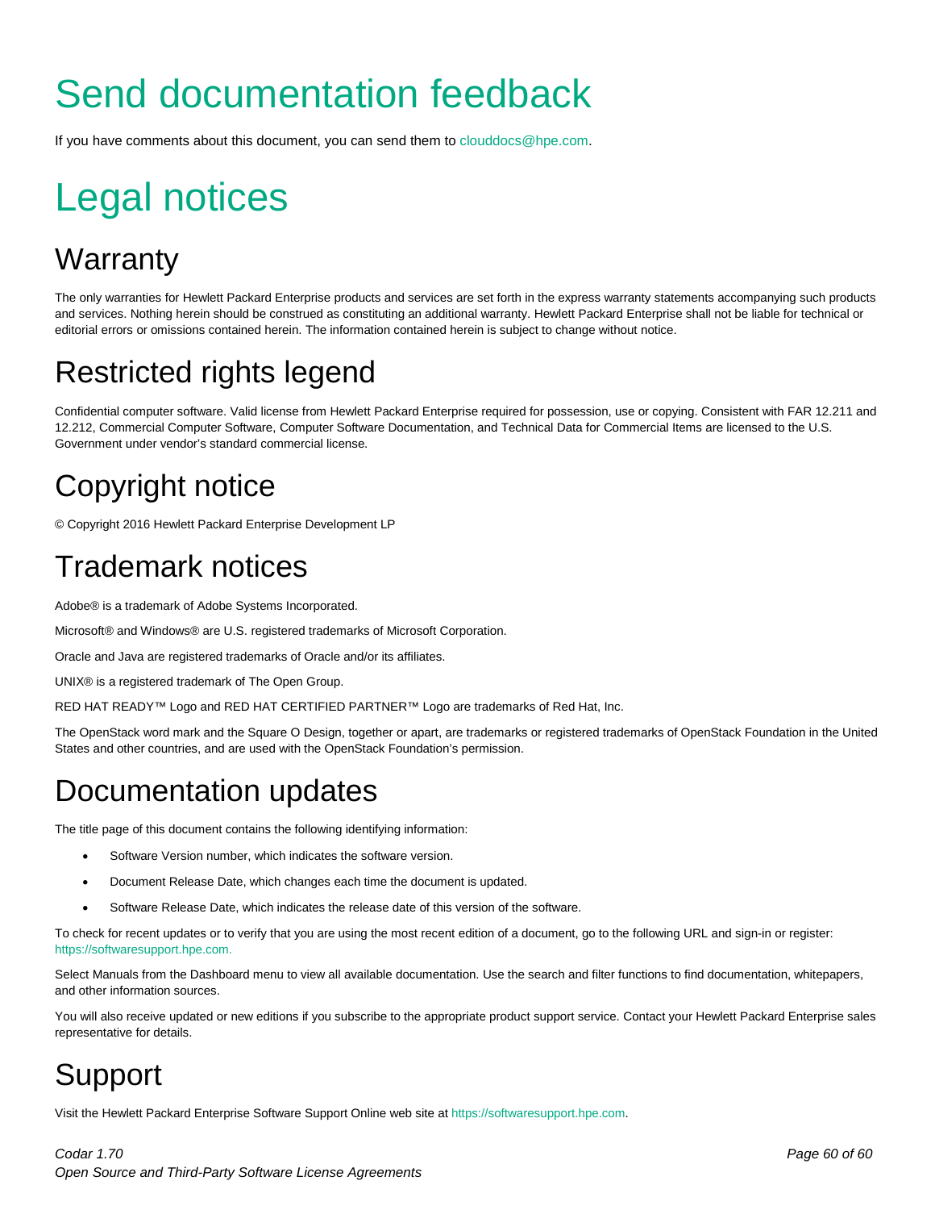# Send documentation feedback

If you have comments about this document, you can send them to clouddocs@hpe.com.

# Legal notices

## Warranty

The only warranties for Hewlett Packard Enterprise products and services are set forth in the express warranty statements accompanying such products and services. Nothing herein should be construed as constituting an additional warranty. Hewlett Packard Enterprise shall not be liable for technical or editorial errors or omissions contained herein. The information contained herein is subject to change without notice.

## Restricted rights legend

Confidential computer software. Valid license from Hewlett Packard Enterprise required for possession, use or copying. Consistent with FAR 12.211 and 12.212, Commercial Computer Software, Computer Software Documentation, and Technical Data for Commercial Items are licensed to the U.S. Government under vendor's standard commercial license.

## Copyright notice

© Copyright 2016 Hewlett Packard Enterprise Development LP

## Trademark notices

Adobe® is a trademark of Adobe Systems Incorporated.

Microsoft® and Windows® are U.S. registered trademarks of Microsoft Corporation.

Oracle and Java are registered trademarks of Oracle and/or its affiliates.

UNIX® is a registered trademark of The Open Group.

RED HAT READY™ Logo and RED HAT CERTIFIED PARTNER™ Logo are trademarks of Red Hat, Inc.

The OpenStack word mark and the Square O Design, together or apart, are trademarks or registered trademarks of OpenStack Foundation in the United States and other countries, and are used with the OpenStack Foundation's permission.

## Documentation updates

The title page of this document contains the following identifying information:

- Software Version number, which indicates the software version.
- Document Release Date, which changes each time the document is updated.
- Software Release Date, which indicates the release date of this version of the software.

To check for recent updates or to verify that you are using the most recent edition of a document, go to the following URL and sign-in or register: https://softwaresupport.hpe.com.

Select Manuals from the Dashboard menu to view all available documentation. Use the search and filter functions to find documentation, whitepapers, and other information sources.

You will also receive updated or new editions if you subscribe to the appropriate product support service. Contact your Hewlett Packard Enterprise sales representative for details.

## Support

Visit the Hewlett Packard Enterprise Software Support Online web site at https://softwaresupport.hpe.com.